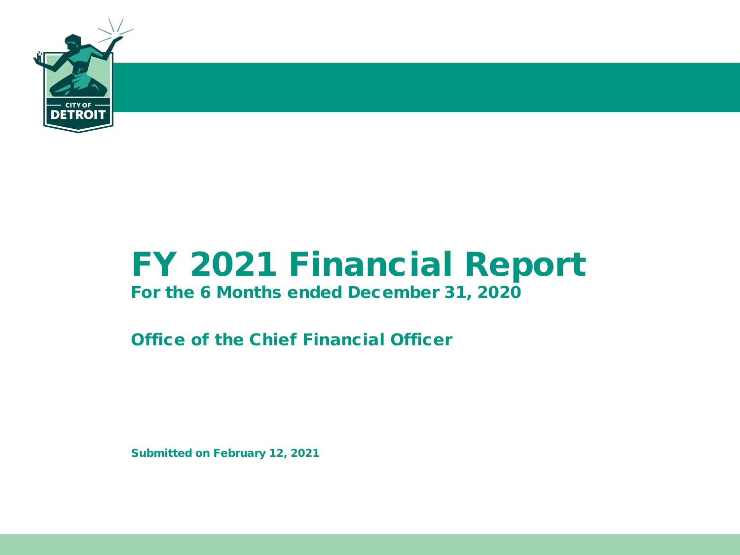# FY 2021 Financial Report

**For the 6 Months ended December 31, 2020**

**Office of the Chief Financial Officer**

**Submitted on February 12, 2021**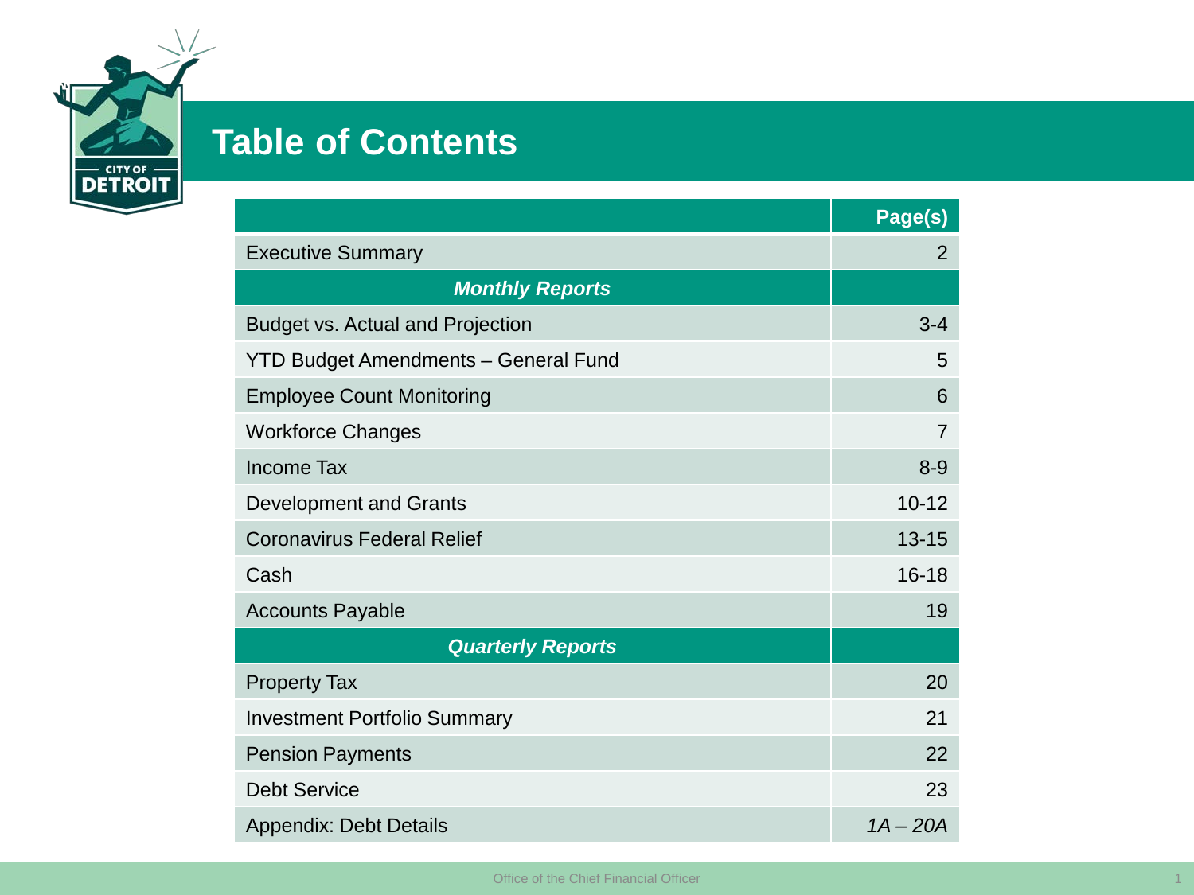# Table of Contents

| | Page(s) |
|---|---|
| Executive Summary | 2 |
| ***Monthly Reports*** | |
| Budget vs. Actual and Projection | 3-4 |
| YTD Budget Amendments – General Fund | 5 |
| Employee Count Monitoring | 6 |
| Workforce Changes | 7 |
| Income Tax | 8-9 |
| Development and Grants | 10-12 |
| Coronavirus Federal Relief | 13-15 |
| Cash | 16-18 |
| Accounts Payable | 19 |
| ***Quarterly Reports*** | |
| Property Tax | 20 |
| Investment Portfolio Summary | 21 |
| Pension Payments | 22 |
| Debt Service | 23 |
| Appendix: Debt Details | *1A – 20A* |

Office of the Chief Financial Officer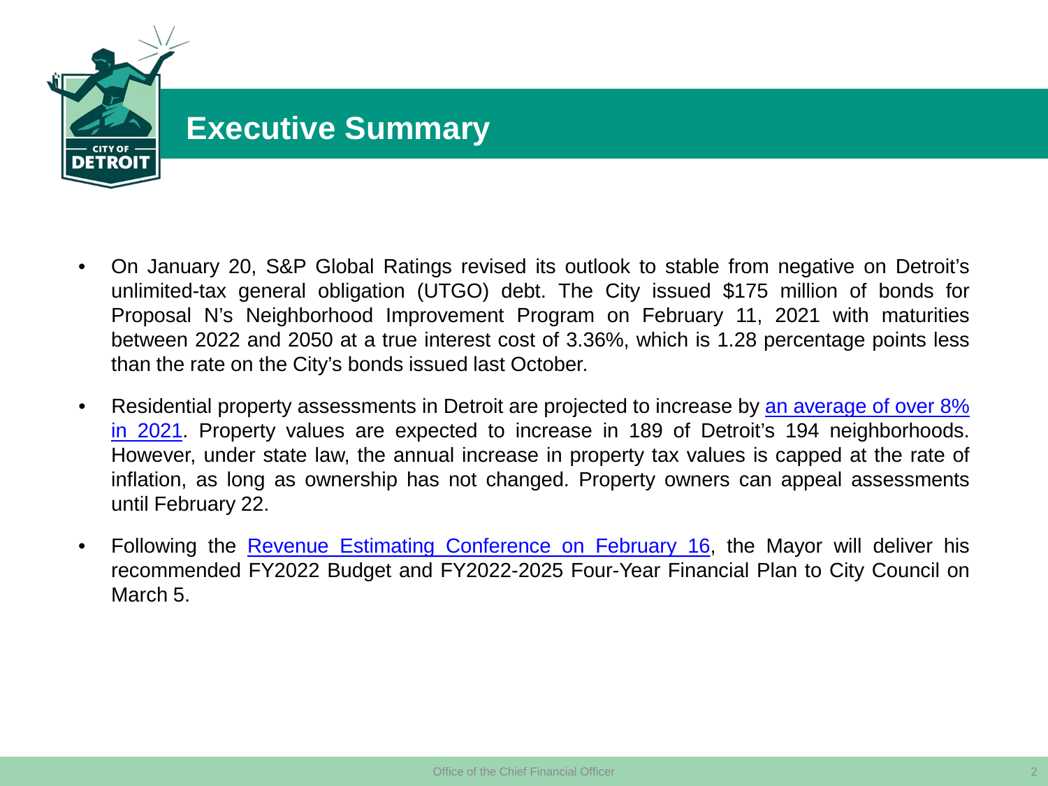# Executive Summary

- On January 20, S&P Global Ratings revised its outlook to stable from negative on Detroit's unlimited-tax general obligation (UTGO) debt. The City issued $175 million of bonds for Proposal N's Neighborhood Improvement Program on February 11, 2021 with maturities between 2022 and 2050 at a true interest cost of 3.36%, which is 1.28 percentage points less than the rate on the City's bonds issued last October.
- Residential property assessments in Detroit are projected to increase by an average of over 8% in 2021. Property values are expected to increase in 189 of Detroit's 194 neighborhoods. However, under state law, the annual increase in property tax values is capped at the rate of inflation, as long as ownership has not changed. Property owners can appeal assessments until February 22.
- Following the Revenue Estimating Conference on February 16, the Mayor will deliver his recommended FY2022 Budget and FY2022-2025 Four-Year Financial Plan to City Council on March 5.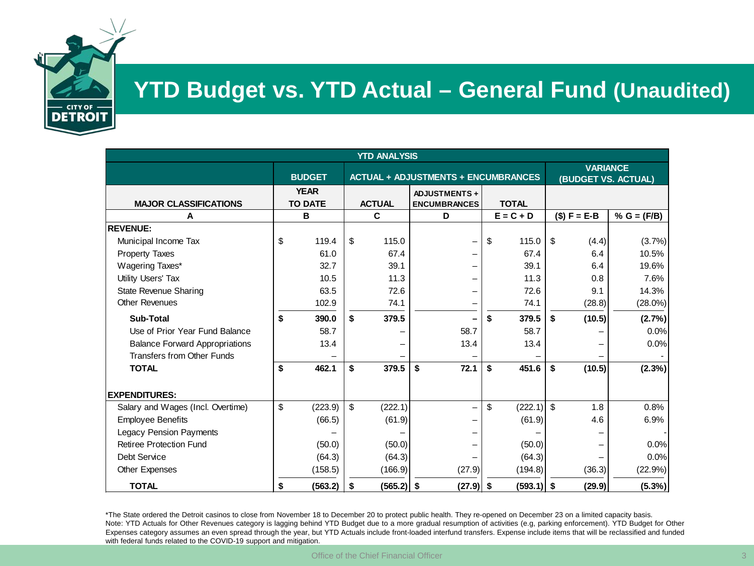# YTD Budget vs. YTD Actual – General Fund (Unaudited)

| YTD ANALYSIS | | | | | | |
|---|---|---|---|---|---|---|
| | BUDGET | ACTUAL + ADJUSTMENTS + ENCUMBRANCES | | | VARIANCE (BUDGET VS. ACTUAL) | |
| MAJOR CLASSIFICATIONS | YEAR TO DATE | ACTUAL | ADJUSTMENTS + ENCUMBRANCES | TOTAL | | |
| A | B | C | D | E = C + D | ($) F = E-B | % G = (F/B) |
| **REVENUE:** | | | | | | |
| Municipal Income Tax | $ 119.4 | $ 115.0 | – | $ 115.0 | $ (4.4) | (3.7%) |
| Property Taxes | 61.0 | 67.4 | – | 67.4 | 6.4 | 10.5% |
| Wagering Taxes* | 32.7 | 39.1 | – | 39.1 | 6.4 | 19.6% |
| Utility Users' Tax | 10.5 | 11.3 | – | 11.3 | 0.8 | 7.6% |
| State Revenue Sharing | 63.5 | 72.6 | – | 72.6 | 9.1 | 14.3% |
| Other Revenues | 102.9 | 74.1 | – | 74.1 | (28.8) | (28.0%) |
| **Sub-Total** | **$ 390.0** | **$ 379.5** | **–** | **$ 379.5** | **$ (10.5)** | **(2.7%)** |
| Use of Prior Year Fund Balance | 58.7 | – | 58.7 | 58.7 | – | 0.0% |
| Balance Forward Appropriations | 13.4 | – | 13.4 | 13.4 | – | 0.0% |
| Transfers from Other Funds | – | – | – | – | – | - |
| **TOTAL** | **$ 462.1** | **$ 379.5** | **$ 72.1** | **$ 451.6** | **$ (10.5)** | **(2.3%)** |
| **EXPENDITURES:** | | | | | | |
| Salary and Wages (Incl. Overtime) | $ (223.9) | $ (222.1) | – | $ (222.1) | $ 1.8 | 0.8% |
| Employee Benefits | (66.5) | (61.9) | – | (61.9) | 4.6 | 6.9% |
| Legacy Pension Payments | – | – | – | – | – | - |
| Retiree Protection Fund | (50.0) | (50.0) | – | (50.0) | – | 0.0% |
| Debt Service | (64.3) | (64.3) | – | (64.3) | – | 0.0% |
| Other Expenses | (158.5) | (166.9) | (27.9) | (194.8) | (36.3) | (22.9%) |
| **TOTAL** | **$ (563.2)** | **$ (565.2)** | **$ (27.9)** | **$ (593.1)** | **$ (29.9)** | **(5.3%)** |

*The State ordered the Detroit casinos to close from November 18 to December 20 to protect public health. They re-opened on December 23 on a limited capacity basis.
Note: YTD Actuals for Other Revenues category is lagging behind YTD Budget due to a more gradual resumption of activities (e.g, parking enforcement). YTD Budget for Other Expenses category assumes an even spread through the year, but YTD Actuals include front-loaded interfund transfers. Expense include items that will be reclassified and funded with federal funds related to the COVID-19 support and mitigation.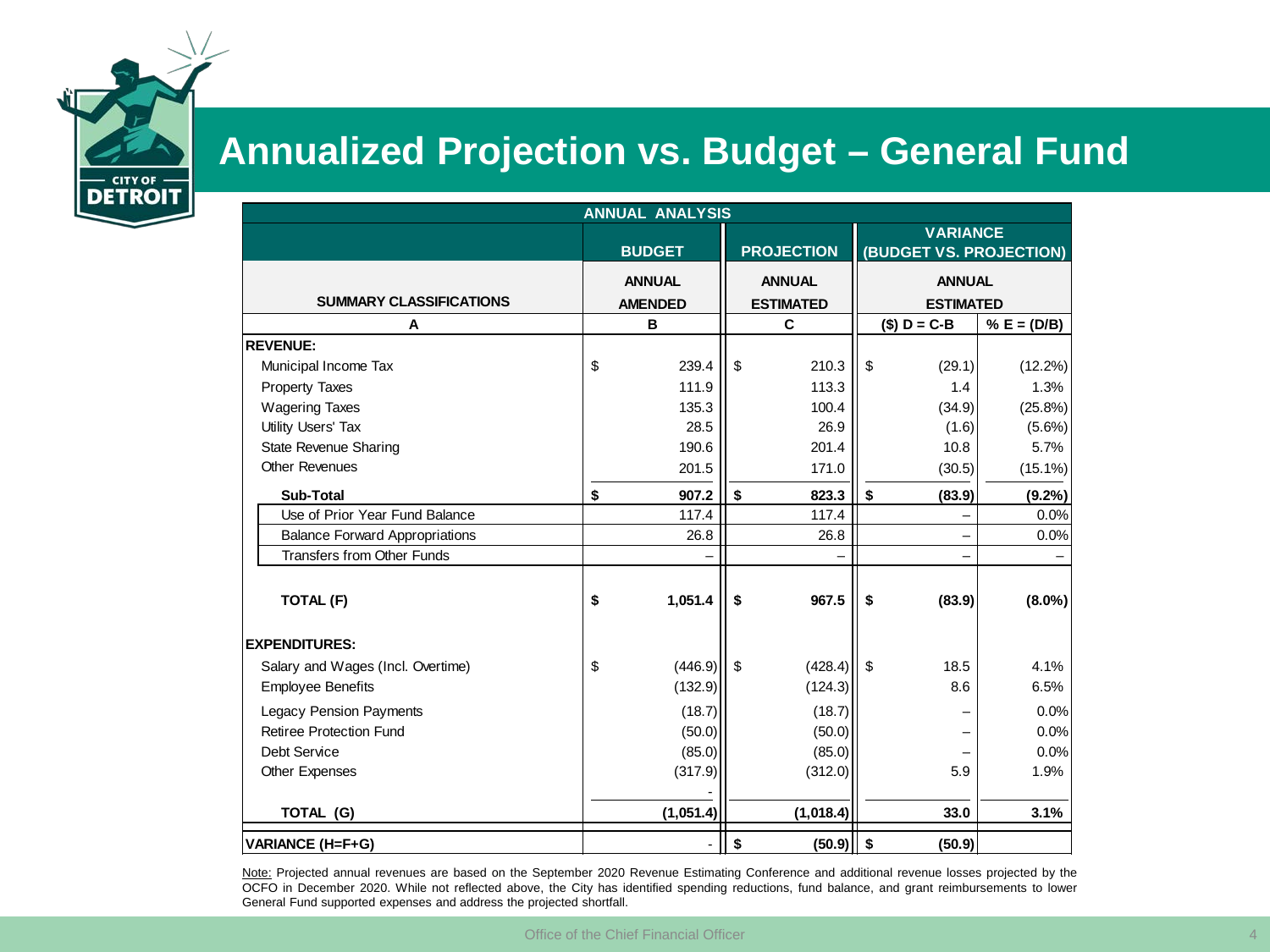# Annualized Projection vs. Budget – General Fund

| ANNUAL ANALYSIS | | | | |
|---|---|---|---|---|
| | BUDGET | PROJECTION | VARIANCE (BUDGET VS. PROJECTION) | |
| SUMMARY CLASSIFICATIONS | ANNUAL AMENDED | ANNUAL ESTIMATED | ANNUAL ESTIMATED | |
| A | B | C | ($) D = C-B | % E = (D/B) |
| **REVENUE:** | | | | |
| Municipal Income Tax | $ 239.4 | $ 210.3 | $ (29.1) | (12.2%) |
| Property Taxes | 111.9 | 113.3 | 1.4 | 1.3% |
| Wagering Taxes | 135.3 | 100.4 | (34.9) | (25.8%) |
| Utility Users' Tax | 28.5 | 26.9 | (1.6) | (5.6%) |
| State Revenue Sharing | 190.6 | 201.4 | 10.8 | 5.7% |
| Other Revenues | 201.5 | 171.0 | (30.5) | (15.1%) |
| **Sub-Total** | **$ 907.2** | **$ 823.3** | **$ (83.9)** | **(9.2%)** |
| Use of Prior Year Fund Balance | 117.4 | 117.4 | – | 0.0% |
| Balance Forward Appropriations | 26.8 | 26.8 | – | 0.0% |
| Transfers from Other Funds | – | – | – | – |
| **TOTAL (F)** | **$ 1,051.4** | **$ 967.5** | **$ (83.9)** | **(8.0%)** |
| **EXPENDITURES:** | | | | |
| Salary and Wages (Incl. Overtime) | $ (446.9) | $ (428.4) | $ 18.5 | 4.1% |
| Employee Benefits | (132.9) | (124.3) | 8.6 | 6.5% |
| Legacy Pension Payments | (18.7) | (18.7) | – | 0.0% |
| Retiree Protection Fund | (50.0) | (50.0) | – | 0.0% |
| Debt Service | (85.0) | (85.0) | – | 0.0% |
| Other Expenses | (317.9) | (312.0) | 5.9 | 1.9% |
| **TOTAL (G)** | **(1,051.4)** | **(1,018.4)** | **33.0** | **3.1%** |
| **VARIANCE (H=F+G)** | - | **$ (50.9)** | **$ (50.9)** | |

Note: Projected annual revenues are based on the September 2020 Revenue Estimating Conference and additional revenue losses projected by the OCFO in December 2020. While not reflected above, the City has identified spending reductions, fund balance, and grant reimbursements to lower General Fund supported expenses and address the projected shortfall.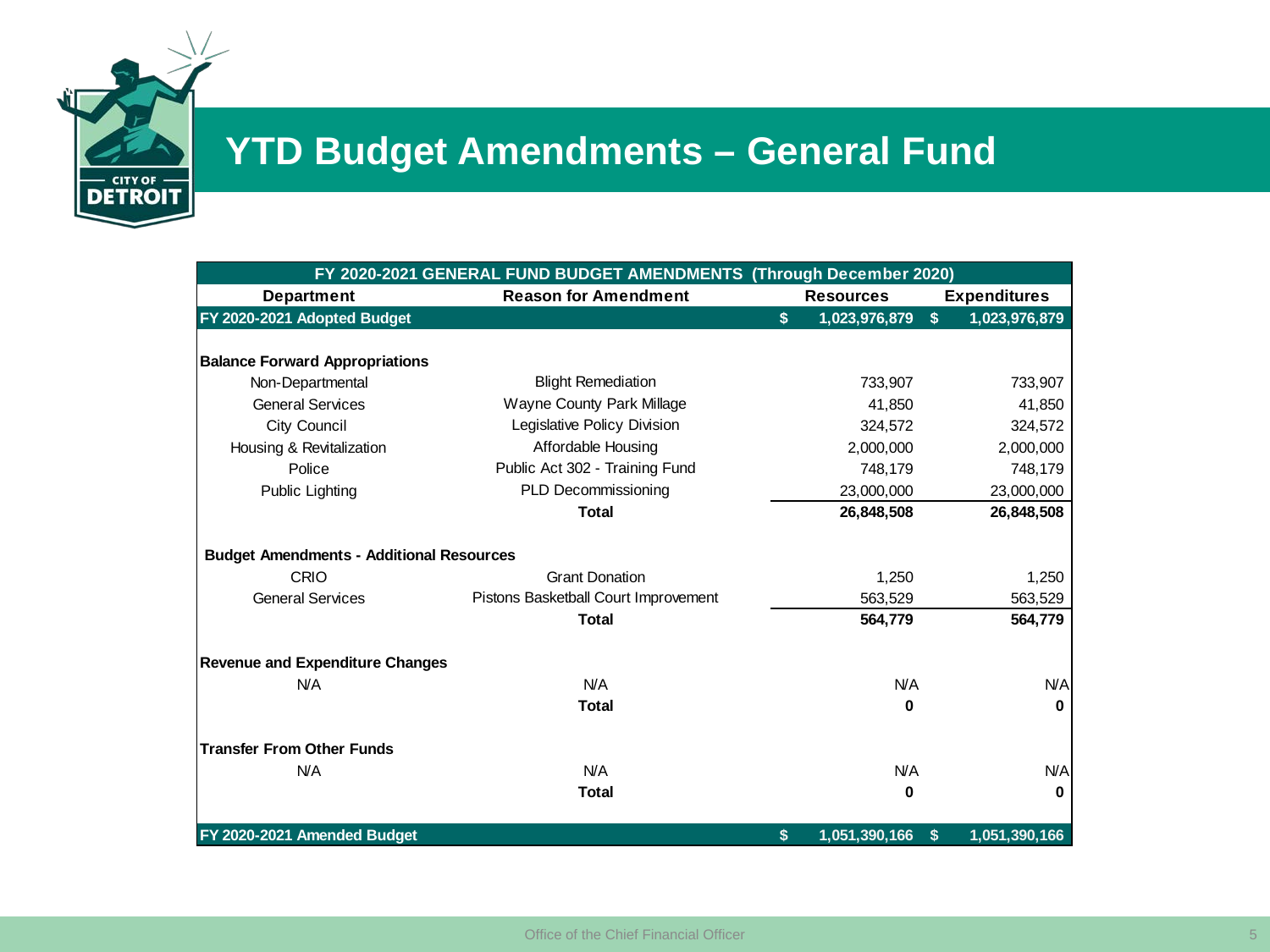# YTD Budget Amendments – General Fund

| FY 2020-2021 GENERAL FUND BUDGET AMENDMENTS (Through December 2020) | | | |
|---|---|---|---|
| **Department** | **Reason for Amendment** | **Resources** | **Expenditures** |
| **FY 2020-2021 Adopted Budget** | | **$ 1,023,976,879** | **$ 1,023,976,879** |
| | | | |
| **Balance Forward Appropriations** | | | |
| Non-Departmental | Blight Remediation | 733,907 | 733,907 |
| General Services | Wayne County Park Millage | 41,850 | 41,850 |
| City Council | Legislative Policy Division | 324,572 | 324,572 |
| Housing & Revitalization | Affordable Housing | 2,000,000 | 2,000,000 |
| Police | Public Act 302 - Training Fund | 748,179 | 748,179 |
| Public Lighting | PLD Decommissioning | 23,000,000 | 23,000,000 |
| | **Total** | **26,848,508** | **26,848,508** |
| | | | |
| **Budget Amendments - Additional Resources** | | | |
| CRIO | Grant Donation | 1,250 | 1,250 |
| General Services | Pistons Basketball Court Improvement | 563,529 | 563,529 |
| | **Total** | **564,779** | **564,779** |
| | | | |
| **Revenue and Expenditure Changes** | | | |
| N/A | N/A | N/A | N/A |
| | **Total** | **0** | **0** |
| | | | |
| **Transfer From Other Funds** | | | |
| N/A | N/A | N/A | N/A |
| | **Total** | **0** | **0** |
| | | | |
| **FY 2020-2021 Amended Budget** | | **$ 1,051,390,166** | **$ 1,051,390,166** |

Office of the Chief Financial Officer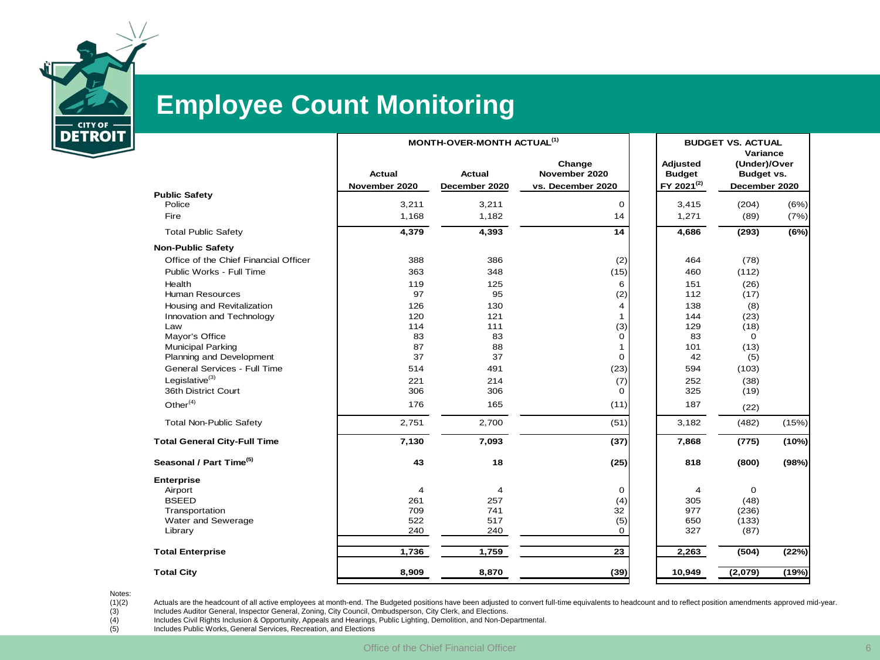# Employee Count Monitoring

| | MONTH-OVER-MONTH ACTUAL[1] | | | BUDGET VS. ACTUAL | | |
|---|---|---|---|---|---|---|
| | Actual November 2020 | Actual December 2020 | Change November 2020 vs. December 2020 | Adjusted Budget FY 2021[2] | Variance (Under)/Over Budget vs. December 2020 | |
| **Public Safety** | | | | | | |
| Police | 3,211 | 3,211 | 0 | 3,415 | (204) | (6%) |
| Fire | 1,168 | 1,182 | 14 | 1,271 | (89) | (7%) |
| Total Public Safety | **4,379** | **4,393** | **14** | **4,686** | **(293)** | **(6%)** |
| **Non-Public Safety** | | | | | | |
| Office of the Chief Financial Officer | 388 | 386 | (2) | 464 | (78) | |
| Public Works - Full Time | 363 | 348 | (15) | 460 | (112) | |
| Health | 119 | 125 | 6 | 151 | (26) | |
| Human Resources | 97 | 95 | (2) | 112 | (17) | |
| Housing and Revitalization | 126 | 130 | 4 | 138 | (8) | |
| Innovation and Technology | 120 | 121 | 1 | 144 | (23) | |
| Law | 114 | 111 | (3) | 129 | (18) | |
| Mayor's Office | 83 | 83 | 0 | 83 | 0 | |
| Municipal Parking | 87 | 88 | 1 | 101 | (13) | |
| Planning and Development | 37 | 37 | 0 | 42 | (5) | |
| General Services - Full Time | 514 | 491 | (23) | 594 | (103) | |
| Legislative[3] | 221 | 214 | (7) | 252 | (38) | |
| 36th District Court | 306 | 306 | 0 | 325 | (19) | |
| Other[4] | 176 | 165 | (11) | 187 | (22) | |
| Total Non-Public Safety | 2,751 | 2,700 | (51) | 3,182 | (482) | (15%) |
| **Total General City-Full Time** | **7,130** | **7,093** | **(37)** | **7,868** | **(775)** | **(10%)** |
| **Seasonal / Part Time[5]** | **43** | **18** | **(25)** | **818** | **(800)** | **(98%)** |
| **Enterprise** | | | | | | |
| Airport | 4 | 4 | 0 | 4 | 0 | |
| BSEED | 261 | 257 | (4) | 305 | (48) | |
| Transportation | 709 | 741 | 32 | 977 | (236) | |
| Water and Sewerage | 522 | 517 | (5) | 650 | (133) | |
| Library | 240 | 240 | 0 | 327 | (87) | |
| **Total Enterprise** | **1,736** | **1,759** | **23** | **2,263** | **(504)** | **(22%)** |
| **Total City** | **8,909** | **8,870** | **(39)** | **10,949** | **(2,079)** | **(19%)** |

Notes:

(1)(2) Actuals are the headcount of all active employees at month-end. The Budgeted positions have been adjusted to convert full-time equivalents to headcount and to reflect position amendments approved mid-year.

(3) Includes Auditor General, Inspector General, Zoning, City Council, Ombudsperson, City Clerk, and Elections.

(4) Includes Civil Rights Inclusion & Opportunity, Appeals and Hearings, Public Lighting, Demolition, and Non-Departmental.

(5) Includes Public Works, General Services, Recreation, and Elections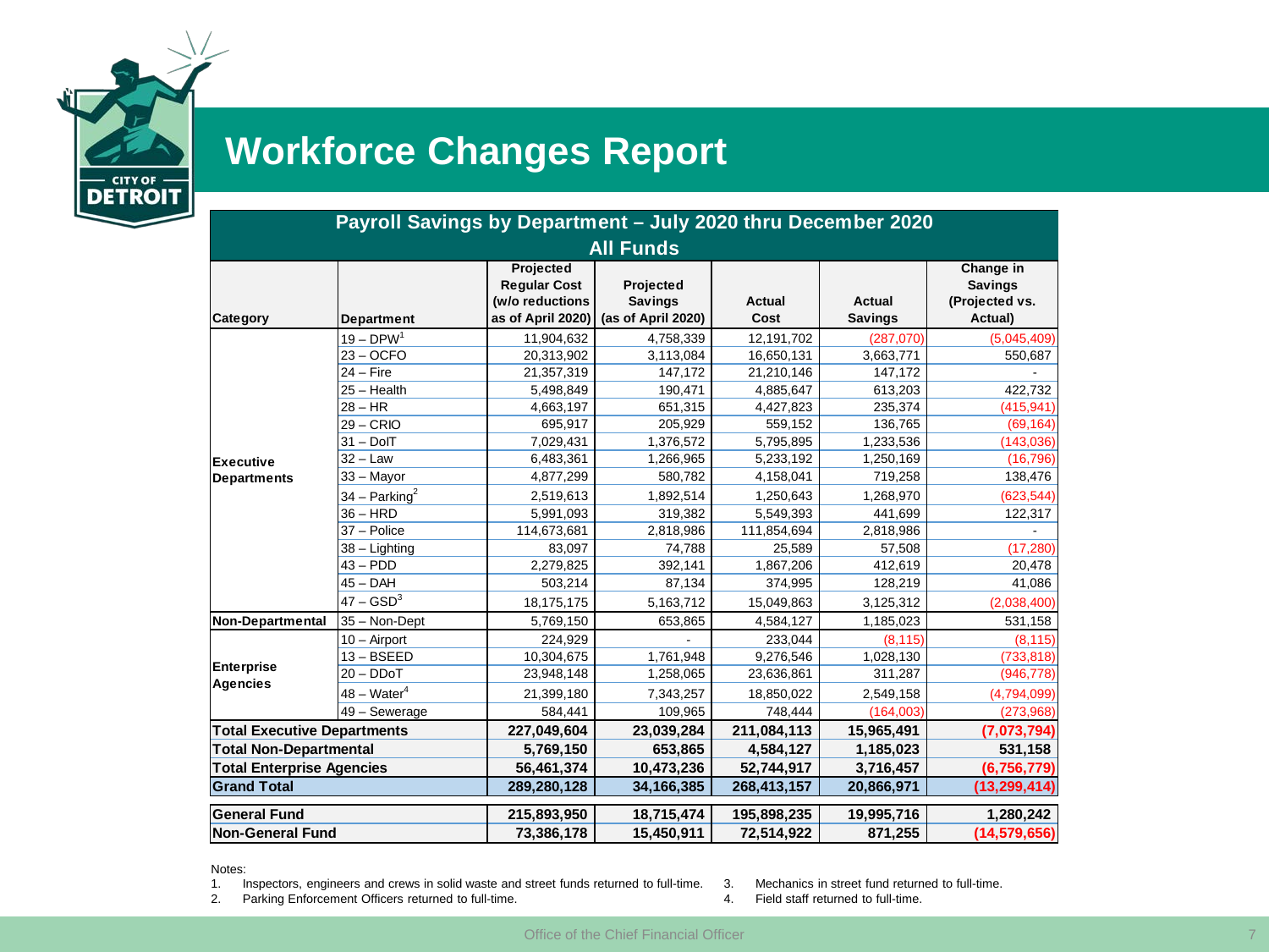# Workforce Changes Report

| Payroll Savings by Department – July 2020 thru December 2020 All Funds | | | | | | |
|---|---|---|---|---|---|---|
| Category | Department | Projected Regular Cost (w/o reductions as of April 2020) | Projected Savings (as of April 2020) | Actual Cost | Actual Savings | Change in Savings (Projected vs. Actual) |
| Executive Departments | 19 – DPW[1] | 11,904,632 | 4,758,339 | 12,191,702 | (287,070) | (5,045,409) |
| | 23 – OCFO | 20,313,902 | 3,113,084 | 16,650,131 | 3,663,771 | 550,687 |
| | 24 – Fire | 21,357,319 | 147,172 | 21,210,146 | 147,172 | - |
| | 25 – Health | 5,498,849 | 190,471 | 4,885,647 | 613,203 | 422,732 |
| | 28 – HR | 4,663,197 | 651,315 | 4,427,823 | 235,374 | (415,941) |
| | 29 – CRIO | 695,917 | 205,929 | 559,152 | 136,765 | (69,164) |
| | 31 – DoIT | 7,029,431 | 1,376,572 | 5,795,895 | 1,233,536 | (143,036) |
| | 32 – Law | 6,483,361 | 1,266,965 | 5,233,192 | 1,250,169 | (16,796) |
| | 33 – Mayor | 4,877,299 | 580,782 | 4,158,041 | 719,258 | 138,476 |
| | 34 – Parking[2] | 2,519,613 | 1,892,514 | 1,250,643 | 1,268,970 | (623,544) |
| | 36 – HRD | 5,991,093 | 319,382 | 5,549,393 | 441,699 | 122,317 |
| | 37 – Police | 114,673,681 | 2,818,986 | 111,854,694 | 2,818,986 | - |
| | 38 – Lighting | 83,097 | 74,788 | 25,589 | 57,508 | (17,280) |
| | 43 – PDD | 2,279,825 | 392,141 | 1,867,206 | 412,619 | 20,478 |
| | 45 – DAH | 503,214 | 87,134 | 374,995 | 128,219 | 41,086 |
| | 47 – GSD[3] | 18,175,175 | 5,163,712 | 15,049,863 | 3,125,312 | (2,038,400) |
| Non-Departmental | 35 – Non-Dept | 5,769,150 | 653,865 | 4,584,127 | 1,185,023 | 531,158 |
| Enterprise Agencies | 10 – Airport | 224,929 | - | 233,044 | (8,115) | (8,115) |
| | 13 – BSEED | 10,304,675 | 1,761,948 | 9,276,546 | 1,028,130 | (733,818) |
| | 20 – DDoT | 23,948,148 | 1,258,065 | 23,636,861 | 311,287 | (946,778) |
| | 48 – Water[4] | 21,399,180 | 7,343,257 | 18,850,022 | 2,549,158 | (4,794,099) |
| | 49 – Sewerage | 584,441 | 109,965 | 748,444 | (164,003) | (273,968) |
| **Total Executive Departments** | | **227,049,604** | **23,039,284** | **211,084,113** | **15,965,491** | **(7,073,794)** |
| **Total Non-Departmental** | | **5,769,150** | **653,865** | **4,584,127** | **1,185,023** | **531,158** |
| **Total Enterprise Agencies** | | **56,461,374** | **10,473,236** | **52,744,917** | **3,716,457** | **(6,756,779)** |
| **Grand Total** | | **289,280,128** | **34,166,385** | **268,413,157** | **20,866,971** | **(13,299,414)** |
| **General Fund** | | **215,893,950** | **18,715,474** | **195,898,235** | **19,995,716** | **1,280,242** |
| **Non-General Fund** | | **73,386,178** | **15,450,911** | **72,514,922** | **871,255** | **(14,579,656)** |

Notes:

1. Inspectors, engineers and crews in solid waste and street funds returned to full-time.
2. Parking Enforcement Officers returned to full-time.
3. Mechanics in street fund returned to full-time.
4. Field staff returned to full-time.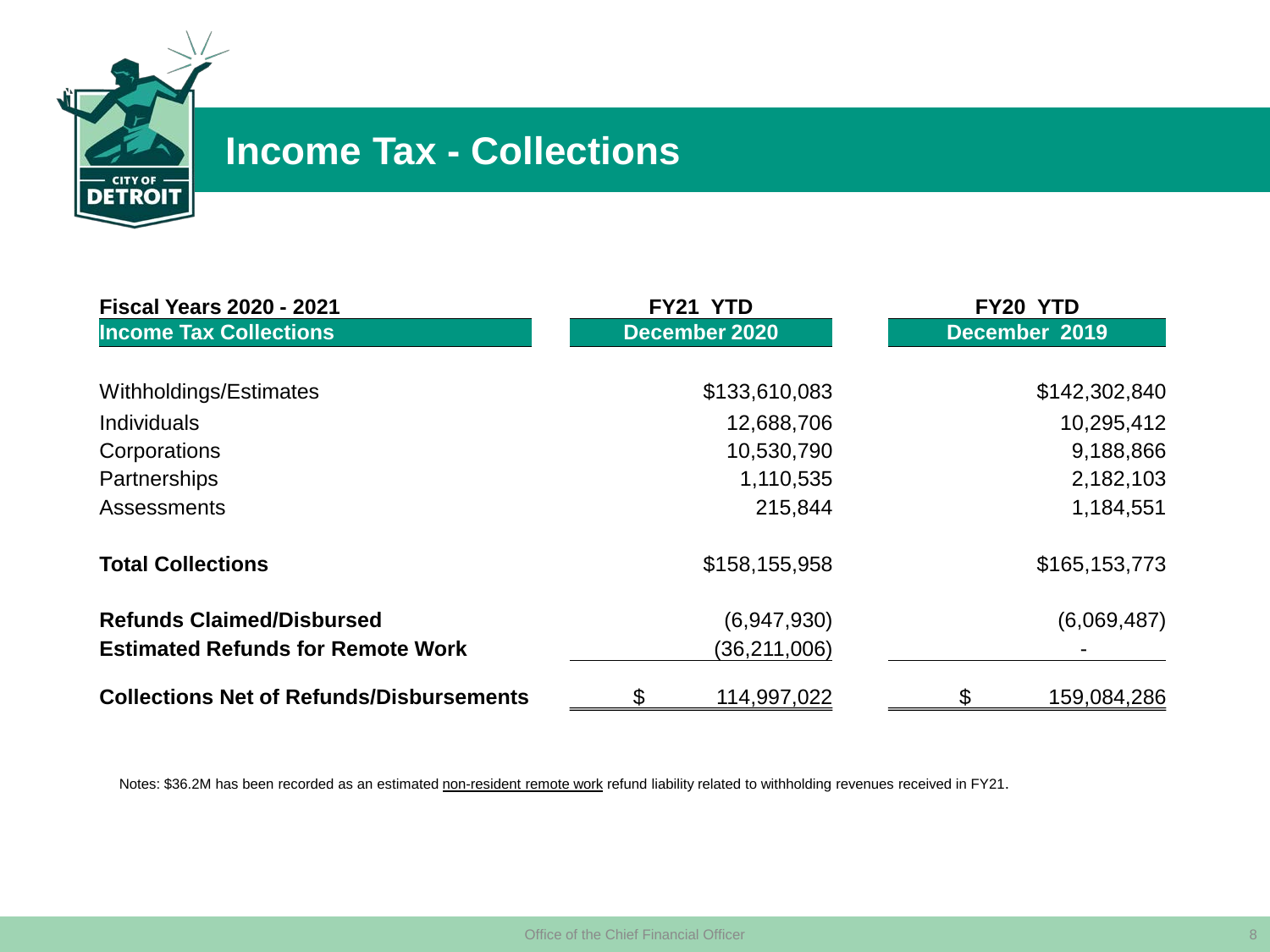# Income Tax - Collections

| Fiscal Years 2020 - 2021<br>**Income Tax Collections** | FY21 YTD<br>December 2020 | FY20 YTD<br>December 2019 |
|---|---|---|
| Withholdings/Estimates | $133,610,083 | $142,302,840 |
| Individuals | 12,688,706 | 10,295,412 |
| Corporations | 10,530,790 | 9,188,866 |
| Partnerships | 1,110,535 | 2,182,103 |
| Assessments | 215,844 | 1,184,551 |
| **Total Collections** | $158,155,958 | $165,153,773 |
| **Refunds Claimed/Disbursed** | (6,947,930) | (6,069,487) |
| **Estimated Refunds for Remote Work** | (36,211,006) | - |
| **Collections Net of Refunds/Disbursements** | $ 114,997,022 | $ 159,084,286 |

Notes: $36.2M has been recorded as an estimated non-resident remote work refund liability related to withholding revenues received in FY21.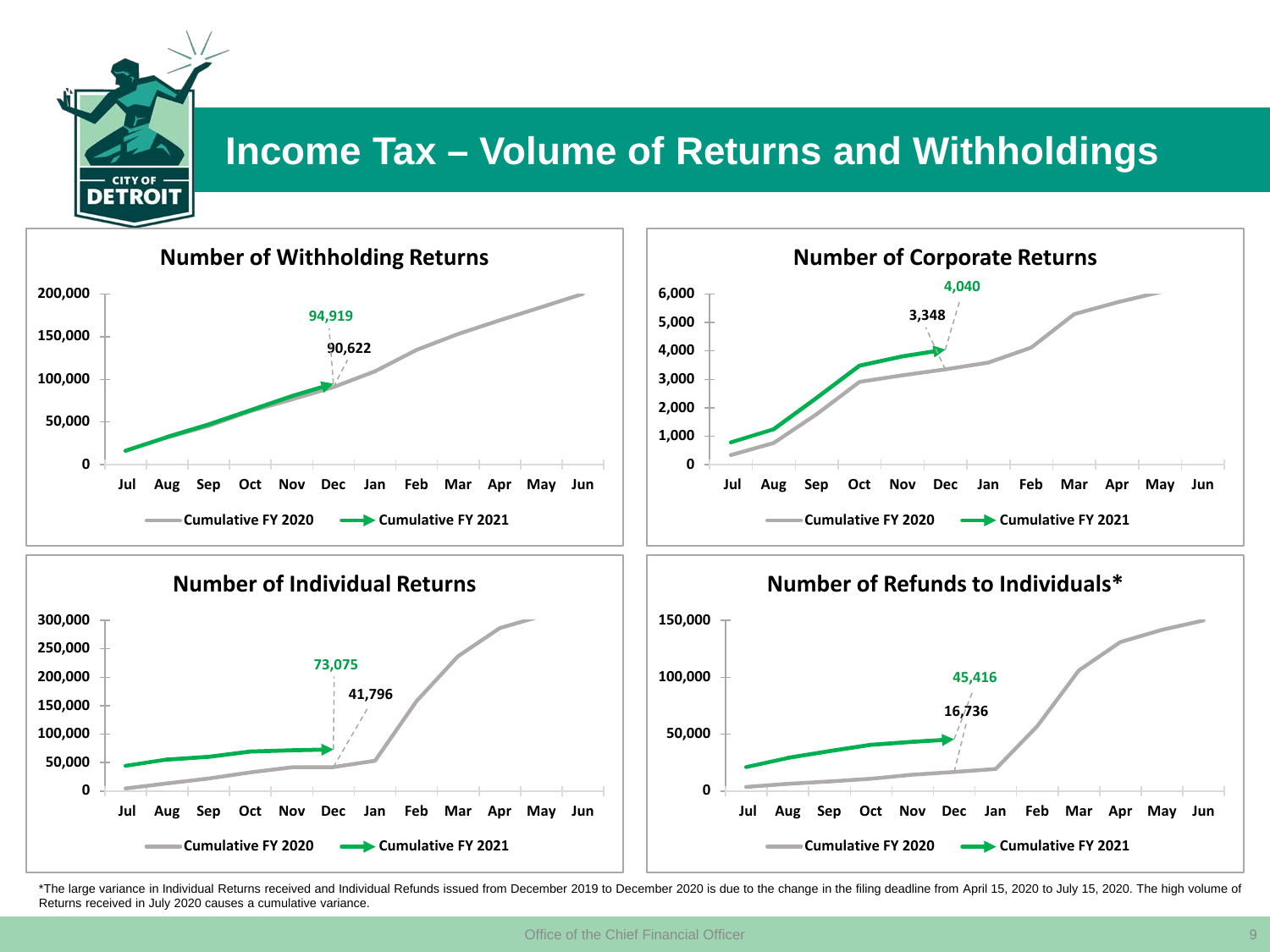# Income Tax – Volume of Returns and Withholdings

## Number of Withholding Returns

Cumulative FY 2020: 90,622 (Dec)
Cumulative FY 2021: 94,919 (Dec)

## Number of Corporate Returns

Cumulative FY 2020: 3,348 (Dec)
Cumulative FY 2021: 4,040 (Dec)

## Number of Individual Returns

Cumulative FY 2020: 41,796 (Dec)
Cumulative FY 2021: 73,075 (Dec)

## Number of Refunds to Individuals*

Cumulative FY 2020: 16,736 (Dec)
Cumulative FY 2021: 45,416 (Dec)

*The large variance in Individual Returns received and Individual Refunds issued from December 2019 to December 2020 is due to the change in the filing deadline from April 15, 2020 to July 15, 2020. The high volume of Returns received in July 2020 causes a cumulative variance.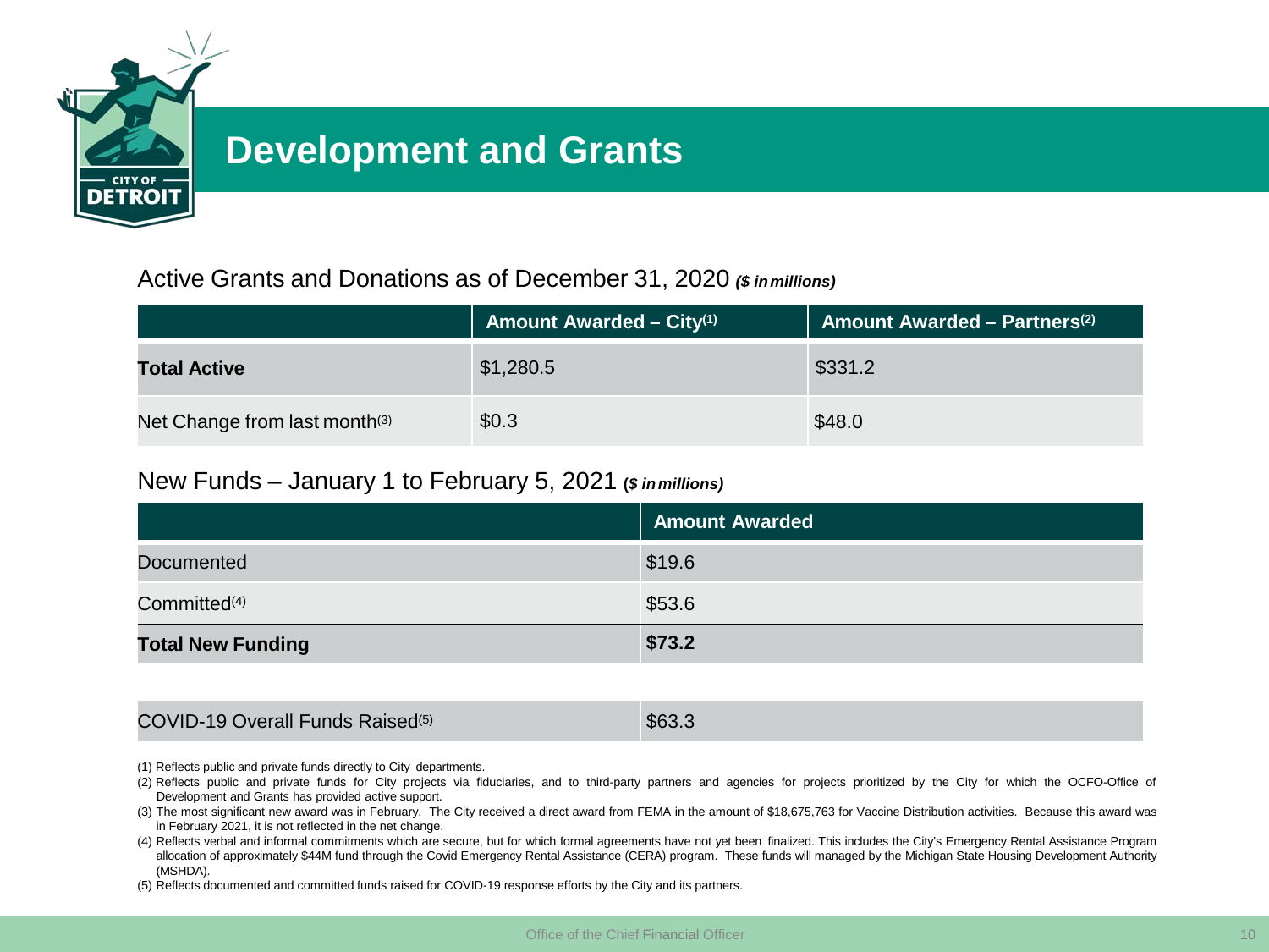# Development and Grants

Active Grants and Donations as of December 31, 2020 ***($ in millions)***

| | Amount Awarded – City(1) | Amount Awarded – Partners(2) |
|---|---|---|
| **Total Active** | $1,280.5 | $331.2 |
| Net Change from last month(3) | $0.3 | $48.0 |

New Funds – January 1 to February 5, 2021 ***($ in millions)***

| | Amount Awarded |
|---|---|
| Documented | $19.6 |
| Committed(4) | $53.6 |
| **Total New Funding** | **$73.2** |
| | |
| COVID-19 Overall Funds Raised(5) | $63.3 |

(1) Reflects public and private funds directly to City departments.

(2) Reflects public and private funds for City projects via fiduciaries, and to third-party partners and agencies for projects prioritized by the City for which the OCFO-Office of Development and Grants has provided active support.

(3) The most significant new award was in February. The City received a direct award from FEMA in the amount of $18,675,763 for Vaccine Distribution activities. Because this award was in February 2021, it is not reflected in the net change.

(4) Reflects verbal and informal commitments which are secure, but for which formal agreements have not yet been finalized. This includes the City's Emergency Rental Assistance Program allocation of approximately $44M fund through the Covid Emergency Rental Assistance (CERA) program. These funds will managed by the Michigan State Housing Development Authority (MSHDA).

(5) Reflects documented and committed funds raised for COVID-19 response efforts by the City and its partners.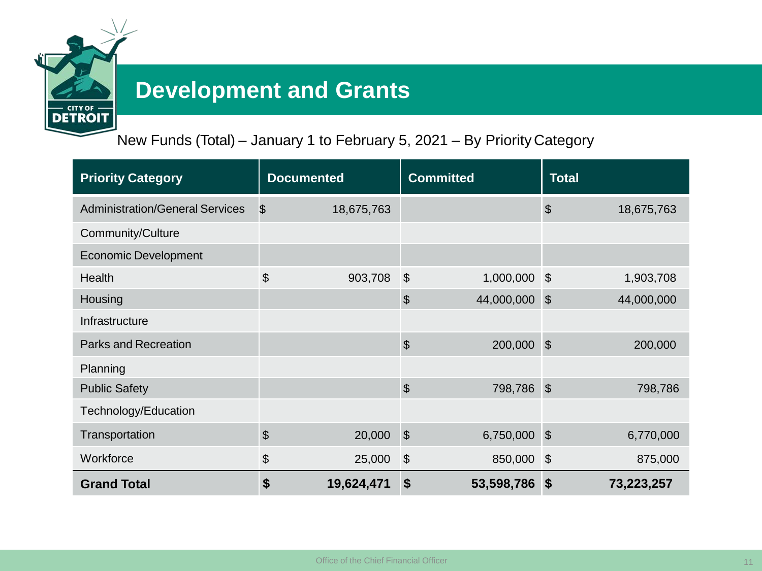# Development and Grants

New Funds (Total) – January 1 to February 5, 2021 – By Priority Category

| Priority Category | Documented | Committed | Total |
|---|---|---|---|
| Administration/General Services | $ 18,675,763 | | $ 18,675,763 |
| Community/Culture | | | |
| Economic Development | | | |
| Health | $ 903,708 | $ 1,000,000 | $ 1,903,708 |
| Housing | | $ 44,000,000 | $ 44,000,000 |
| Infrastructure | | | |
| Parks and Recreation | | $ 200,000 | $ 200,000 |
| Planning | | | |
| Public Safety | | $ 798,786 | $ 798,786 |
| Technology/Education | | | |
| Transportation | $ 20,000 | $ 6,750,000 | $ 6,770,000 |
| Workforce | $ 25,000 | $ 850,000 | $ 875,000 |
| **Grand Total** | **$ 19,624,471** | **$ 53,598,786** | **$ 73,223,257** |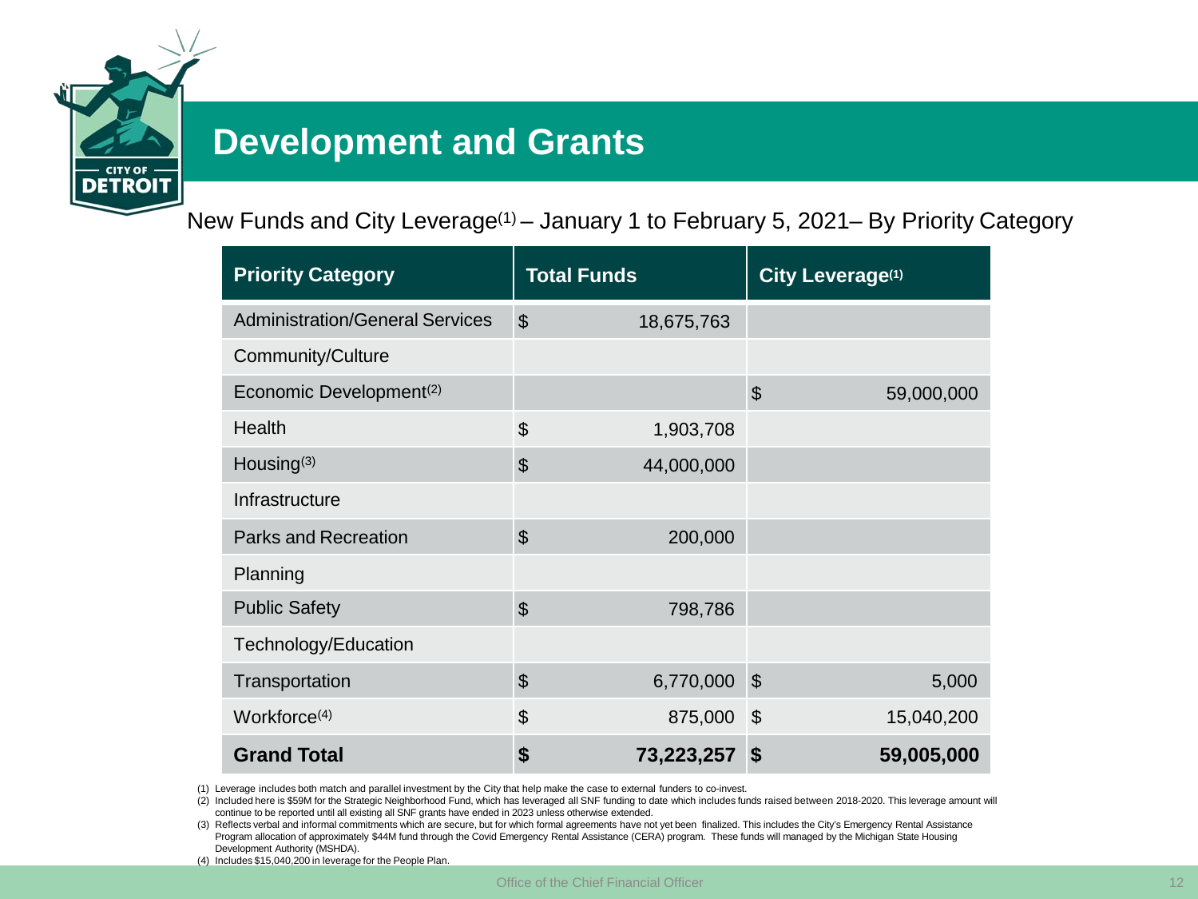# Development and Grants

New Funds and City Leverage[1] – January 1 to February 5, 2021– By Priority Category

| Priority Category | Total Funds | City Leverage[1] |
|---|---|---|
| Administration/General Services | $ 18,675,763 | |
| Community/Culture | | |
| Economic Development[2] | | $ 59,000,000 |
| Health | $ 1,903,708 | |
| Housing[3] | $ 44,000,000 | |
| Infrastructure | | |
| Parks and Recreation | $ 200,000 | |
| Planning | | |
| Public Safety | $ 798,786 | |
| Technology/Education | | |
| Transportation | $ 6,770,000 | $ 5,000 |
| Workforce[4] | $ 875,000 | $ 15,040,200 |
| **Grand Total** | **$ 73,223,257** | **$ 59,005,000** |

(1) Leverage includes both match and parallel investment by the City that help make the case to external funders to co-invest.

(2) Included here is $59M for the Strategic Neighborhood Fund, which has leveraged all SNF funding to date which includes funds raised between 2018-2020. This leverage amount will continue to be reported until all existing all SNF grants have ended in 2023 unless otherwise extended.

(3) Reflects verbal and informal commitments which are secure, but for which formal agreements have not yet been finalized. This includes the City's Emergency Rental Assistance Program allocation of approximately $44M fund through the Covid Emergency Rental Assistance (CERA) program. These funds will managed by the Michigan State Housing Development Authority (MSHDA).

(4) Includes $15,040,200 in leverage for the People Plan.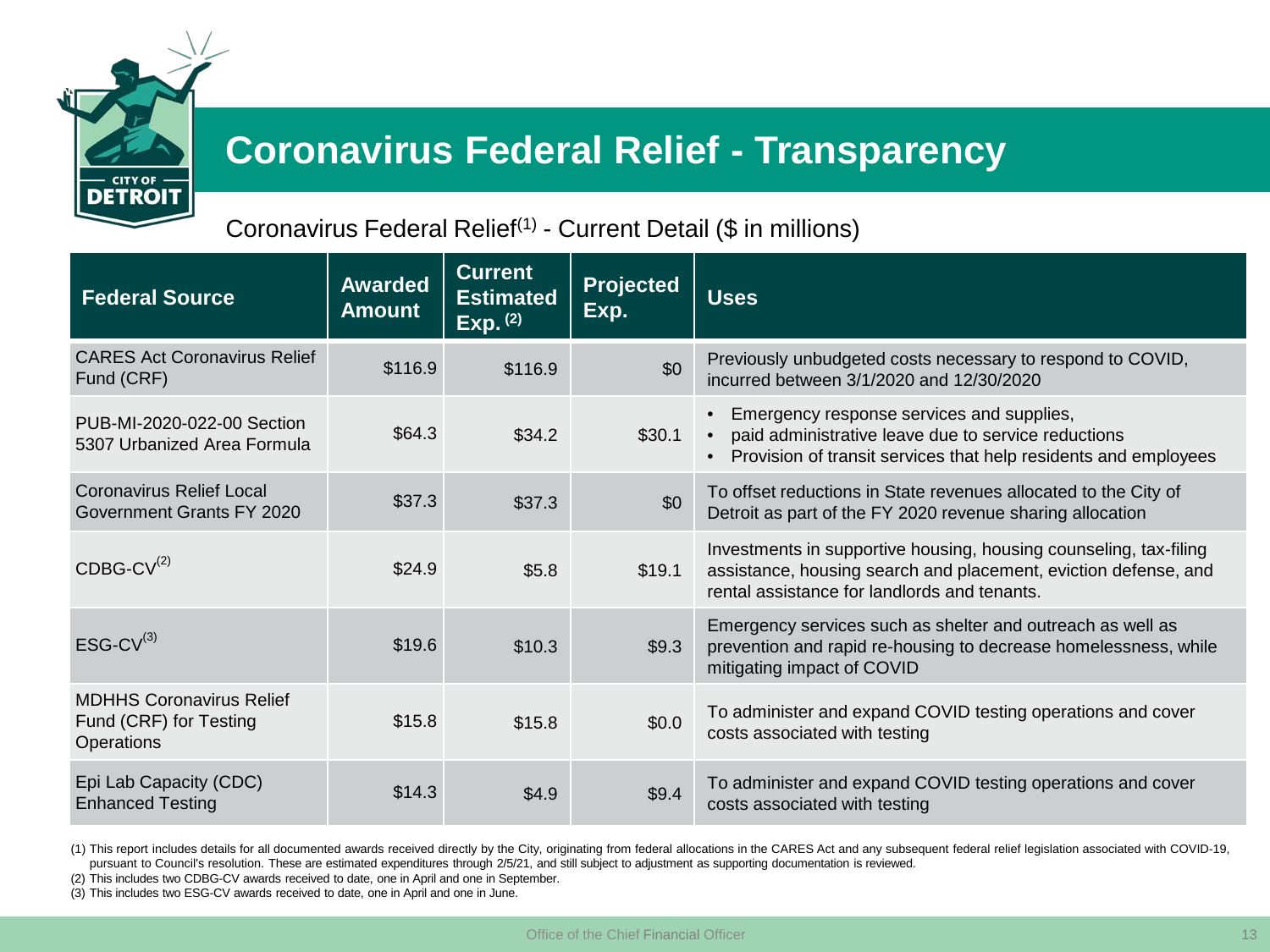# Coronavirus Federal Relief - Transparency

Coronavirus Federal Relief[1] - Current Detail ($ in millions)

| Federal Source | Awarded Amount | Current Estimated Exp. [2] | Projected Exp. | Uses |
|---|---|---|---|---|
| CARES Act Coronavirus Relief Fund (CRF) | $116.9 | $116.9 | $0 | Previously unbudgeted costs necessary to respond to COVID, incurred between 3/1/2020 and 12/30/2020 |
| PUB-MI-2020-022-00 Section 5307 Urbanized Area Formula | $64.3 | $34.2 | $30.1 | • Emergency response services and supplies, • paid administrative leave due to service reductions • Provision of transit services that help residents and employees |
| Coronavirus Relief Local Government Grants FY 2020 | $37.3 | $37.3 | $0 | To offset reductions in State revenues allocated to the City of Detroit as part of the FY 2020 revenue sharing allocation |
| CDBG-CV[2] | $24.9 | $5.8 | $19.1 | Investments in supportive housing, housing counseling, tax-filing assistance, housing search and placement, eviction defense, and rental assistance for landlords and tenants. |
| ESG-CV[3] | $19.6 | $10.3 | $9.3 | Emergency services such as shelter and outreach as well as prevention and rapid re-housing to decrease homelessness, while mitigating impact of COVID |
| MDHHS Coronavirus Relief Fund (CRF) for Testing Operations | $15.8 | $15.8 | $0.0 | To administer and expand COVID testing operations and cover costs associated with testing |
| Epi Lab Capacity (CDC) Enhanced Testing | $14.3 | $4.9 | $9.4 | To administer and expand COVID testing operations and cover costs associated with testing |

(1) This report includes details for all documented awards received directly by the City, originating from federal allocations in the CARES Act and any subsequent federal relief legislation associated with COVID-19, pursuant to Council's resolution. These are estimated expenditures through 2/5/21, and still subject to adjustment as supporting documentation is reviewed.

(2) This includes two CDBG-CV awards received to date, one in April and one in September.

(3) This includes two ESG-CV awards received to date, one in April and one in June.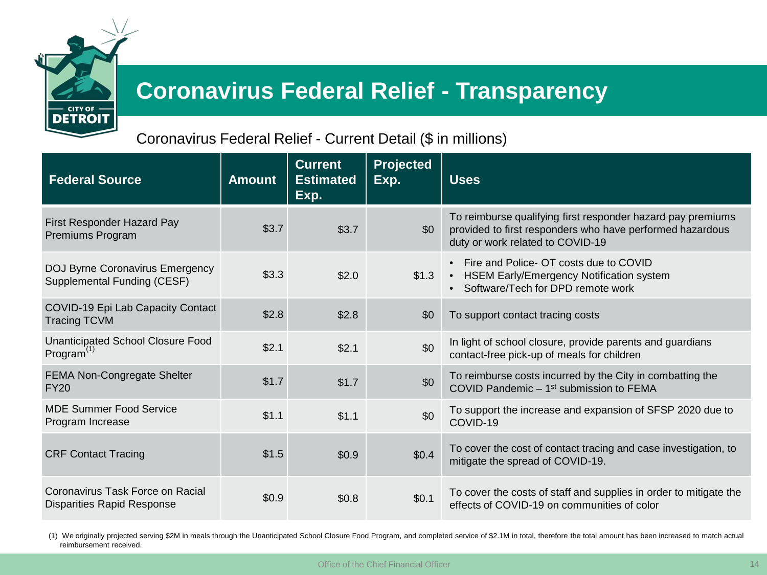# Coronavirus Federal Relief - Transparency

Coronavirus Federal Relief - Current Detail ($ in millions)

| Federal Source | Amount | Current Estimated Exp. | Projected Exp. | Uses |
|---|---|---|---|---|
| First Responder Hazard Pay Premiums Program | $3.7 | $3.7 | $0 | To reimburse qualifying first responder hazard pay premiums provided to first responders who have performed hazardous duty or work related to COVID-19 |
| DOJ Byrne Coronavirus Emergency Supplemental Funding (CESF) | $3.3 | $2.0 | $1.3 | • Fire and Police- OT costs due to COVID<br>• HSEM Early/Emergency Notification system<br>• Software/Tech for DPD remote work |
| COVID-19 Epi Lab Capacity Contact Tracing TCVM | $2.8 | $2.8 | $0 | To support contact tracing costs |
| Unanticipated School Closure Food Program[(1)] | $2.1 | $2.1 | $0 | In light of school closure, provide parents and guardians contact-free pick-up of meals for children |
| FEMA Non-Congregate Shelter FY20 | $1.7 | $1.7 | $0 | To reimburse costs incurred by the City in combatting the COVID Pandemic – 1st submission to FEMA |
| MDE Summer Food Service Program Increase | $1.1 | $1.1 | $0 | To support the increase and expansion of SFSP 2020 due to COVID-19 |
| CRF Contact Tracing | $1.5 | $0.9 | $0.4 | To cover the cost of contact tracing and case investigation, to mitigate the spread of COVID-19. |
| Coronavirus Task Force on Racial Disparities Rapid Response | $0.9 | $0.8 | $0.1 | To cover the costs of staff and supplies in order to mitigate the effects of COVID-19 on communities of color |

(1) We originally projected serving $2M in meals through the Unanticipated School Closure Food Program, and completed service of $2.1M in total, therefore the total amount has been increased to match actual reimbursement received.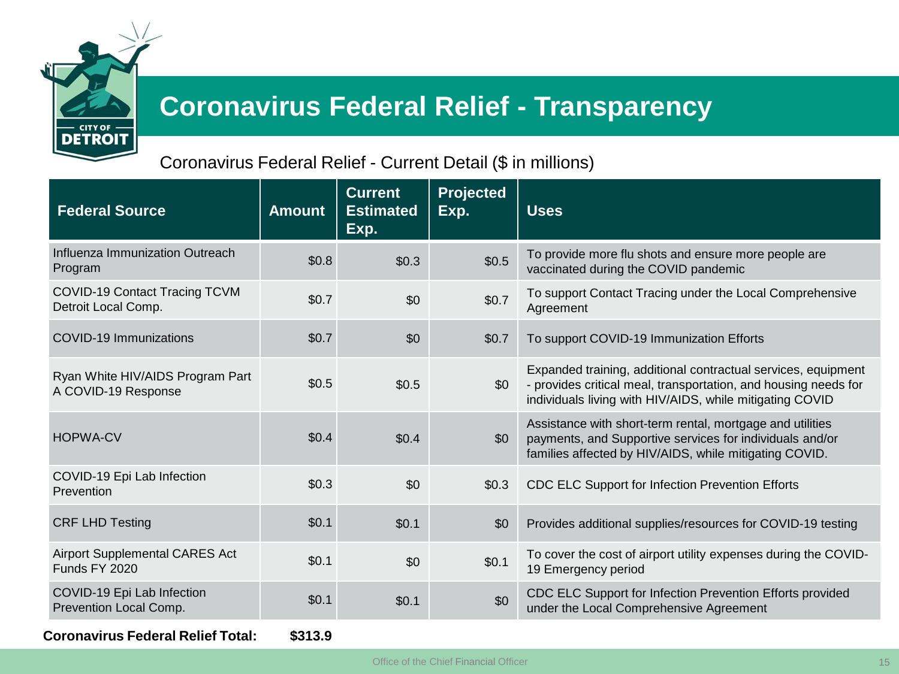# Coronavirus Federal Relief - Transparency

Coronavirus Federal Relief - Current Detail ($ in millions)

| Federal Source | Amount | Current Estimated Exp. | Projected Exp. | Uses |
|---|---|---|---|---|
| Influenza Immunization Outreach Program | $0.8 | $0.3 | $0.5 | To provide more flu shots and ensure more people are vaccinated during the COVID pandemic |
| COVID-19 Contact Tracing TCVM Detroit Local Comp. | $0.7 | $0 | $0.7 | To support Contact Tracing under the Local Comprehensive Agreement |
| COVID-19 Immunizations | $0.7 | $0 | $0.7 | To support COVID-19 Immunization Efforts |
| Ryan White HIV/AIDS Program Part A COVID-19 Response | $0.5 | $0.5 | $0 | Expanded training, additional contractual services, equipment - provides critical meal, transportation, and housing needs for individuals living with HIV/AIDS, while mitigating COVID |
| HOPWA-CV | $0.4 | $0.4 | $0 | Assistance with short-term rental, mortgage and utilities payments, and Supportive services for individuals and/or families affected by HIV/AIDS, while mitigating COVID. |
| COVID-19 Epi Lab Infection Prevention | $0.3 | $0 | $0.3 | CDC ELC Support for Infection Prevention Efforts |
| CRF LHD Testing | $0.1 | $0.1 | $0 | Provides additional supplies/resources for COVID-19 testing |
| Airport Supplemental CARES Act Funds FY 2020 | $0.1 | $0 | $0.1 | To cover the cost of airport utility expenses during the COVID-19 Emergency period |
| COVID-19 Epi Lab Infection Prevention Local Comp. | $0.1 | $0.1 | $0 | CDC ELC Support for Infection Prevention Efforts provided under the Local Comprehensive Agreement |
| **Coronavirus Federal Relief Total:** | **$313.9** | | | |

Office of the Chief Financial Officer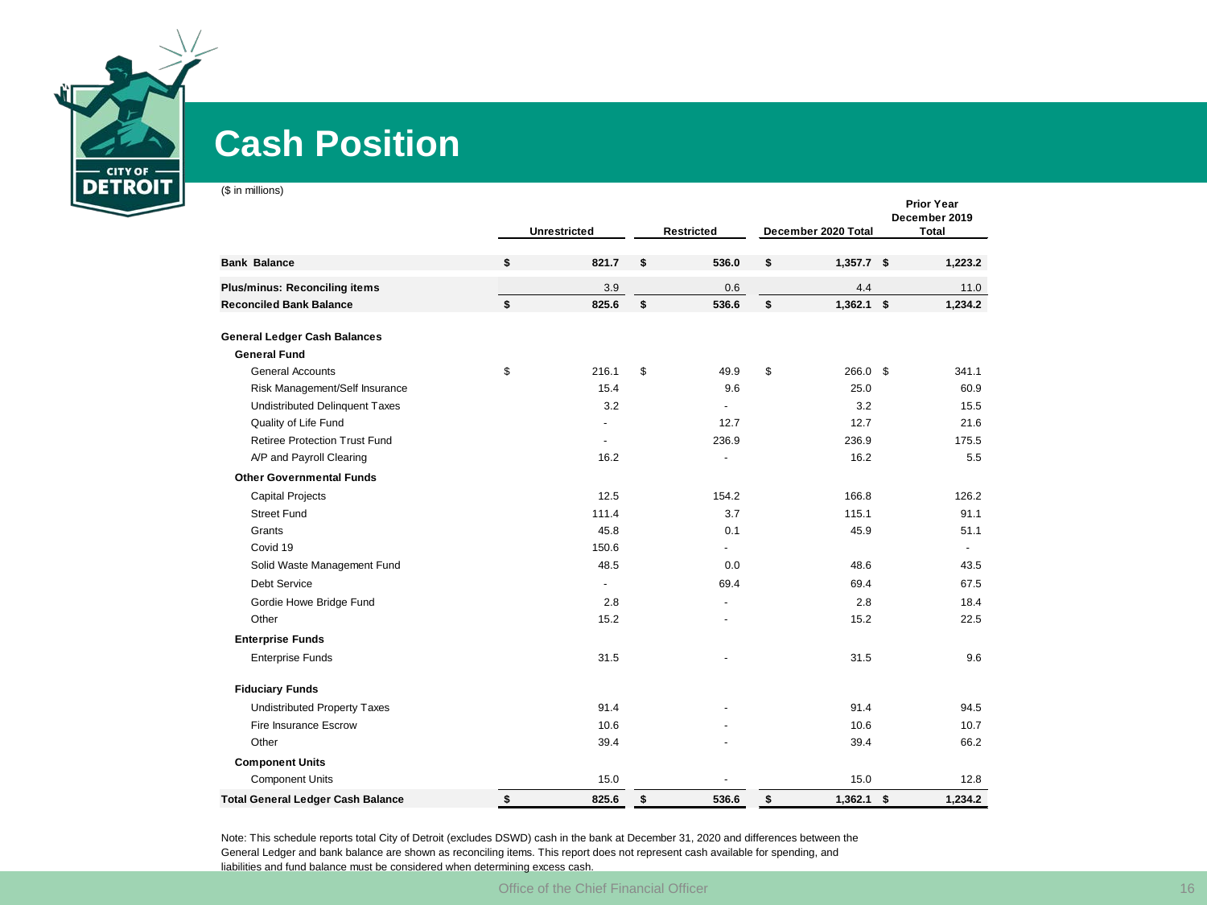# Cash Position

($ in millions)

| | Unrestricted | Restricted | December 2020 Total | Prior Year December 2019 Total |
|---|---|---|---|---|
| **Bank Balance** | **$ 821.7** | **$ 536.0** | **$ 1,357.7** | **$ 1,223.2** |
| **Plus/minus: Reconciling items** | 3.9 | 0.6 | 4.4 | 11.0 |
| **Reconciled Bank Balance** | **$ 825.6** | **$ 536.6** | **$ 1,362.1** | **$ 1,234.2** |
| **General Ledger Cash Balances** | | | | |
| **General Fund** | | | | |
| General Accounts | $ 216.1 | $ 49.9 | $ 266.0 | $ 341.1 |
| Risk Management/Self Insurance | 15.4 | 9.6 | 25.0 | 60.9 |
| Undistributed Delinquent Taxes | 3.2 | - | 3.2 | 15.5 |
| Quality of Life Fund | - | 12.7 | 12.7 | 21.6 |
| Retiree Protection Trust Fund | - | 236.9 | 236.9 | 175.5 |
| A/P and Payroll Clearing | 16.2 | - | 16.2 | 5.5 |
| **Other Governmental Funds** | | | | |
| Capital Projects | 12.5 | 154.2 | 166.8 | 126.2 |
| Street Fund | 111.4 | 3.7 | 115.1 | 91.1 |
| Grants | 45.8 | 0.1 | 45.9 | 51.1 |
| Covid 19 | 150.6 | - | | - |
| Solid Waste Management Fund | 48.5 | 0.0 | 48.6 | 43.5 |
| Debt Service | - | 69.4 | 69.4 | 67.5 |
| Gordie Howe Bridge Fund | 2.8 | - | 2.8 | 18.4 |
| Other | 15.2 | - | 15.2 | 22.5 |
| **Enterprise Funds** | | | | |
| Enterprise Funds | 31.5 | - | 31.5 | 9.6 |
| **Fiduciary Funds** | | | | |
| Undistributed Property Taxes | 91.4 | - | 91.4 | 94.5 |
| Fire Insurance Escrow | 10.6 | - | 10.6 | 10.7 |
| Other | 39.4 | - | 39.4 | 66.2 |
| **Component Units** | | | | |
| Component Units | 15.0 | - | 15.0 | 12.8 |
| **Total General Ledger Cash Balance** | **$ 825.6** | **$ 536.6** | **$ 1,362.1** | **$ 1,234.2** |

Note: This schedule reports total City of Detroit (excludes DSWD) cash in the bank at December 31, 2020 and differences between the General Ledger and bank balance are shown as reconciling items. This report does not represent cash available for spending, and liabilities and fund balance must be considered when determining excess cash.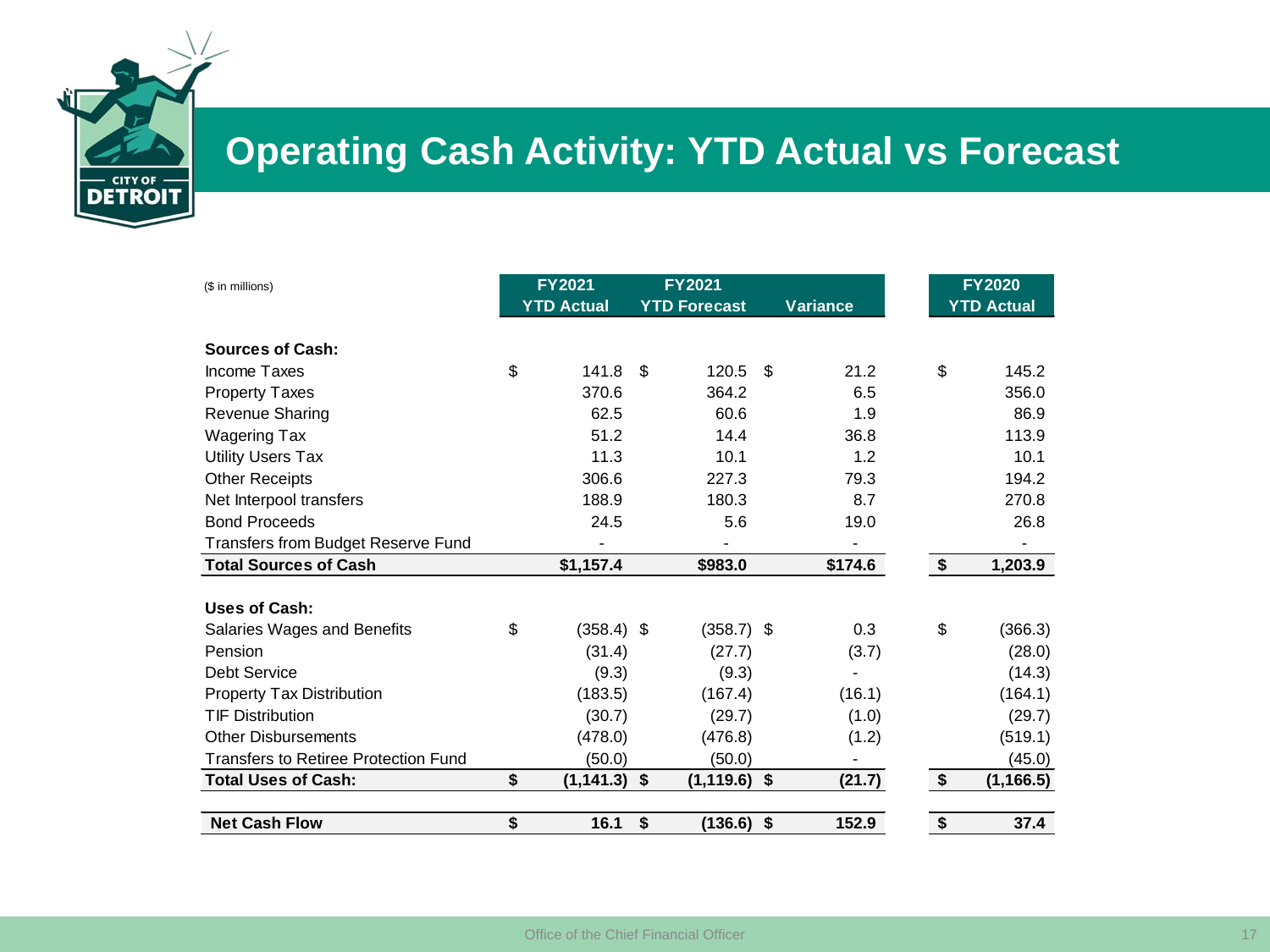# Operating Cash Activity: YTD Actual vs Forecast

| ($ in millions) | FY2021 YTD Actual | FY2021 YTD Forecast | Variance | FY2020 YTD Actual |
|---|---|---|---|---|
| **Sources of Cash:** | | | | |
| Income Taxes | $ 141.8 | $ 120.5 | $ 21.2 | $ 145.2 |
| Property Taxes | 370.6 | 364.2 | 6.5 | 356.0 |
| Revenue Sharing | 62.5 | 60.6 | 1.9 | 86.9 |
| Wagering Tax | 51.2 | 14.4 | 36.8 | 113.9 |
| Utility Users Tax | 11.3 | 10.1 | 1.2 | 10.1 |
| Other Receipts | 306.6 | 227.3 | 79.3 | 194.2 |
| Net Interpool transfers | 188.9 | 180.3 | 8.7 | 270.8 |
| Bond Proceeds | 24.5 | 5.6 | 19.0 | 26.8 |
| Transfers from Budget Reserve Fund | - | - | - | - |
| **Total Sources of Cash** | **$1,157.4** | **$983.0** | **$174.6** | **$ 1,203.9** |
| **Uses of Cash:** | | | | |
| Salaries Wages and Benefits | $ (358.4) | $ (358.7) | $ 0.3 | $ (366.3) |
| Pension | (31.4) | (27.7) | (3.7) | (28.0) |
| Debt Service | (9.3) | (9.3) | - | (14.3) |
| Property Tax Distribution | (183.5) | (167.4) | (16.1) | (164.1) |
| TIF Distribution | (30.7) | (29.7) | (1.0) | (29.7) |
| Other Disbursements | (478.0) | (476.8) | (1.2) | (519.1) |
| Transfers to Retiree Protection Fund | (50.0) | (50.0) | - | (45.0) |
| **Total Uses of Cash:** | **$ (1,141.3)** | **$ (1,119.6)** | **$ (21.7)** | **$ (1,166.5)** |
| **Net Cash Flow** | **$ 16.1** | **$ (136.6)** | **$ 152.9** | **$ 37.4** |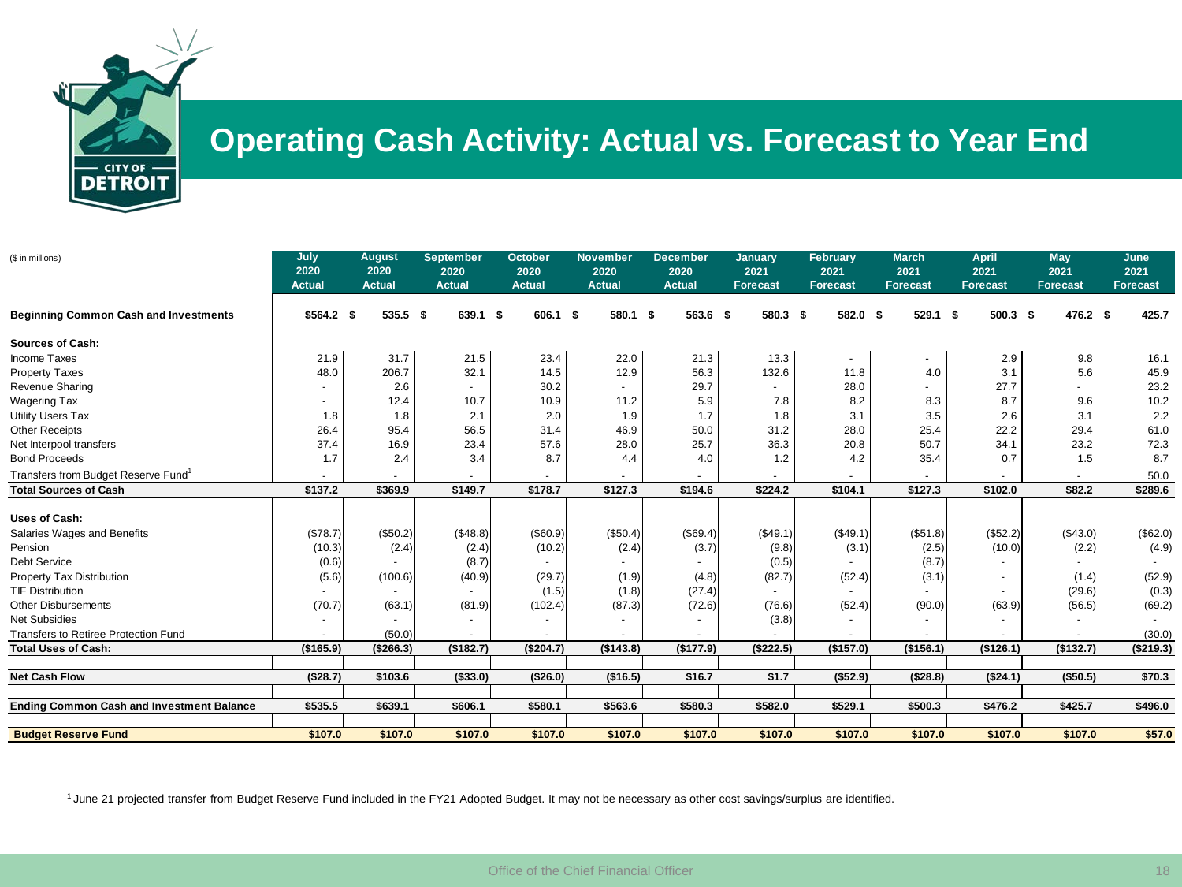# Operating Cash Activity: Actual vs. Forecast to Year End

| ($ in millions) | July 2020 Actual | August 2020 Actual | September 2020 Actual | October 2020 Actual | November 2020 Actual | December 2020 Actual | January 2021 Forecast | February 2021 Forecast | March 2021 Forecast | April 2021 Forecast | May 2021 Forecast | June 2021 Forecast |
|---|---|---|---|---|---|---|---|---|---|---|---|---|
| **Beginning Common Cash and Investments** | **$564.2** | **$ 535.5** | **$ 639.1** | **$ 606.1** | **$ 580.1** | **$ 563.6** | **$ 580.3** | **$ 582.0** | **$ 529.1** | **$ 500.3** | **$ 476.2** | **$ 425.7** |
| **Sources of Cash:** | | | | | | | | | | | | |
| Income Taxes | 21.9 | 31.7 | 21.5 | 23.4 | 22.0 | 21.3 | 13.3 | - | - | 2.9 | 9.8 | 16.1 |
| Property Taxes | 48.0 | 206.7 | 32.1 | 14.5 | 12.9 | 56.3 | 132.6 | 11.8 | 4.0 | 3.1 | 5.6 | 45.9 |
| Revenue Sharing | - | 2.6 | - | 30.2 | - | 29.7 | - | 28.0 | - | 27.7 | - | 23.2 |
| Wagering Tax | - | 12.4 | 10.7 | 10.9 | 11.2 | 5.9 | 7.8 | 8.2 | 8.3 | 8.7 | 9.6 | 10.2 |
| Utility Users Tax | 1.8 | 1.8 | 2.1 | 2.0 | 1.9 | 1.7 | 1.8 | 3.1 | 3.5 | 2.6 | 3.1 | 2.2 |
| Other Receipts | 26.4 | 95.4 | 56.5 | 31.4 | 46.9 | 50.0 | 31.2 | 28.0 | 25.4 | 22.2 | 29.4 | 61.0 |
| Net Interpool transfers | 37.4 | 16.9 | 23.4 | 57.6 | 28.0 | 25.7 | 36.3 | 20.8 | 50.7 | 34.1 | 23.2 | 72.3 |
| Bond Proceeds | 1.7 | 2.4 | 3.4 | 8.7 | 4.4 | 4.0 | 1.2 | 4.2 | 35.4 | 0.7 | 1.5 | 8.7 |
| Transfers from Budget Reserve Fund[1] | - | - | - | - | - | - | - | - | - | - | - | 50.0 |
| **Total Sources of Cash** | **$137.2** | **$369.9** | **$149.7** | **$178.7** | **$127.3** | **$194.6** | **$224.2** | **$104.1** | **$127.3** | **$102.0** | **$82.2** | **$289.6** |
| **Uses of Cash:** | | | | | | | | | | | | |
| Salaries Wages and Benefits | ($78.7) | ($50.2) | ($48.8) | ($60.9) | ($50.4) | ($69.4) | ($49.1) | ($49.1) | ($51.8) | ($52.2) | ($43.0) | ($62.0) |
| Pension | (10.3) | (2.4) | (2.4) | (10.2) | (2.4) | (3.7) | (9.8) | (3.1) | (2.5) | (10.0) | (2.2) | (4.9) |
| Debt Service | (0.6) | - | (8.7) | - | - | - | (0.5) | - | (8.7) | - | - | - |
| Property Tax Distribution | (5.6) | (100.6) | (40.9) | (29.7) | (1.9) | (4.8) | (82.7) | (52.4) | (3.1) | - | (1.4) | (52.9) |
| TIF Distribution | - | - | - | (1.5) | (1.8) | (27.4) | - | - | - | - | (29.6) | (0.3) |
| Other Disbursements | (70.7) | (63.1) | (81.9) | (102.4) | (87.3) | (72.6) | (76.6) | (52.4) | (90.0) | (63.9) | (56.5) | (69.2) |
| Net Subsidies | - | - | - | - | - | - | (3.8) | - | - | - | - | - |
| Transfers to Retiree Protection Fund | - | (50.0) | - | - | - | - | - | - | - | - | - | (30.0) |
| **Total Uses of Cash:** | **($165.9)** | **($266.3)** | **($182.7)** | **($204.7)** | **($143.8)** | **($177.9)** | **($222.5)** | **($157.0)** | **($156.1)** | **($126.1)** | **($132.7)** | **($219.3)** |
| **Net Cash Flow** | **($28.7)** | **$103.6** | **($33.0)** | **($26.0)** | **($16.5)** | **$16.7** | **$1.7** | **($52.9)** | **($28.8)** | **($24.1)** | **($50.5)** | **$70.3** |
| **Ending Common Cash and Investment Balance** | **$535.5** | **$639.1** | **$606.1** | **$580.1** | **$563.6** | **$580.3** | **$582.0** | **$529.1** | **$500.3** | **$476.2** | **$425.7** | **$496.0** |
| **Budget Reserve Fund** | **$107.0** | **$107.0** | **$107.0** | **$107.0** | **$107.0** | **$107.0** | **$107.0** | **$107.0** | **$107.0** | **$107.0** | **$107.0** | **$57.0** |

[1] June 21 projected transfer from Budget Reserve Fund included in the FY21 Adopted Budget. It may not be necessary as other cost savings/surplus are identified.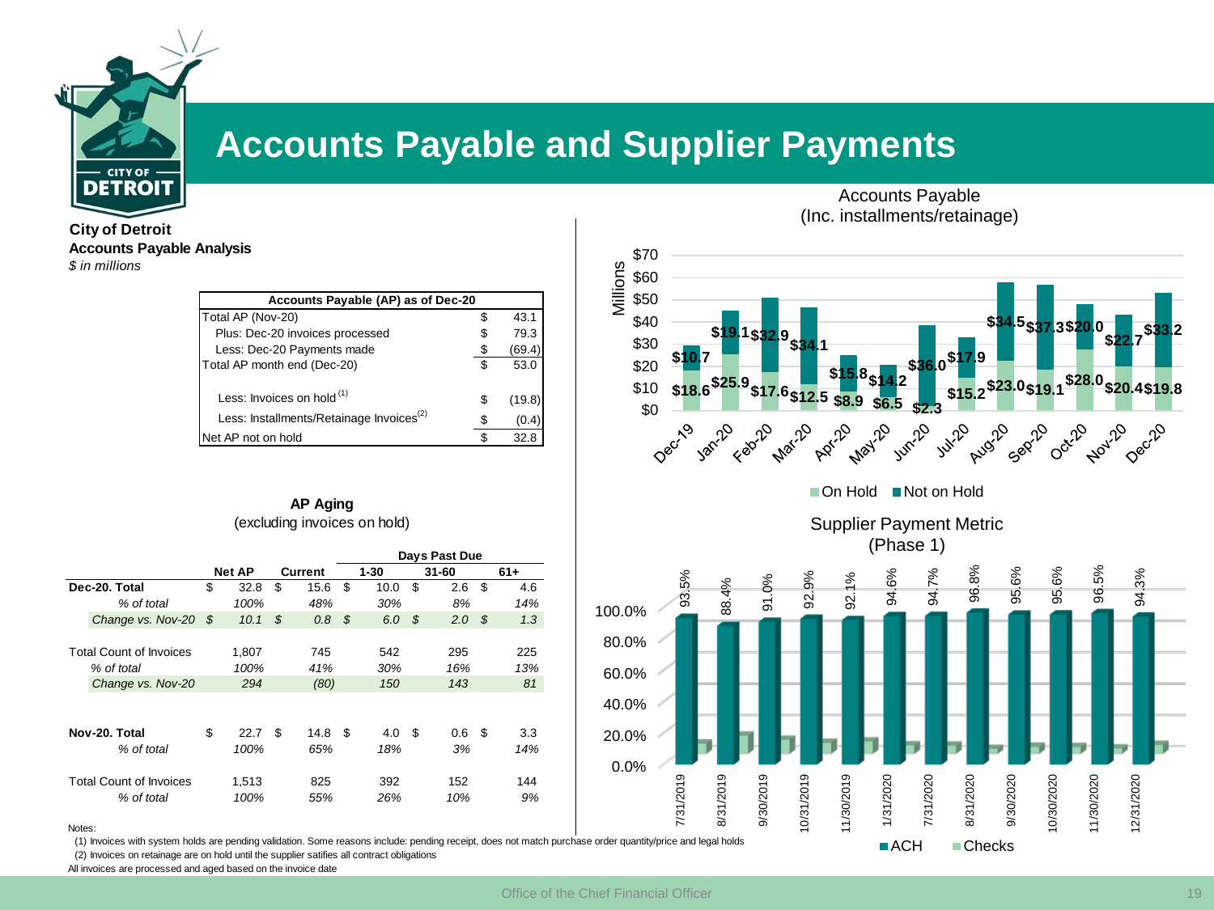# Accounts Payable and Supplier Payments

**City of Detroit**
**Accounts Payable Analysis**
*$ in millions*

| Accounts Payable (AP) as of Dec-20 | | |
|---|---|---|
| Total AP (Nov-20) | $ | 43.1 |
| Plus: Dec-20 invoices processed | $ | 79.3 |
| Less: Dec-20 Payments made | $ | (69.4) |
| Total AP month end (Dec-20) | $ | 53.0 |
| Less: Invoices on hold [1] | $ | (19.8) |
| Less: Installments/Retainage Invoices[2] | $ | (0.4) |
| Net AP not on hold | $ | 32.8 |

**AP Aging**
(excluding invoices on hold)

| | Net AP | Current | Days Past Due 1-30 | 31-60 | 61+ |
|---|---|---|---|---|---|
| **Dec-20. Total** | $ 32.8 | $ 15.6 | $ 10.0 | $ 2.6 | $ 4.6 |
| *% of total* | *100%* | *48%* | *30%* | *8%* | *14%* |
| *Change vs. Nov-20* | *$ 10.1* | *$ 0.8* | *$ 6.0* | *$ 2.0* | *$ 1.3* |
| Total Count of Invoices | 1,807 | 745 | 542 | 295 | 225 |
| *% of total* | *100%* | *41%* | *30%* | *16%* | *13%* |
| *Change vs. Nov-20* | *294* | *(80)* | *150* | *143* | *81* |
| **Nov-20. Total** | $ 22.7 | $ 14.8 | $ 4.0 | $ 0.6 | $ 3.3 |
| *% of total* | *100%* | *65%* | *18%* | *3%* | *14%* |
| Total Count of Invoices | 1,513 | 825 | 392 | 152 | 144 |
| *% of total* | *100%* | *55%* | *26%* | *10%* | *9%* |

Notes:
(1) Invoices with system holds are pending validation. Some reasons include: pending receipt, does not match purchase order quantity/price and legal holds
(2) Invoices on retainage are on hold until the supplier satifies all contract obligations
All invoices are processed and aged based on the invoice date

**Accounts Payable (Inc. installments/retainage)**

Millions

| Month | On Hold | Not on Hold |
|---|---|---|
| Dec-19 | $18.6 | $10.7 |
| Jan-20 | $25.9 | $19.1 |
| Feb-20 | $17.6 | $32.9 |
| Mar-20 | $12.5 | $34.1 |
| Apr-20 | $8.9 | $15.8 |
| May-20 | $6.5 | $14.2 |
| Jun-20 | $2.3 | $36.0 |
| Jul-20 | $15.2 | $17.9 |
| Aug-20 | $23.0 | $34.5 |
| Sep-20 | $19.1 | $37.3 |
| Oct-20 | $28.0 | $20.0 |
| Nov-20 | $20.4 | $22.7 |
| Dec-20 | $19.8 | $33.2 |

**Supplier Payment Metric (Phase 1)**

| Date | ACH |
|---|---|
| 7/31/2019 | 93.5% |
| 8/31/2019 | 88.4% |
| 9/30/2019 | 91.0% |
| 10/31/2019 | 92.9% |
| 11/30/2019 | 92.1% |
| 1/31/2020 | 94.6% |
| 7/31/2020 | 94.7% |
| 8/31/2020 | 96.8% |
| 9/30/2020 | 95.6% |
| 10/30/2020 | 95.6% |
| 11/30/2020 | 96.5% |
| 12/31/2020 | 94.3% |

ACH, Checks

Office of the Chief Financial Officer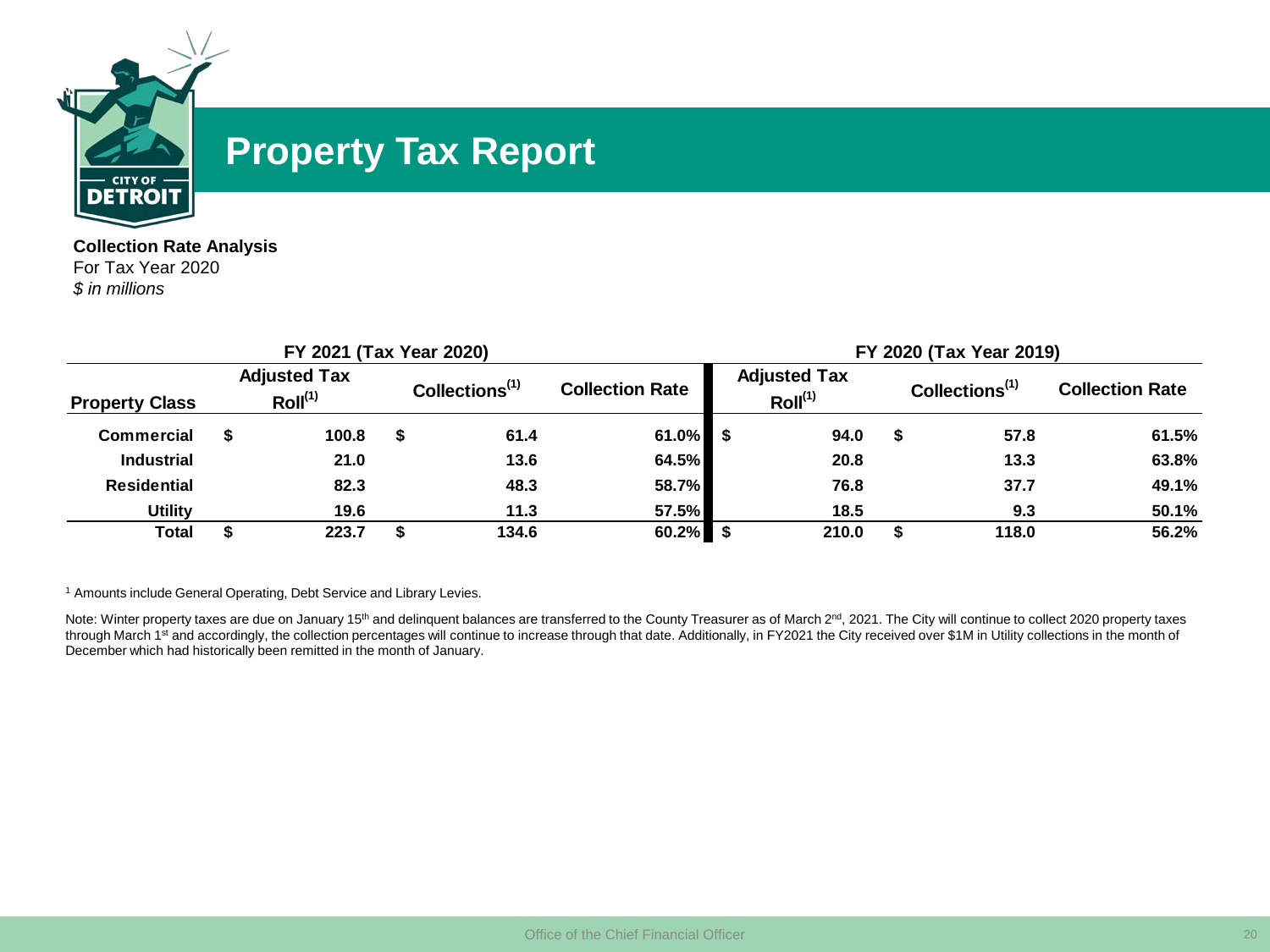# Property Tax Report

**Collection Rate Analysis**
For Tax Year 2020
*$ in millions*

| | FY 2021 (Tax Year 2020) | | | FY 2020 (Tax Year 2019) | | |
|---|---|---|---|---|---|---|
| **Property Class** | **Adjusted Tax Roll[1]** | **Collections[1]** | **Collection Rate** | **Adjusted Tax Roll[1]** | **Collections[1]** | **Collection Rate** |
| **Commercial** | $ 100.8 | $ 61.4 | 61.0% | $ 94.0 | $ 57.8 | 61.5% |
| **Industrial** | 21.0 | 13.6 | 64.5% | 20.8 | 13.3 | 63.8% |
| **Residential** | 82.3 | 48.3 | 58.7% | 76.8 | 37.7 | 49.1% |
| **Utility** | 19.6 | 11.3 | 57.5% | 18.5 | 9.3 | 50.1% |
| **Total** | $ 223.7 | $ 134.6 | 60.2% | $ 210.0 | $ 118.0 | 56.2% |

[1] Amounts include General Operating, Debt Service and Library Levies.

Note: Winter property taxes are due on January 15th and delinquent balances are transferred to the County Treasurer as of March 2nd, 2021. The City will continue to collect 2020 property taxes through March 1st and accordingly, the collection percentages will continue to increase through that date. Additionally, in FY2021 the City received over $1M in Utility collections in the month of December which had historically been remitted in the month of January.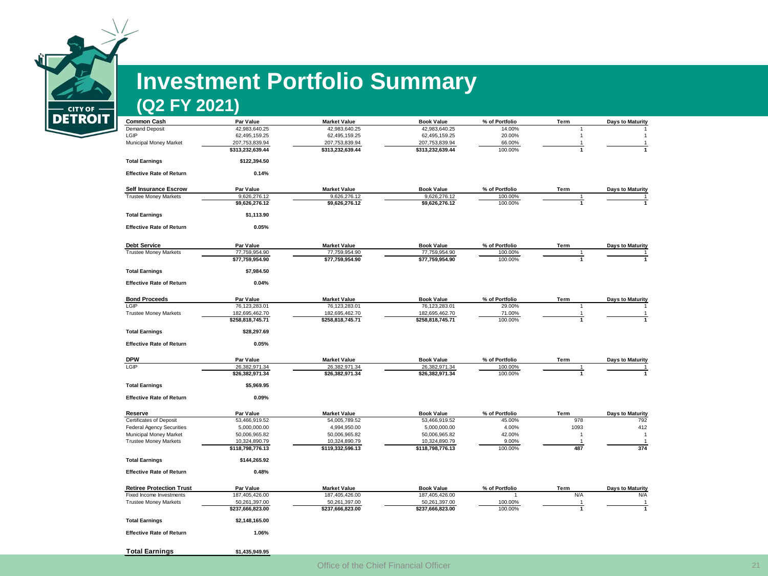# Investment Portfolio Summary
## (Q2 FY 2021)

| Common Cash | Par Value | Market Value | Book Value | % of Portfolio | Term | Days to Maturity |
|---|---|---|---|---|---|---|
| Demand Deposit | 42,983,640.25 | 42,983,640.25 | 42,983,640.25 | 14.00% | 1 | 1 |
| LGIP | 62,495,159.25 | 62,495,159.25 | 62,495,159.25 | 20.00% | 1 | 1 |
| Municipal Money Market | 207,753,839.94 | 207,753,839.94 | 207,753,839.94 | 66.00% | 1 | 1 |
| | **$313,232,639.44** | **$313,232,639.44** | **$313,232,639.44** | 100.00% | **1** | **1** |

**Total Earnings** $122,394.50

**Effective Rate of Return** 0.14%

| Self Insurance Escrow | Par Value | Market Value | Book Value | % of Portfolio | Term | Days to Maturity |
|---|---|---|---|---|---|---|
| Trustee Money Markets | 9,626,276.12 | 9,626,276.12 | 9,626,276.12 | 100.00% | 1 | 1 |
| | **$9,626,276.12** | **$9,626,276.12** | **$9,626,276.12** | 100.00% | **1** | **1** |

**Total Earnings** $1,113.90

**Effective Rate of Return** 0.05%

| Debt Service | Par Value | Market Value | Book Value | % of Portfolio | Term | Days to Maturity |
|---|---|---|---|---|---|---|
| Trustee Money Markets | 77,759,954.90 | 77,759,954.90 | 77,759,954.90 | 100.00% | 1 | 1 |
| | **$77,759,954.90** | **$77,759,954.90** | **$77,759,954.90** | 100.00% | **1** | **1** |

**Total Earnings** $7,984.50

**Effective Rate of Return** 0.04%

| Bond Proceeds | Par Value | Market Value | Book Value | % of Portfolio | Term | Days to Maturity |
|---|---|---|---|---|---|---|
| LGIP | 76,123,283.01 | 76,123,283.01 | 76,123,283.01 | 29.00% | 1 | 1 |
| Trustee Money Markets | 182,695,462.70 | 182,695,462.70 | 182,695,462.70 | 71.00% | 1 | 1 |
| | **$258,818,745.71** | **$258,818,745.71** | **$258,818,745.71** | 100.00% | **1** | **1** |

**Total Earnings** $28,297.69

**Effective Rate of Return** 0.05%

| DPW | Par Value | Market Value | Book Value | % of Portfolio | Term | Days to Maturity |
|---|---|---|---|---|---|---|
| LGIP | 26,382,971.34 | 26,382,971.34 | 26,382,971.34 | 100.00% | 1 | 1 |
| | **$26,382,971.34** | **$26,382,971.34** | **$26,382,971.34** | 100.00% | **1** | **1** |

**Total Earnings** $5,969.95

**Effective Rate of Return** 0.09%

| Reserve | Par Value | Market Value | Book Value | % of Portfolio | Term | Days to Maturity |
|---|---|---|---|---|---|---|
| Certificates of Deposit | 53,466,919.52 | 54,005,789.52 | 53,466,919.52 | 45.00% | 978 | 792 |
| Federal Agency Securities | 5,000,000.00 | 4,994,950.00 | 5,000,000.00 | 4.00% | 1093 | 412 |
| Municipal Money Market | 50,006,965.82 | 50,006,965.82 | 50,006,965.82 | 42.00% | 1 | 1 |
| Trustee Money Markets | 10,324,890.79 | 10,324,890.79 | 10,324,890.79 | 9.00% | 1 | 1 |
| | **$118,798,776.13** | **$119,332,596.13** | **$118,798,776.13** | 100.00% | **487** | **374** |

**Total Earnings** $144,265.92

**Effective Rate of Return** 0.48%

| Retiree Protection Trust | Par Value | Market Value | Book Value | % of Portfolio | Term | Days to Maturity |
|---|---|---|---|---|---|---|
| Fixed Income Investments | 187,405,426.00 | 187,405,426.00 | 187,405,426.00 | 1 | N/A | N/A |
| Trustee Money Markets | 50,261,397.00 | 50,261,397.00 | 50,261,397.00 | 100.00% | 1 | 1 |
| | **$237,666,823.00** | **$237,666,823.00** | **$237,666,823.00** | 100.00% | **1** | **1** |

**Total Earnings** $2,148,165.00

**Effective Rate of Return** 1.06%

**Total Earnings** $1,435,949.95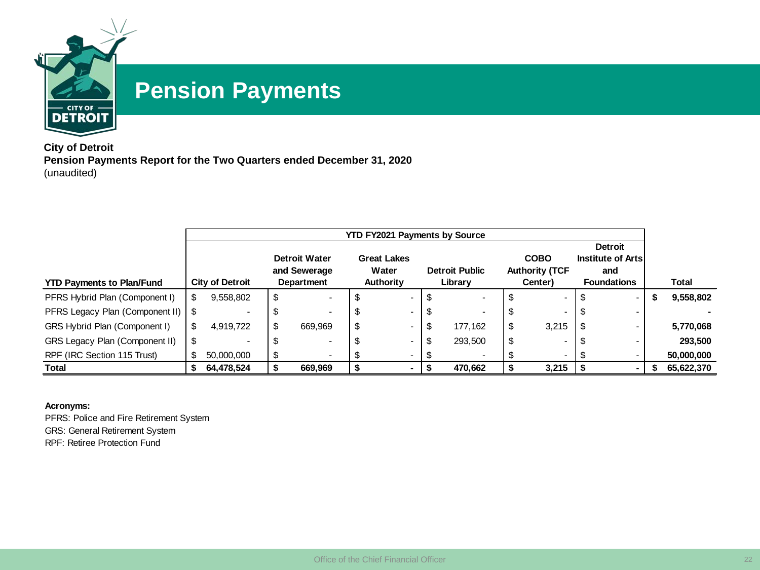# Pension Payments

**City of Detroit**
**Pension Payments Report for the Two Quarters ended December 31, 2020**
(unaudited)

| | YTD FY2021 Payments by Source | | | | | | |
|---|---|---|---|---|---|---|---|
| **YTD Payments to Plan/Fund** | **City of Detroit** | **Detroit Water and Sewerage Department** | **Great Lakes Water Authority** | **Detroit Public Library** | **COBO Authority (TCF Center)** | **Detroit Institute of Arts and Foundations** | **Total** |
| PFRS Hybrid Plan (Component I) | $ 9,558,802 | $ - | $ - | $ - | $ - | $ - | **$ 9,558,802** |
| PFRS Legacy Plan (Component II) | $ - | $ - | $ - | $ - | $ - | $ - | **-** |
| GRS Hybrid Plan (Component I) | $ 4,919,722 | $ 669,969 | $ - | $ 177,162 | $ 3,215 | $ - | **5,770,068** |
| GRS Legacy Plan (Component II) | $ - | $ - | $ - | $ 293,500 | $ - | $ - | **293,500** |
| RPF (IRC Section 115 Trust) | $ 50,000,000 | $ - | $ - | $ - | $ - | $ - | **50,000,000** |
| **Total** | **$ 64,478,524** | **$ 669,969** | **$ -** | **$ 470,662** | **$ 3,215** | **$ -** | **$ 65,622,370** |

**Acronyms:**

PFRS: Police and Fire Retirement System

GRS: General Retirement System

RPF: Retiree Protection Fund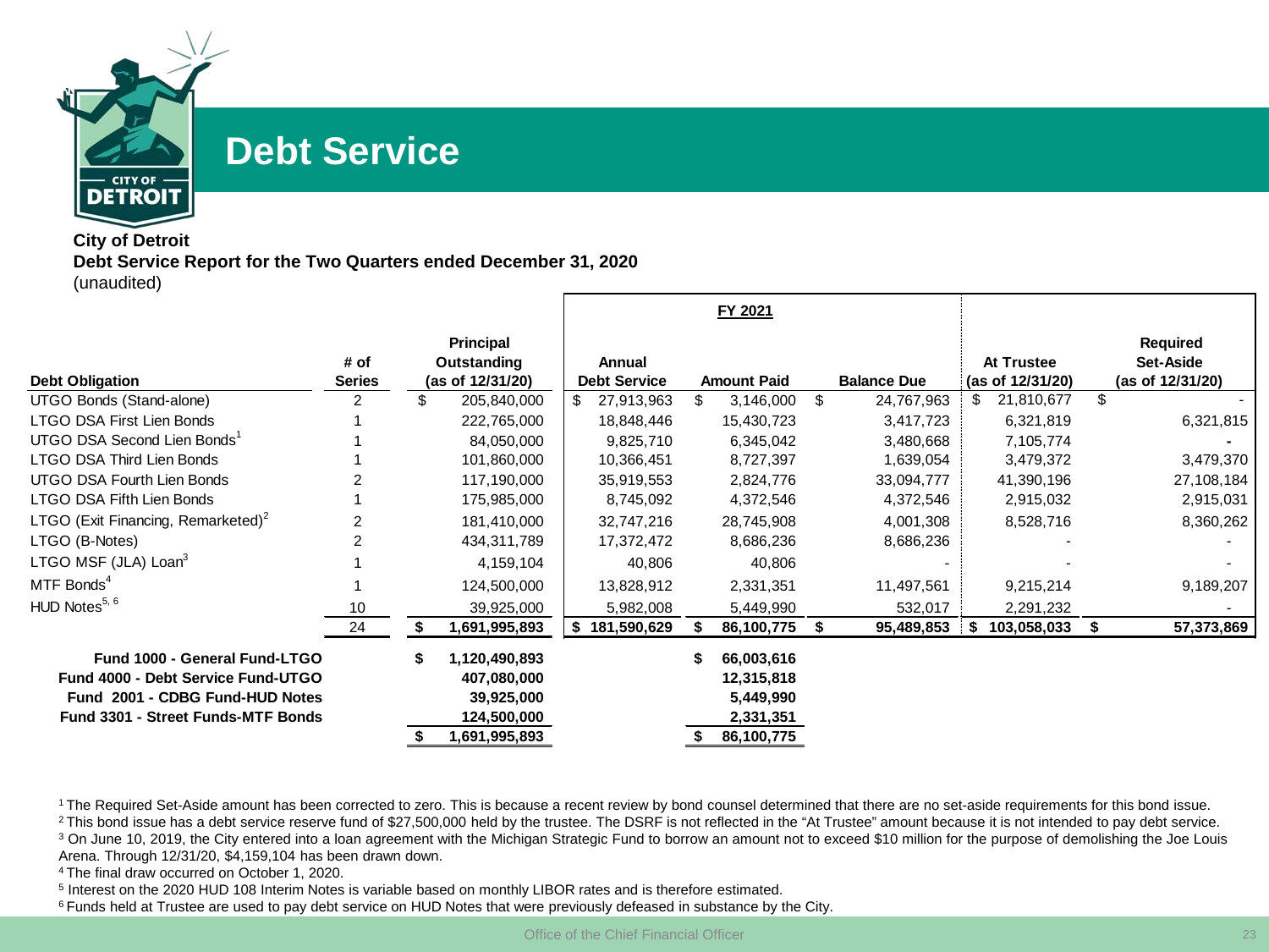# Debt Service

**City of Detroit**
**Debt Service Report for the Two Quarters ended December 31, 2020**
(unaudited)

| Debt Obligation | # of Series | Principal Outstanding (as of 12/31/20) | FY 2021 Annual Debt Service | FY 2021 Amount Paid | FY 2021 Balance Due | At Trustee (as of 12/31/20) | Required Set-Aside (as of 12/31/20) |
|---|---|---|---|---|---|---|---|
| UTGO Bonds (Stand-alone) | 2 | $ 205,840,000 | $ 27,913,963 | $ 3,146,000 | $ 24,767,963 | $ 21,810,677 | $ - |
| LTGO DSA First Lien Bonds | 1 | 222,765,000 | 18,848,446 | 15,430,723 | 3,417,723 | 6,321,819 | 6,321,815 |
| UTGO DSA Second Lien Bonds[1] | 1 | 84,050,000 | 9,825,710 | 6,345,042 | 3,480,668 | 7,105,774 | - |
| LTGO DSA Third Lien Bonds | 1 | 101,860,000 | 10,366,451 | 8,727,397 | 1,639,054 | 3,479,372 | 3,479,370 |
| UTGO DSA Fourth Lien Bonds | 2 | 117,190,000 | 35,919,553 | 2,824,776 | 33,094,777 | 41,390,196 | 27,108,184 |
| LTGO DSA Fifth Lien Bonds | 1 | 175,985,000 | 8,745,092 | 4,372,546 | 4,372,546 | 2,915,032 | 2,915,031 |
| LTGO (Exit Financing, Remarketed)[2] | 2 | 181,410,000 | 32,747,216 | 28,745,908 | 4,001,308 | 8,528,716 | 8,360,262 |
| LTGO (B-Notes) | 2 | 434,311,789 | 17,372,472 | 8,686,236 | 8,686,236 | - | - |
| LTGO MSF (JLA) Loan[3] | 1 | 4,159,104 | 40,806 | 40,806 | - | - | - |
| MTF Bonds[4] | 1 | 124,500,000 | 13,828,912 | 2,331,351 | 11,497,561 | 9,215,214 | 9,189,207 |
| HUD Notes[5, 6] | 10 | 39,925,000 | 5,982,008 | 5,449,990 | 532,017 | 2,291,232 | - |
| | 24 | **$ 1,691,995,893** | **$ 181,590,629** | **$ 86,100,775** | **$ 95,489,853** | **$ 103,058,033** | **$ 57,373,869** |

| Fund | Principal Outstanding (as of 12/31/20) | Amount Paid |
|---|---|---|
| **Fund 1000 - General Fund-LTGO** | **$ 1,120,490,893** | **$ 66,003,616** |
| **Fund 4000 - Debt Service Fund-UTGO** | **407,080,000** | **12,315,818** |
| **Fund 2001 - CDBG Fund-HUD Notes** | **39,925,000** | **5,449,990** |
| **Fund 3301 - Street Funds-MTF Bonds** | **124,500,000** | **2,331,351** |
| | **$ 1,691,995,893** | **$ 86,100,775** |

[1] The Required Set-Aside amount has been corrected to zero. This is because a recent review by bond counsel determined that there are no set-aside requirements for this bond issue.

[2] This bond issue has a debt service reserve fund of $27,500,000 held by the trustee. The DSRF is not reflected in the "At Trustee" amount because it is not intended to pay debt service.

[3] On June 10, 2019, the City entered into a loan agreement with the Michigan Strategic Fund to borrow an amount not to exceed $10 million for the purpose of demolishing the Joe Louis Arena. Through 12/31/20, $4,159,104 has been drawn down.

[4] The final draw occurred on October 1, 2020.

[5] Interest on the 2020 HUD 108 Interim Notes is variable based on monthly LIBOR rates and is therefore estimated.

[6] Funds held at Trustee are used to pay debt service on HUD Notes that were previously defeased in substance by the City.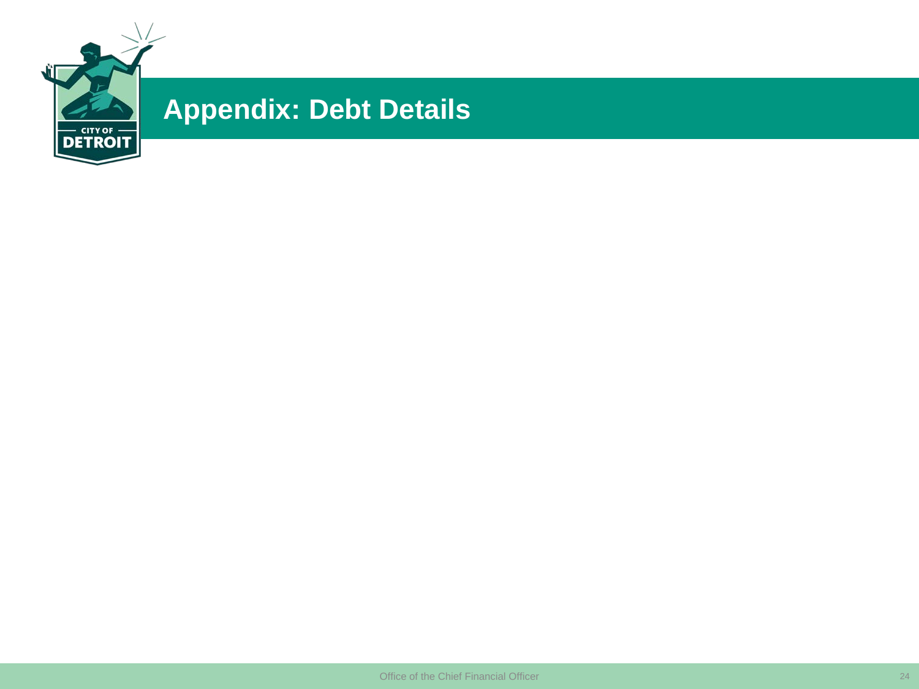# Appendix: Debt Details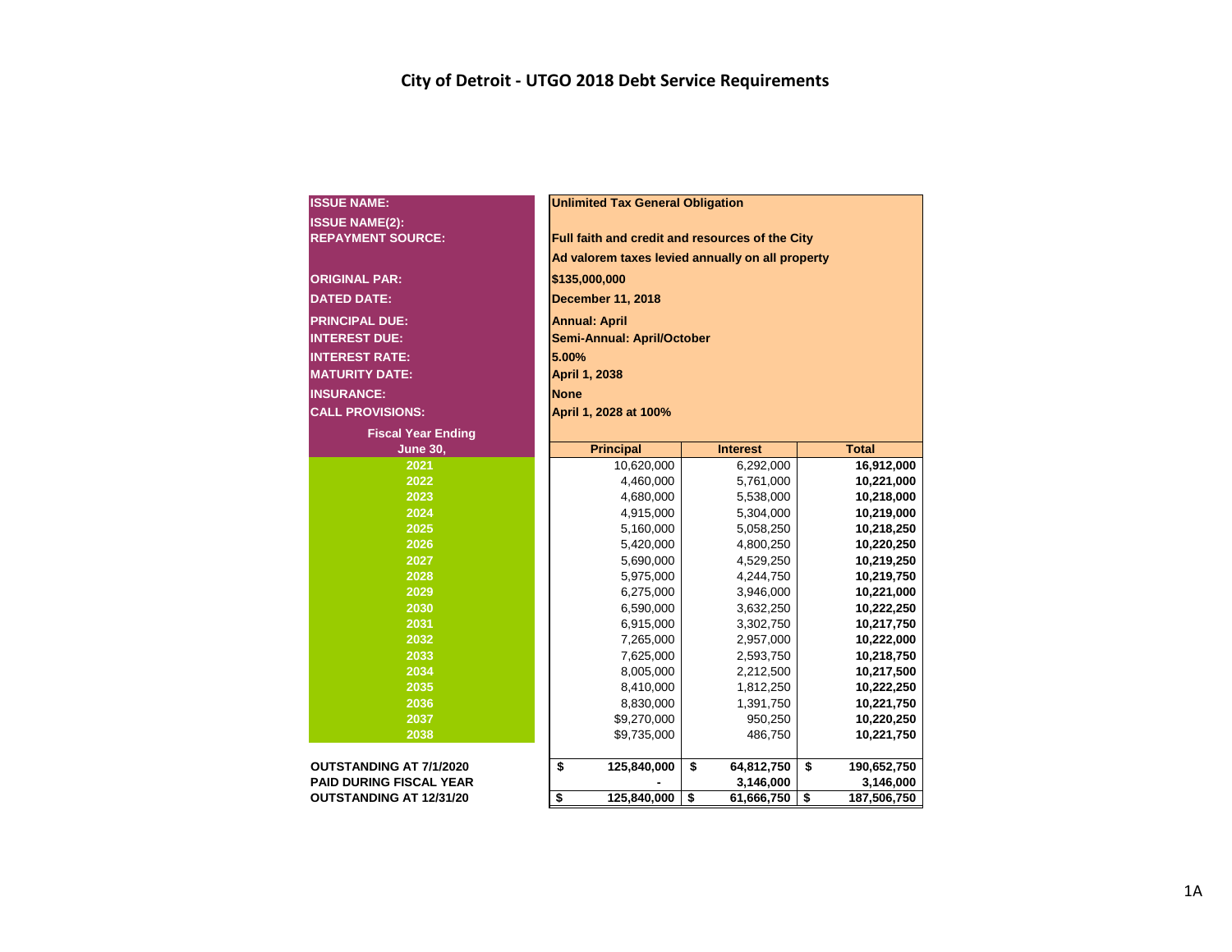# City of Detroit - UTGO 2018 Debt Service Requirements

| | |
|---|---|
| **ISSUE NAME:** | **Unlimited Tax General Obligation** |
| **ISSUE NAME(2):** | |
| **REPAYMENT SOURCE:** | **Full faith and credit and resources of the City** |
| | **Ad valorem taxes levied annually on all property** |
| **ORIGINAL PAR:** | **$135,000,000** |
| **DATED DATE:** | **December 11, 2018** |
| **PRINCIPAL DUE:** | **Annual: April** |
| **INTEREST DUE:** | **Semi-Annual: April/October** |
| **INTEREST RATE:** | **5.00%** |
| **MATURITY DATE:** | **April 1, 2038** |
| **INSURANCE:** | **None** |
| **CALL PROVISIONS:** | **April 1, 2028 at 100%** |

| Fiscal Year Ending June 30, | Principal | Interest | Total |
|---|---|---|---|
| 2021 | 10,620,000 | 6,292,000 | **16,912,000** |
| 2022 | 4,460,000 | 5,761,000 | **10,221,000** |
| 2023 | 4,680,000 | 5,538,000 | **10,218,000** |
| 2024 | 4,915,000 | 5,304,000 | **10,219,000** |
| 2025 | 5,160,000 | 5,058,250 | **10,218,250** |
| 2026 | 5,420,000 | 4,800,250 | **10,220,250** |
| 2027 | 5,690,000 | 4,529,250 | **10,219,250** |
| 2028 | 5,975,000 | 4,244,750 | **10,219,750** |
| 2029 | 6,275,000 | 3,946,000 | **10,221,000** |
| 2030 | 6,590,000 | 3,632,250 | **10,222,250** |
| 2031 | 6,915,000 | 3,302,750 | **10,217,750** |
| 2032 | 7,265,000 | 2,957,000 | **10,222,000** |
| 2033 | 7,625,000 | 2,593,750 | **10,218,750** |
| 2034 | 8,005,000 | 2,212,500 | **10,217,500** |
| 2035 | 8,410,000 | 1,812,250 | **10,222,250** |
| 2036 | 8,830,000 | 1,391,750 | **10,221,750** |
| 2037 | $9,270,000 | 950,250 | **10,220,250** |
| 2038 | $9,735,000 | 486,750 | **10,221,750** |
| **OUTSTANDING AT 7/1/2020** | **$ 125,840,000** | **$ 64,812,750** | **$ 190,652,750** |
| **PAID DURING FISCAL YEAR** | **-** | **3,146,000** | **3,146,000** |
| **OUTSTANDING AT 12/31/20** | **$ 125,840,000** | **$ 61,666,750** | **$ 187,506,750** |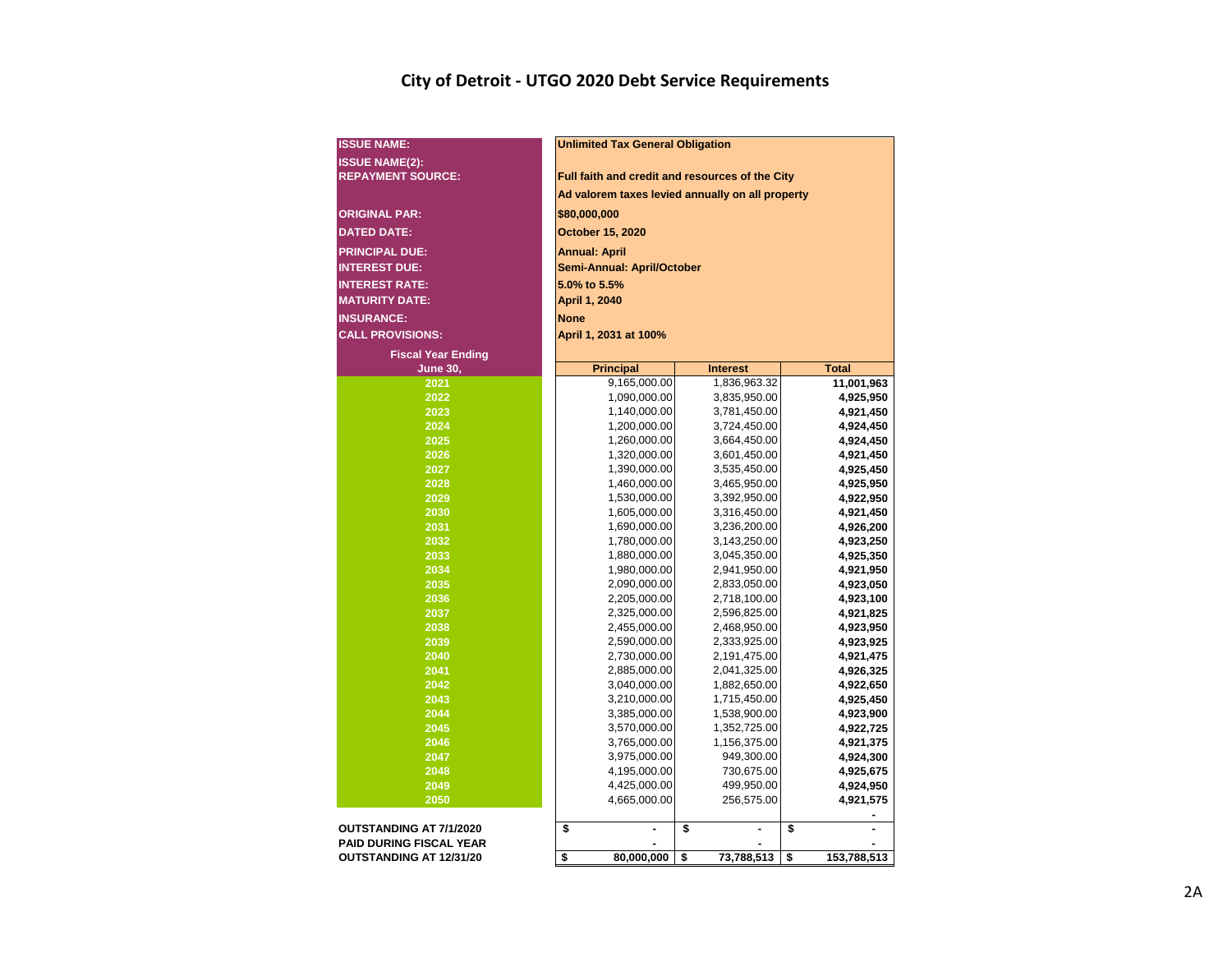# City of Detroit - UTGO 2020 Debt Service Requirements

| | |
|---|---|
| **ISSUE NAME:** | **Unlimited Tax General Obligation** |
| **ISSUE NAME(2):** | |
| **REPAYMENT SOURCE:** | **Full faith and credit and resources of the City** |
| | **Ad valorem taxes levied annually on all property** |
| **ORIGINAL PAR:** | **$80,000,000** |
| **DATED DATE:** | **October 15, 2020** |
| **PRINCIPAL DUE:** | **Annual: April** |
| **INTEREST DUE:** | **Semi-Annual: April/October** |
| **INTEREST RATE:** | **5.0% to 5.5%** |
| **MATURITY DATE:** | **April 1, 2040** |
| **INSURANCE:** | **None** |
| **CALL PROVISIONS:** | **April 1, 2031 at 100%** |

| Fiscal Year Ending June 30, | Principal | Interest | Total |
|---|---|---|---|
| 2021 | 9,165,000.00 | 1,836,963.32 | **11,001,963** |
| 2022 | 1,090,000.00 | 3,835,950.00 | **4,925,950** |
| 2023 | 1,140,000.00 | 3,781,450.00 | **4,921,450** |
| 2024 | 1,200,000.00 | 3,724,450.00 | **4,924,450** |
| 2025 | 1,260,000.00 | 3,664,450.00 | **4,924,450** |
| 2026 | 1,320,000.00 | 3,601,450.00 | **4,921,450** |
| 2027 | 1,390,000.00 | 3,535,450.00 | **4,925,450** |
| 2028 | 1,460,000.00 | 3,465,950.00 | **4,925,950** |
| 2029 | 1,530,000.00 | 3,392,950.00 | **4,922,950** |
| 2030 | 1,605,000.00 | 3,316,450.00 | **4,921,450** |
| 2031 | 1,690,000.00 | 3,236,200.00 | **4,926,200** |
| 2032 | 1,780,000.00 | 3,143,250.00 | **4,923,250** |
| 2033 | 1,880,000.00 | 3,045,350.00 | **4,925,350** |
| 2034 | 1,980,000.00 | 2,941,950.00 | **4,921,950** |
| 2035 | 2,090,000.00 | 2,833,050.00 | **4,923,050** |
| 2036 | 2,205,000.00 | 2,718,100.00 | **4,923,100** |
| 2037 | 2,325,000.00 | 2,596,825.00 | **4,921,825** |
| 2038 | 2,455,000.00 | 2,468,950.00 | **4,923,950** |
| 2039 | 2,590,000.00 | 2,333,925.00 | **4,923,925** |
| 2040 | 2,730,000.00 | 2,191,475.00 | **4,921,475** |
| 2041 | 2,885,000.00 | 2,041,325.00 | **4,926,325** |
| 2042 | 3,040,000.00 | 1,882,650.00 | **4,922,650** |
| 2043 | 3,210,000.00 | 1,715,450.00 | **4,925,450** |
| 2044 | 3,385,000.00 | 1,538,900.00 | **4,923,900** |
| 2045 | 3,570,000.00 | 1,352,725.00 | **4,922,725** |
| 2046 | 3,765,000.00 | 1,156,375.00 | **4,921,375** |
| 2047 | 3,975,000.00 | 949,300.00 | **4,924,300** |
| 2048 | 4,195,000.00 | 730,675.00 | **4,925,675** |
| 2049 | 4,425,000.00 | 499,950.00 | **4,924,950** |
| 2050 | 4,665,000.00 | 256,575.00 | **4,921,575** |
| | | | - |
| **OUTSTANDING AT 7/1/2020** | $ - | $ - | $ - |
| **PAID DURING FISCAL YEAR** | - | - | - |
| **OUTSTANDING AT 12/31/20** | **$ 80,000,000** | **$ 73,788,513** | **$ 153,788,513** |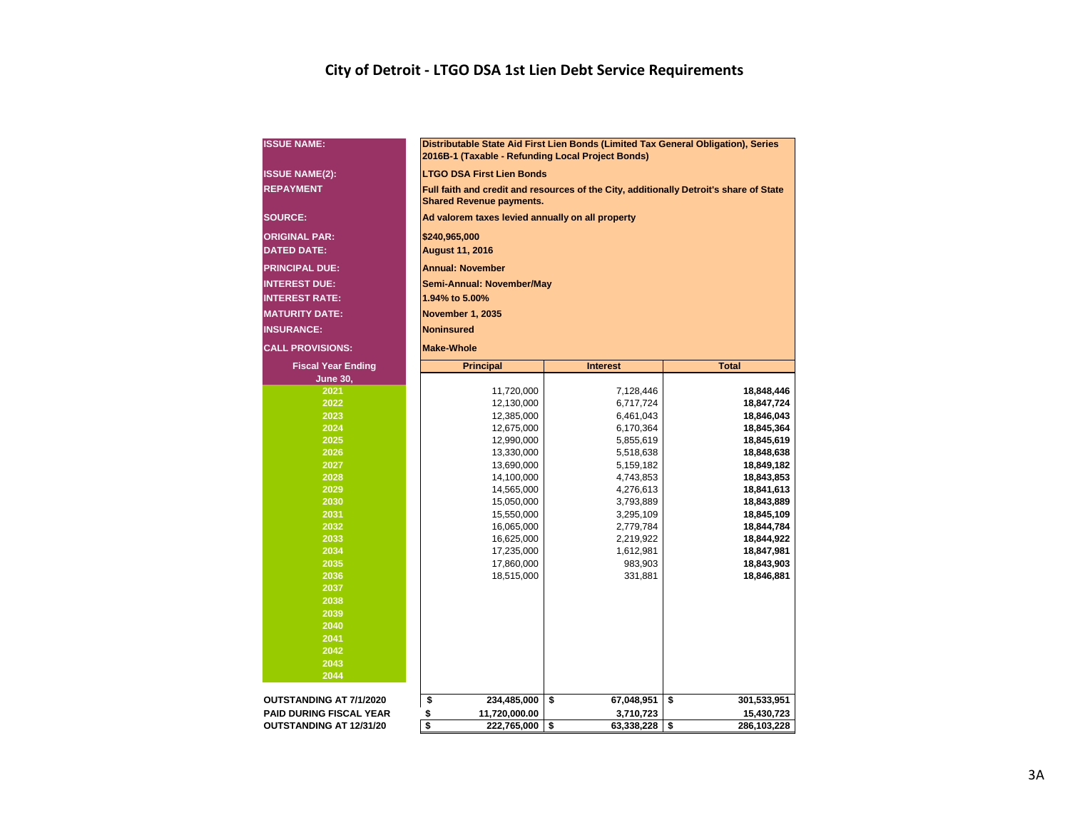# City of Detroit - LTGO DSA 1st Lien Debt Service Requirements

| | |
|---|---|
| **ISSUE NAME:** | **Distributable State Aid First Lien Bonds (Limited Tax General Obligation), Series 2016B-1 (Taxable - Refunding Local Project Bonds)** |
| **ISSUE NAME(2):** | **LTGO DSA First Lien Bonds** |
| **REPAYMENT** | **Full faith and credit and resources of the City, additionally Detroit's share of State Shared Revenue payments.** |
| **SOURCE:** | **Ad valorem taxes levied annually on all property** |
| **ORIGINAL PAR:** | **$240,965,000** |
| **DATED DATE:** | **August 11, 2016** |
| **PRINCIPAL DUE:** | **Annual: November** |
| **INTEREST DUE:** | **Semi-Annual: November/May** |
| **INTEREST RATE:** | **1.94% to 5.00%** |
| **MATURITY DATE:** | **November 1, 2035** |
| **INSURANCE:** | **Noninsured** |
| **CALL PROVISIONS:** | **Make-Whole** |

| Fiscal Year Ending June 30, | Principal | Interest | Total |
|---|---|---|---|
| 2021 | 11,720,000 | 7,128,446 | **18,848,446** |
| 2022 | 12,130,000 | 6,717,724 | **18,847,724** |
| 2023 | 12,385,000 | 6,461,043 | **18,846,043** |
| 2024 | 12,675,000 | 6,170,364 | **18,845,364** |
| 2025 | 12,990,000 | 5,855,619 | **18,845,619** |
| 2026 | 13,330,000 | 5,518,638 | **18,848,638** |
| 2027 | 13,690,000 | 5,159,182 | **18,849,182** |
| 2028 | 14,100,000 | 4,743,853 | **18,843,853** |
| 2029 | 14,565,000 | 4,276,613 | **18,841,613** |
| 2030 | 15,050,000 | 3,793,889 | **18,843,889** |
| 2031 | 15,550,000 | 3,295,109 | **18,845,109** |
| 2032 | 16,065,000 | 2,779,784 | **18,844,784** |
| 2033 | 16,625,000 | 2,219,922 | **18,844,922** |
| 2034 | 17,235,000 | 1,612,981 | **18,847,981** |
| 2035 | 17,860,000 | 983,903 | **18,843,903** |
| 2036 | 18,515,000 | 331,881 | **18,846,881** |
| 2037 | | | |
| 2038 | | | |
| 2039 | | | |
| 2040 | | | |
| 2041 | | | |
| 2042 | | | |
| 2043 | | | |
| 2044 | | | |
| **OUTSTANDING AT 7/1/2020** | **$ 234,485,000** | **$ 67,048,951** | **$ 301,533,951** |
| **PAID DURING FISCAL YEAR** | **$ 11,720,000.00** | **3,710,723** | **15,430,723** |
| **OUTSTANDING AT 12/31/20** | **$ 222,765,000** | **$ 63,338,228** | **$ 286,103,228** |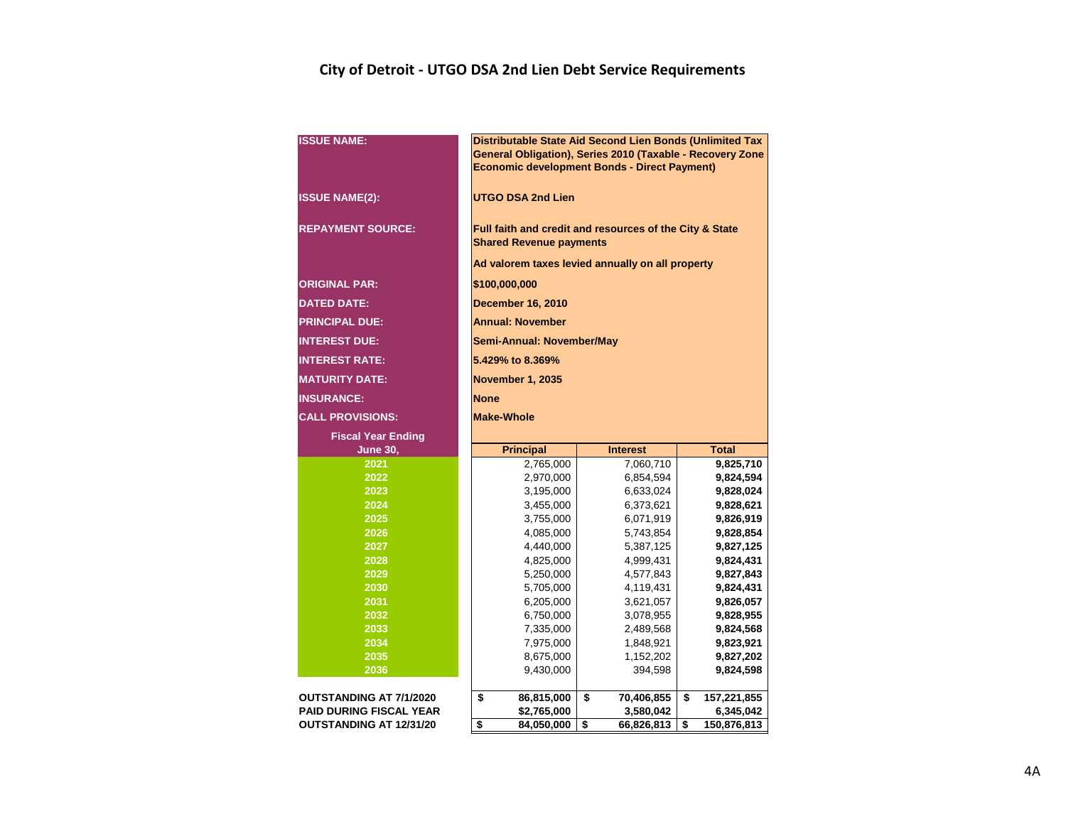# City of Detroit - UTGO DSA 2nd Lien Debt Service Requirements

| | |
|---|---|
| **ISSUE NAME:** | **Distributable State Aid Second Lien Bonds (Unlimited Tax General Obligation), Series 2010 (Taxable - Recovery Zone Economic development Bonds - Direct Payment)** |
| **ISSUE NAME(2):** | **UTGO DSA 2nd Lien** |
| **REPAYMENT SOURCE:** | **Full faith and credit and resources of the City & State Shared Revenue payments** |
| | **Ad valorem taxes levied annually on all property** |
| **ORIGINAL PAR:** | **$100,000,000** |
| **DATED DATE:** | **December 16, 2010** |
| **PRINCIPAL DUE:** | **Annual: November** |
| **INTEREST DUE:** | **Semi-Annual: November/May** |
| **INTEREST RATE:** | **5.429% to 8.369%** |
| **MATURITY DATE:** | **November 1, 2035** |
| **INSURANCE:** | **None** |
| **CALL PROVISIONS:** | **Make-Whole** |

| Fiscal Year Ending June 30, | Principal | Interest | Total |
|---|---|---|---|
| 2021 | 2,765,000 | 7,060,710 | 9,825,710 |
| 2022 | 2,970,000 | 6,854,594 | 9,824,594 |
| 2023 | 3,195,000 | 6,633,024 | 9,828,024 |
| 2024 | 3,455,000 | 6,373,621 | 9,828,621 |
| 2025 | 3,755,000 | 6,071,919 | 9,826,919 |
| 2026 | 4,085,000 | 5,743,854 | 9,828,854 |
| 2027 | 4,440,000 | 5,387,125 | 9,827,125 |
| 2028 | 4,825,000 | 4,999,431 | 9,824,431 |
| 2029 | 5,250,000 | 4,577,843 | 9,827,843 |
| 2030 | 5,705,000 | 4,119,431 | 9,824,431 |
| 2031 | 6,205,000 | 3,621,057 | 9,826,057 |
| 2032 | 6,750,000 | 3,078,955 | 9,828,955 |
| 2033 | 7,335,000 | 2,489,568 | 9,824,568 |
| 2034 | 7,975,000 | 1,848,921 | 9,823,921 |
| 2035 | 8,675,000 | 1,152,202 | 9,827,202 |
| 2036 | 9,430,000 | 394,598 | 9,824,598 |
| **OUTSTANDING AT 7/1/2020** | **$ 86,815,000** | **$ 70,406,855** | **$ 157,221,855** |
| **PAID DURING FISCAL YEAR** | **$2,765,000** | **3,580,042** | **6,345,042** |
| **OUTSTANDING AT 12/31/20** | **$ 84,050,000** | **$ 66,826,813** | **$ 150,876,813** |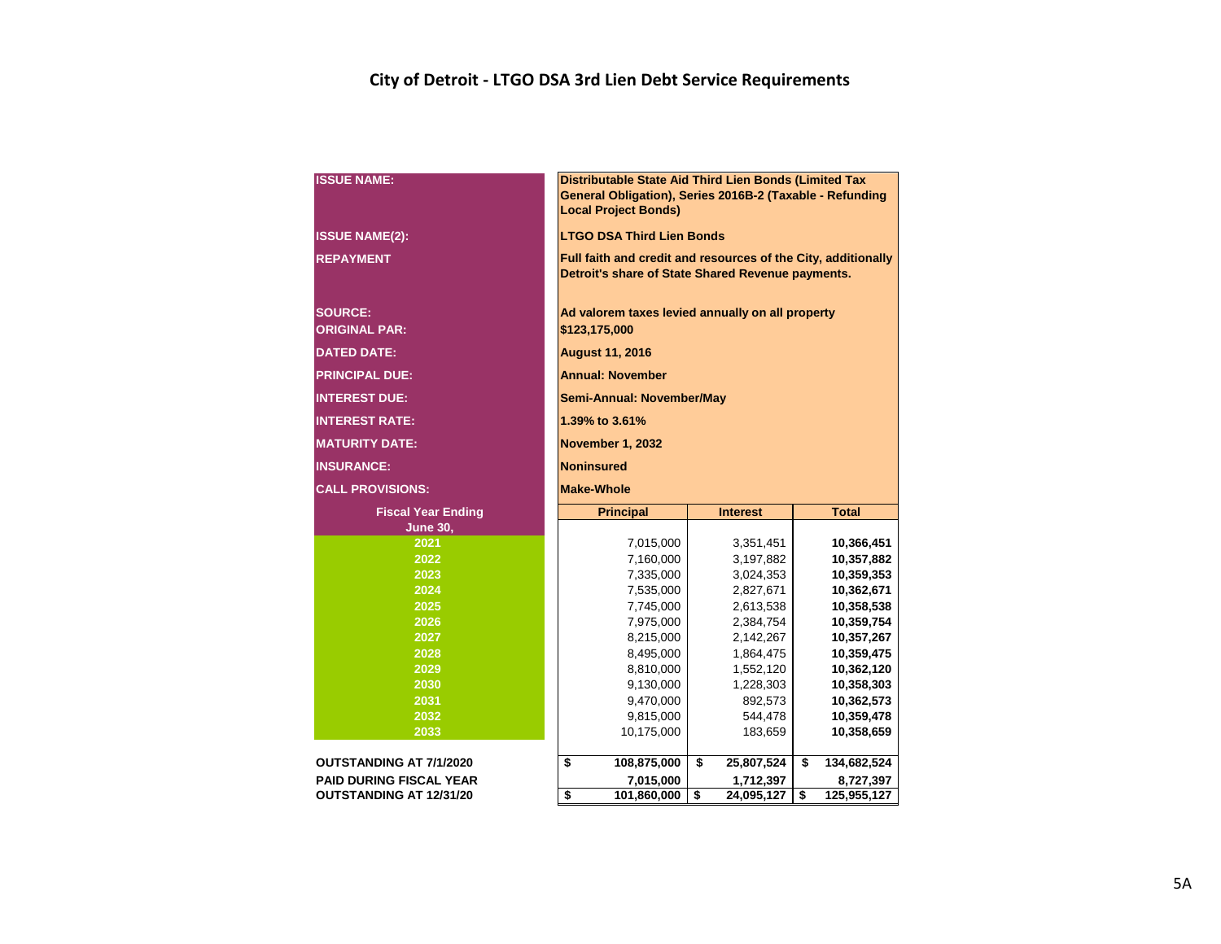# City of Detroit - LTGO DSA 3rd Lien Debt Service Requirements

| | |
|---|---|
| **ISSUE NAME:** | **Distributable State Aid Third Lien Bonds (Limited Tax General Obligation), Series 2016B-2 (Taxable - Refunding Local Project Bonds)** |
| **ISSUE NAME(2):** | **LTGO DSA Third Lien Bonds** |
| **REPAYMENT** | **Full faith and credit and resources of the City, additionally Detroit's share of State Shared Revenue payments.** |
| **SOURCE:** | **Ad valorem taxes levied annually on all property** |
| **ORIGINAL PAR:** | **$123,175,000** |
| **DATED DATE:** | **August 11, 2016** |
| **PRINCIPAL DUE:** | **Annual: November** |
| **INTEREST DUE:** | **Semi-Annual: November/May** |
| **INTEREST RATE:** | **1.39% to 3.61%** |
| **MATURITY DATE:** | **November 1, 2032** |
| **INSURANCE:** | **Noninsured** |
| **CALL PROVISIONS:** | **Make-Whole** |

| Fiscal Year Ending June 30, | Principal | Interest | Total |
|---|---|---|---|
| 2021 | 7,015,000 | 3,351,451 | **10,366,451** |
| 2022 | 7,160,000 | 3,197,882 | **10,357,882** |
| 2023 | 7,335,000 | 3,024,353 | **10,359,353** |
| 2024 | 7,535,000 | 2,827,671 | **10,362,671** |
| 2025 | 7,745,000 | 2,613,538 | **10,358,538** |
| 2026 | 7,975,000 | 2,384,754 | **10,359,754** |
| 2027 | 8,215,000 | 2,142,267 | **10,357,267** |
| 2028 | 8,495,000 | 1,864,475 | **10,359,475** |
| 2029 | 8,810,000 | 1,552,120 | **10,362,120** |
| 2030 | 9,130,000 | 1,228,303 | **10,358,303** |
| 2031 | 9,470,000 | 892,573 | **10,362,573** |
| 2032 | 9,815,000 | 544,478 | **10,359,478** |
| 2033 | 10,175,000 | 183,659 | **10,358,659** |
| **OUTSTANDING AT 7/1/2020** | **$ 108,875,000** | **$ 25,807,524** | **$ 134,682,524** |
| **PAID DURING FISCAL YEAR** | **7,015,000** | **1,712,397** | **8,727,397** |
| **OUTSTANDING AT 12/31/20** | **$ 101,860,000** | **$ 24,095,127** | **$ 125,955,127** |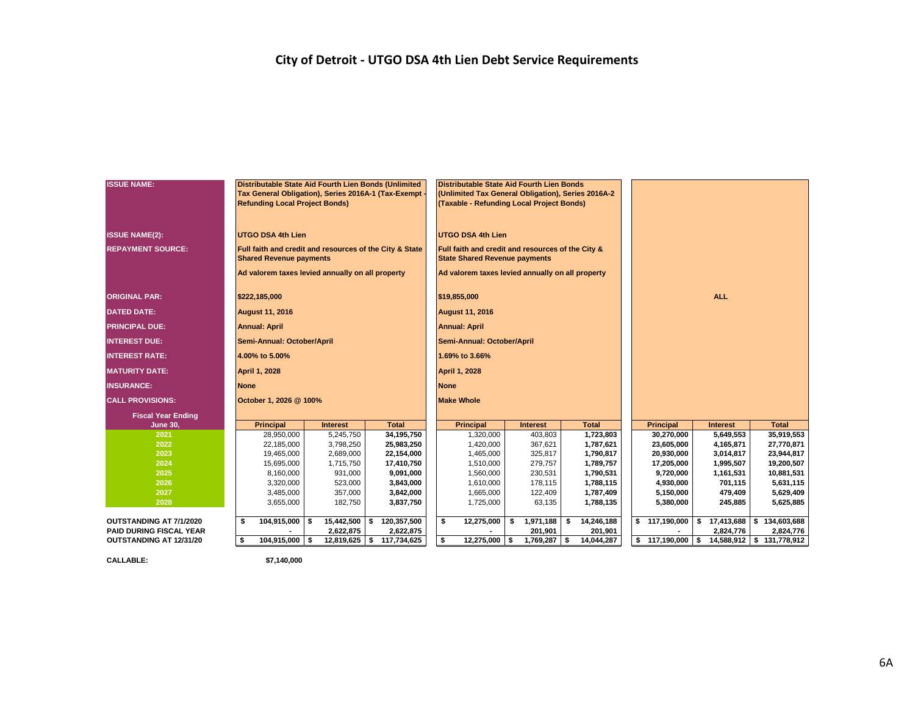# City of Detroit - UTGO DSA 4th Lien Debt Service Requirements

| ISSUE NAME: | Distributable State Aid Fourth Lien Bonds (Unlimited Tax General Obligation), Series 2016A-1 (Tax-Exempt - Refunding Local Project Bonds) | | | Distributable State Aid Fourth Lien Bonds (Unlimited Tax General Obligation), Series 2016A-2 (Taxable - Refunding Local Project Bonds) | | | | | |
|---|---|---|---|---|---|---|---|---|---|
| ISSUE NAME(2): | UTGO DSA 4th Lien | | | UTGO DSA 4th Lien | | | | | |
| REPAYMENT SOURCE: | Full faith and credit and resources of the City & State Shared Revenue payments | | | Full faith and credit and resources of the City & State Shared Revenue payments | | | | | |
| | Ad valorem taxes levied annually on all property | | | Ad valorem taxes levied annually on all property | | | | | |
| ORIGINAL PAR: | $222,185,000 | | | $19,855,000 | | | | ALL | |
| DATED DATE: | August 11, 2016 | | | August 11, 2016 | | | | | |
| PRINCIPAL DUE: | Annual: April | | | Annual: April | | | | | |
| INTEREST DUE: | Semi-Annual: October/April | | | Semi-Annual: October/April | | | | | |
| INTEREST RATE: | 4.00% to 5.00% | | | 1.69% to 3.66% | | | | | |
| MATURITY DATE: | April 1, 2028 | | | April 1, 2028 | | | | | |
| INSURANCE: | None | | | None | | | | | |
| CALL PROVISIONS: | October 1, 2026 @ 100% | | | Make Whole | | | | | |
| **Fiscal Year Ending June 30,** | **Principal** | **Interest** | **Total** | **Principal** | **Interest** | **Total** | **Principal** | **Interest** | **Total** |
| 2021 | 28,950,000 | 5,245,750 | 34,195,750 | 1,320,000 | 403,803 | 1,723,803 | 30,270,000 | 5,649,553 | 35,919,553 |
| 2022 | 22,185,000 | 3,798,250 | 25,983,250 | 1,420,000 | 367,621 | 1,787,621 | 23,605,000 | 4,165,871 | 27,770,871 |
| 2023 | 19,465,000 | 2,689,000 | 22,154,000 | 1,465,000 | 325,817 | 1,790,817 | 20,930,000 | 3,014,817 | 23,944,817 |
| 2024 | 15,695,000 | 1,715,750 | 17,410,750 | 1,510,000 | 279,757 | 1,789,757 | 17,205,000 | 1,995,507 | 19,200,507 |
| 2025 | 8,160,000 | 931,000 | 9,091,000 | 1,560,000 | 230,531 | 1,790,531 | 9,720,000 | 1,161,531 | 10,881,531 |
| 2026 | 3,320,000 | 523,000 | 3,843,000 | 1,610,000 | 178,115 | 1,788,115 | 4,930,000 | 701,115 | 5,631,115 |
| 2027 | 3,485,000 | 357,000 | 3,842,000 | 1,665,000 | 122,409 | 1,787,409 | 5,150,000 | 479,409 | 5,629,409 |
| 2028 | 3,655,000 | 182,750 | 3,837,750 | 1,725,000 | 63,135 | 1,788,135 | 5,380,000 | 245,885 | 5,625,885 |
| **OUTSTANDING AT 7/1/2020** | $ 104,915,000 | $ 15,442,500 | $ 120,357,500 | $ 12,275,000 | $ 1,971,188 | $ 14,246,188 | $ 117,190,000 | $ 17,413,688 | $ 134,603,688 |
| **PAID DURING FISCAL YEAR** | - | 2,622,875 | 2,622,875 | - | 201,901 | 201,901 | - | 2,824,776 | 2,824,776 |
| **OUTSTANDING AT 12/31/20** | $ 104,915,000 | $ 12,819,625 | $ 117,734,625 | $ 12,275,000 | $ 1,769,287 | $ 14,044,287 | $ 117,190,000 | $ 14,588,912 | $ 131,778,912 |

**CALLABLE:** $7,140,000

6A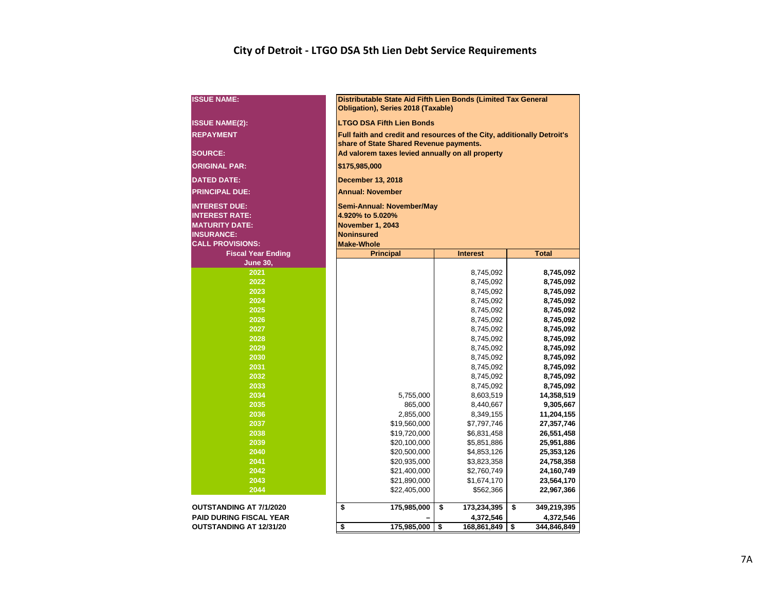# City of Detroit - LTGO DSA 5th Lien Debt Service Requirements

| | |
|---|---|
| **ISSUE NAME:** | **Distributable State Aid Fifth Lien Bonds (Limited Tax General Obligation), Series 2018 (Taxable)** |
| **ISSUE NAME(2):** | **LTGO DSA Fifth Lien Bonds** |
| **REPAYMENT** | **Full faith and credit and resources of the City, additionally Detroit's share of State Shared Revenue payments.** |
| **SOURCE:** | **Ad valorem taxes levied annually on all property** |
| **ORIGINAL PAR:** | **$175,985,000** |
| **DATED DATE:** | **December 13, 2018** |
| **PRINCIPAL DUE:** | **Annual: November** |
| **INTEREST DUE:** | **Semi-Annual: November/May** |
| **INTEREST RATE:** | **4.920% to 5.020%** |
| **MATURITY DATE:** | **November 1, 2043** |
| **INSURANCE:** | **Noninsured** |
| **CALL PROVISIONS:** | **Make-Whole** |

| Fiscal Year Ending June 30, | Principal | Interest | Total |
|---|---|---|---|
| 2021 | | 8,745,092 | **8,745,092** |
| 2022 | | 8,745,092 | **8,745,092** |
| 2023 | | 8,745,092 | **8,745,092** |
| 2024 | | 8,745,092 | **8,745,092** |
| 2025 | | 8,745,092 | **8,745,092** |
| 2026 | | 8,745,092 | **8,745,092** |
| 2027 | | 8,745,092 | **8,745,092** |
| 2028 | | 8,745,092 | **8,745,092** |
| 2029 | | 8,745,092 | **8,745,092** |
| 2030 | | 8,745,092 | **8,745,092** |
| 2031 | | 8,745,092 | **8,745,092** |
| 2032 | | 8,745,092 | **8,745,092** |
| 2033 | | 8,745,092 | **8,745,092** |
| 2034 | 5,755,000 | 8,603,519 | **14,358,519** |
| 2035 | 865,000 | 8,440,667 | **9,305,667** |
| 2036 | 2,855,000 | 8,349,155 | **11,204,155** |
| 2037 | $19,560,000 | $7,797,746 | **27,357,746** |
| 2038 | $19,720,000 | $6,831,458 | **26,551,458** |
| 2039 | $20,100,000 | $5,851,886 | **25,951,886** |
| 2040 | $20,500,000 | $4,853,126 | **25,353,126** |
| 2041 | $20,935,000 | $3,823,358 | **24,758,358** |
| 2042 | $21,400,000 | $2,760,749 | **24,160,749** |
| 2043 | $21,890,000 | $1,674,170 | **23,564,170** |
| 2044 | $22,405,000 | $562,366 | **22,967,366** |
| **OUTSTANDING AT 7/1/2020** | **$ 175,985,000** | **$ 173,234,395** | **$ 349,219,395** |
| **PAID DURING FISCAL YEAR** | **–** | **4,372,546** | **4,372,546** |
| **OUTSTANDING AT 12/31/20** | **$ 175,985,000** | **$ 168,861,849** | **$ 344,846,849** |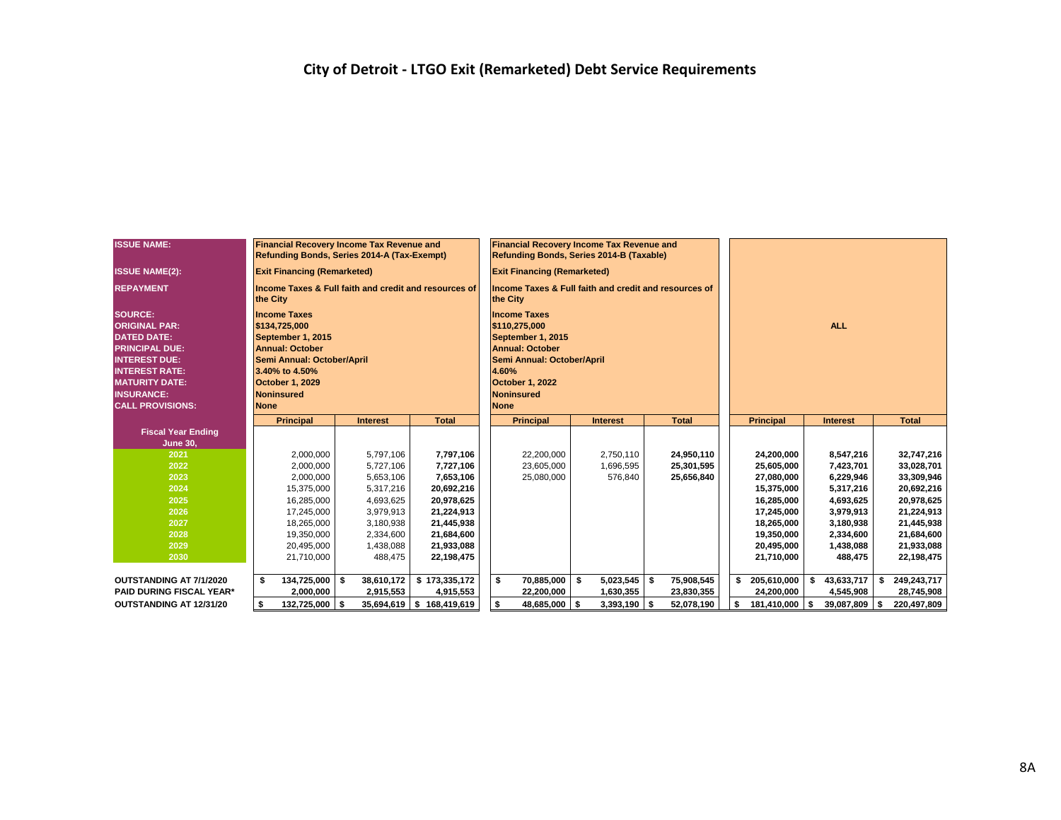# City of Detroit - LTGO Exit (Remarketed) Debt Service Requirements

| ISSUE NAME: | Financial Recovery Income Tax Revenue and Refunding Bonds, Series 2014-A (Tax-Exempt) | | | Financial Recovery Income Tax Revenue and Refunding Bonds, Series 2014-B (Taxable) | | | ALL | | |
|---|---|---|---|---|---|---|---|---|---|
| ISSUE NAME(2): | Exit Financing (Remarketed) | | | Exit Financing (Remarketed) | | | | | |
| REPAYMENT | Income Taxes & Full faith and credit and resources of the City | | | Income Taxes & Full faith and credit and resources of the City | | | | | |
| SOURCE: | Income Taxes | | | Income Taxes | | | | | |
| ORIGINAL PAR: | $134,725,000 | | | $110,275,000 | | | | | |
| DATED DATE: | September 1, 2015 | | | September 1, 2015 | | | | | |
| PRINCIPAL DUE: | Annual: October | | | Annual: October | | | | | |
| INTEREST DUE: | Semi Annual: October/April | | | Semi Annual: October/April | | | | | |
| INTEREST RATE: | 3.40% to 4.50% | | | 4.60% | | | | | |
| MATURITY DATE: | October 1, 2029 | | | October 1, 2022 | | | | | |
| INSURANCE: | Noninsured | | | Noninsured | | | | | |
| CALL PROVISIONS: | None | | | None | | | | | |
| **Fiscal Year Ending June 30,** | **Principal** | **Interest** | **Total** | **Principal** | **Interest** | **Total** | **Principal** | **Interest** | **Total** |
| 2021 | 2,000,000 | 5,797,106 | 7,797,106 | 22,200,000 | 2,750,110 | 24,950,110 | 24,200,000 | 8,547,216 | 32,747,216 |
| 2022 | 2,000,000 | 5,727,106 | 7,727,106 | 23,605,000 | 1,696,595 | 25,301,595 | 25,605,000 | 7,423,701 | 33,028,701 |
| 2023 | 2,000,000 | 5,653,106 | 7,653,106 | 25,080,000 | 576,840 | 25,656,840 | 27,080,000 | 6,229,946 | 33,309,946 |
| 2024 | 15,375,000 | 5,317,216 | 20,692,216 | | | | 15,375,000 | 5,317,216 | 20,692,216 |
| 2025 | 16,285,000 | 4,693,625 | 20,978,625 | | | | 16,285,000 | 4,693,625 | 20,978,625 |
| 2026 | 17,245,000 | 3,979,913 | 21,224,913 | | | | 17,245,000 | 3,979,913 | 21,224,913 |
| 2027 | 18,265,000 | 3,180,938 | 21,445,938 | | | | 18,265,000 | 3,180,938 | 21,445,938 |
| 2028 | 19,350,000 | 2,334,600 | 21,684,600 | | | | 19,350,000 | 2,334,600 | 21,684,600 |
| 2029 | 20,495,000 | 1,438,088 | 21,933,088 | | | | 20,495,000 | 1,438,088 | 21,933,088 |
| 2030 | 21,710,000 | 488,475 | 22,198,475 | | | | 21,710,000 | 488,475 | 22,198,475 |
| **OUTSTANDING AT 7/1/2020** | $ 134,725,000 | $ 38,610,172 | $ 173,335,172 | $ 70,885,000 | $ 5,023,545 | $ 75,908,545 | $ 205,610,000 | $ 43,633,717 | $ 249,243,717 |
| **PAID DURING FISCAL YEAR*** | 2,000,000 | 2,915,553 | 4,915,553 | 22,200,000 | 1,630,355 | 23,830,355 | 24,200,000 | 4,545,908 | 28,745,908 |
| **OUTSTANDING AT 12/31/20** | $ 132,725,000 | $ 35,694,619 | $ 168,419,619 | $ 48,685,000 | $ 3,393,190 | $ 52,078,190 | $ 181,410,000 | $ 39,087,809 | $ 220,497,809 |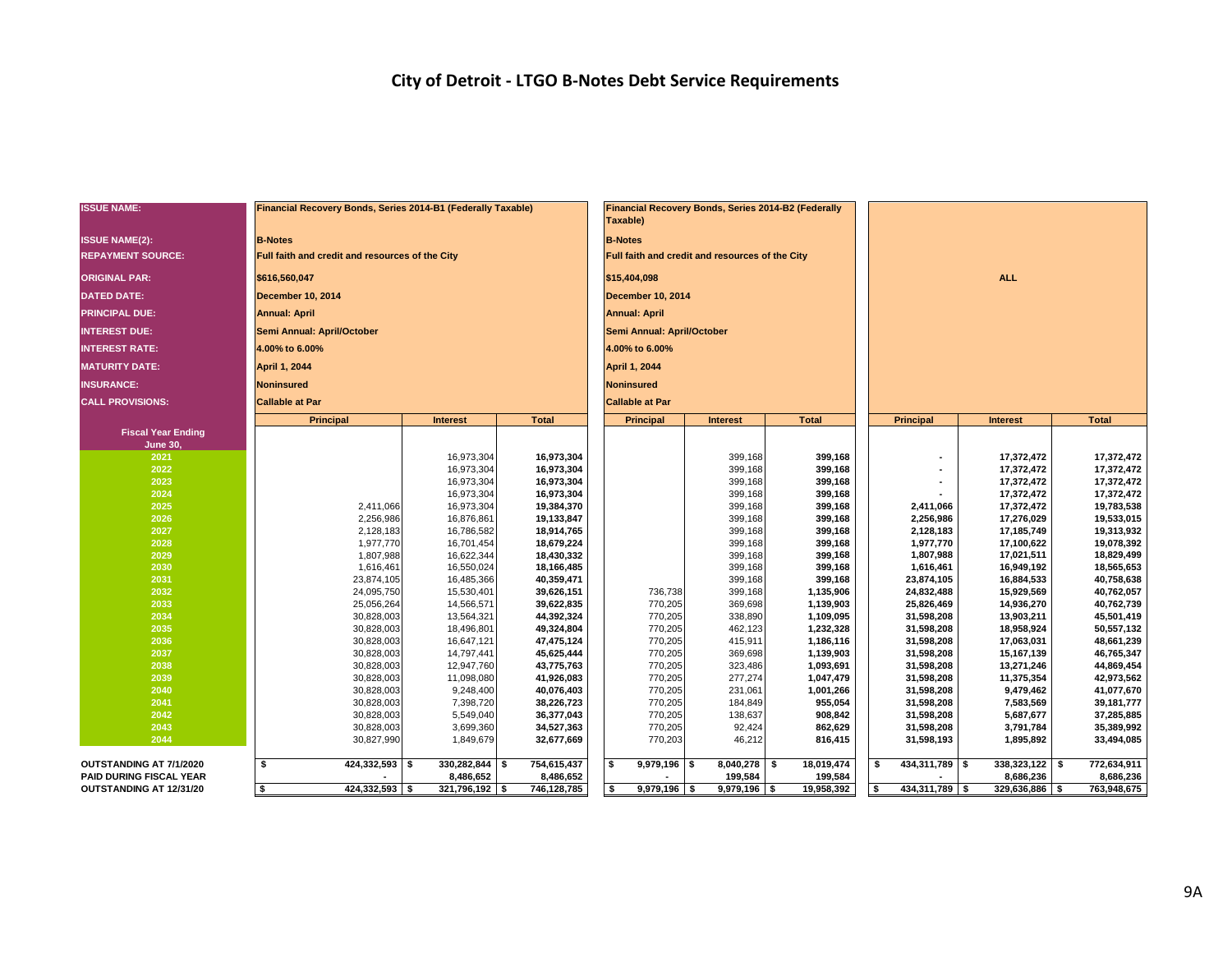# City of Detroit - LTGO B-Notes Debt Service Requirements

| ISSUE NAME: | Financial Recovery Bonds, Series 2014-B1 (Federally Taxable) | | | Financial Recovery Bonds, Series 2014-B2 (Federally Taxable) | | | ALL | | |
|---|---|---|---|---|---|---|---|---|---|
| ISSUE NAME(2): | B-Notes | | | B-Notes | | | | | |
| REPAYMENT SOURCE: | Full faith and credit and resources of the City | | | Full faith and credit and resources of the City | | | | | |
| ORIGINAL PAR: | $616,560,047 | | | $15,404,098 | | | | | |
| DATED DATE: | December 10, 2014 | | | December 10, 2014 | | | | | |
| PRINCIPAL DUE: | Annual: April | | | Annual: April | | | | | |
| INTEREST DUE: | Semi Annual: April/October | | | Semi Annual: April/October | | | | | |
| INTEREST RATE: | 4.00% to 6.00% | | | 4.00% to 6.00% | | | | | |
| MATURITY DATE: | April 1, 2044 | | | April 1, 2044 | | | | | |
| INSURANCE: | Noninsured | | | Noninsured | | | | | |
| CALL PROVISIONS: | Callable at Par | | | Callable at Par | | | | | |
| **Fiscal Year Ending June 30,** | **Principal** | **Interest** | **Total** | **Principal** | **Interest** | **Total** | **Principal** | **Interest** | **Total** |
| 2021 | | 16,973,304 | 16,973,304 | | 399,168 | 399,168 | - | 17,372,472 | 17,372,472 |
| 2022 | | 16,973,304 | 16,973,304 | | 399,168 | 399,168 | - | 17,372,472 | 17,372,472 |
| 2023 | | 16,973,304 | 16,973,304 | | 399,168 | 399,168 | - | 17,372,472 | 17,372,472 |
| 2024 | | 16,973,304 | 16,973,304 | | 399,168 | 399,168 | - | 17,372,472 | 17,372,472 |
| 2025 | 2,411,066 | 16,973,304 | 19,384,370 | | 399,168 | 399,168 | 2,411,066 | 17,372,472 | 19,783,538 |
| 2026 | 2,256,986 | 16,876,861 | 19,133,847 | | 399,168 | 399,168 | 2,256,986 | 17,276,029 | 19,533,015 |
| 2027 | 2,128,183 | 16,786,582 | 18,914,765 | | 399,168 | 399,168 | 2,128,183 | 17,185,749 | 19,313,932 |
| 2028 | 1,977,770 | 16,701,454 | 18,679,224 | | 399,168 | 399,168 | 1,977,770 | 17,100,622 | 19,078,392 |
| 2029 | 1,807,988 | 16,622,344 | 18,430,332 | | 399,168 | 399,168 | 1,807,988 | 17,021,511 | 18,829,499 |
| 2030 | 1,616,461 | 16,550,024 | 18,166,485 | | 399,168 | 399,168 | 1,616,461 | 16,949,192 | 18,565,653 |
| 2031 | 23,874,105 | 16,485,366 | 40,359,471 | | 399,168 | 399,168 | 23,874,105 | 16,884,533 | 40,758,638 |
| 2032 | 24,095,750 | 15,530,401 | 39,626,151 | 736,738 | 399,168 | 1,135,906 | 24,832,488 | 15,929,569 | 40,762,057 |
| 2033 | 25,056,264 | 14,566,571 | 39,622,835 | 770,205 | 369,698 | 1,139,903 | 25,826,469 | 14,936,270 | 40,762,739 |
| 2034 | 30,828,003 | 13,564,321 | 44,392,324 | 770,205 | 338,890 | 1,109,095 | 31,598,208 | 13,903,211 | 45,501,419 |
| 2035 | 30,828,003 | 18,496,801 | 49,324,804 | 770,205 | 462,123 | 1,232,328 | 31,598,208 | 18,958,924 | 50,557,132 |
| 2036 | 30,828,003 | 16,647,121 | 47,475,124 | 770,205 | 415,911 | 1,186,116 | 31,598,208 | 17,063,031 | 48,661,239 |
| 2037 | 30,828,003 | 14,797,441 | 45,625,444 | 770,205 | 369,698 | 1,139,903 | 31,598,208 | 15,167,139 | 46,765,347 |
| 2038 | 30,828,003 | 12,947,760 | 43,775,763 | 770,205 | 323,486 | 1,093,691 | 31,598,208 | 13,271,246 | 44,869,454 |
| 2039 | 30,828,003 | 11,098,080 | 41,926,083 | 770,205 | 277,274 | 1,047,479 | 31,598,208 | 11,375,354 | 42,973,562 |
| 2040 | 30,828,003 | 9,248,400 | 40,076,403 | 770,205 | 231,061 | 1,001,266 | 31,598,208 | 9,479,462 | 41,077,670 |
| 2041 | 30,828,003 | 7,398,720 | 38,226,723 | 770,205 | 184,849 | 955,054 | 31,598,208 | 7,583,569 | 39,181,777 |
| 2042 | 30,828,003 | 5,549,040 | 36,377,043 | 770,205 | 138,637 | 908,842 | 31,598,208 | 5,687,677 | 37,285,885 |
| 2043 | 30,828,003 | 3,699,360 | 34,527,363 | 770,205 | 92,424 | 862,629 | 31,598,208 | 3,791,784 | 35,389,992 |
| 2044 | 30,827,990 | 1,849,679 | 32,677,669 | 770,203 | 46,212 | 816,415 | 31,598,193 | 1,895,892 | 33,494,085 |
| **OUTSTANDING AT 7/1/2020** | $ 424,332,593 | $ 330,282,844 | $ 754,615,437 | $ 9,979,196 | $ 8,040,278 | $ 18,019,474 | $ 434,311,789 | $ 338,323,122 | $ 772,634,911 |
| **PAID DURING FISCAL YEAR** | - | 8,486,652 | 8,486,652 | - | 199,584 | 199,584 | - | 8,686,236 | 8,686,236 |
| **OUTSTANDING AT 12/31/20** | $ 424,332,593 | $ 321,796,192 | $ 746,128,785 | $ 9,979,196 | $ 9,979,196 | $ 19,958,392 | $ 434,311,789 | $ 329,636,886 | $ 763,948,675 |

9A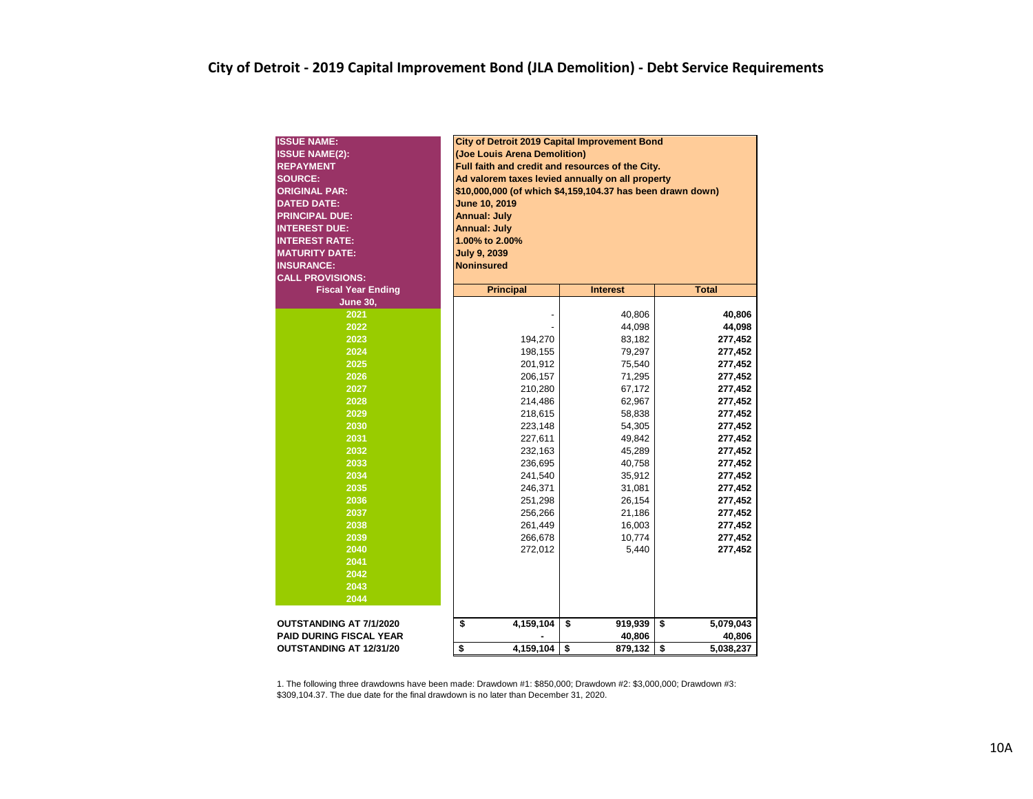# City of Detroit - 2019 Capital Improvement Bond (JLA Demolition) - Debt Service Requirements

| | |
|---|---|
| **ISSUE NAME:** | **City of Detroit 2019 Capital Improvement Bond** |
| **ISSUE NAME(2):** | **(Joe Louis Arena Demolition)** |
| **REPAYMENT** | **Full faith and credit and resources of the City.** |
| **SOURCE:** | **Ad valorem taxes levied annually on all property** |
| **ORIGINAL PAR:** | **$10,000,000 (of which $4,159,104.37 has been drawn down)** |
| **DATED DATE:** | **June 10, 2019** |
| **PRINCIPAL DUE:** | **Annual: July** |
| **INTEREST DUE:** | **Annual: July** |
| **INTEREST RATE:** | **1.00% to 2.00%** |
| **MATURITY DATE:** | **July 9, 2039** |
| **INSURANCE:** | **Noninsured** |
| **CALL PROVISIONS:** | |

| Fiscal Year Ending June 30, | Principal | Interest | Total |
|---|---|---|---|
| 2021 | - | 40,806 | **40,806** |
| 2022 | - | 44,098 | **44,098** |
| 2023 | 194,270 | 83,182 | **277,452** |
| 2024 | 198,155 | 79,297 | **277,452** |
| 2025 | 201,912 | 75,540 | **277,452** |
| 2026 | 206,157 | 71,295 | **277,452** |
| 2027 | 210,280 | 67,172 | **277,452** |
| 2028 | 214,486 | 62,967 | **277,452** |
| 2029 | 218,615 | 58,838 | **277,452** |
| 2030 | 223,148 | 54,305 | **277,452** |
| 2031 | 227,611 | 49,842 | **277,452** |
| 2032 | 232,163 | 45,289 | **277,452** |
| 2033 | 236,695 | 40,758 | **277,452** |
| 2034 | 241,540 | 35,912 | **277,452** |
| 2035 | 246,371 | 31,081 | **277,452** |
| 2036 | 251,298 | 26,154 | **277,452** |
| 2037 | 256,266 | 21,186 | **277,452** |
| 2038 | 261,449 | 16,003 | **277,452** |
| 2039 | 266,678 | 10,774 | **277,452** |
| 2040 | 272,012 | 5,440 | **277,452** |
| 2041 | | | |
| 2042 | | | |
| 2043 | | | |
| 2044 | | | |
| **OUTSTANDING AT 7/1/2020** | **$ 4,159,104** | **$ 919,939** | **$ 5,079,043** |
| **PAID DURING FISCAL YEAR** | **-** | **40,806** | **40,806** |
| **OUTSTANDING AT 12/31/20** | **$ 4,159,104** | **$ 879,132** | **$ 5,038,237** |

1. The following three drawdowns have been made: Drawdown #1: $850,000; Drawdown #2: $3,000,000; Drawdown #3: $309,104.37. The due date for the final drawdown is no later than December 31, 2020.

10A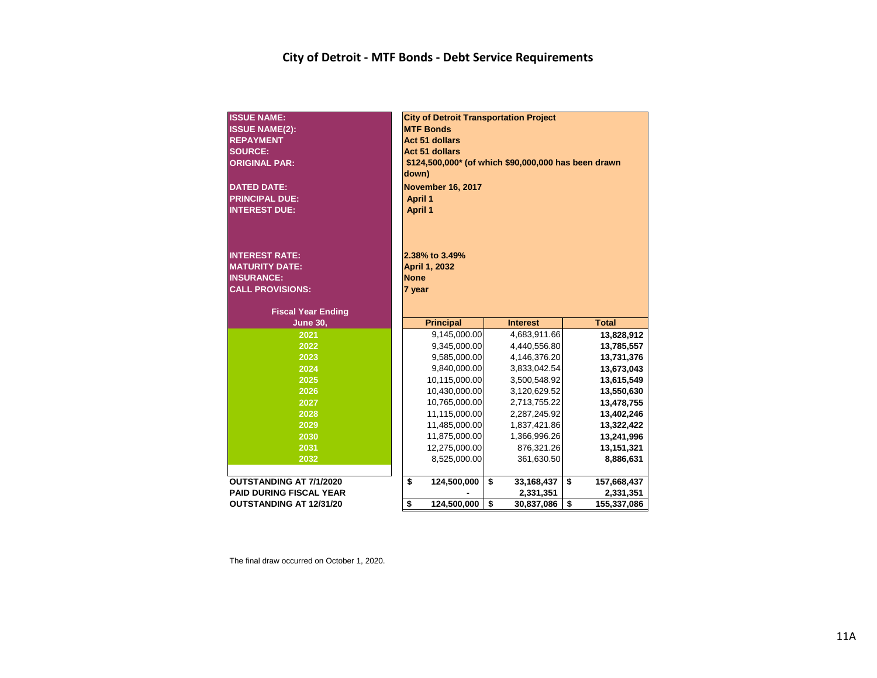## City of Detroit - MTF Bonds - Debt Service Requirements

| | |
|---|---|
| **ISSUE NAME:** | **City of Detroit Transportation Project** |
| **ISSUE NAME(2):** | **MTF Bonds** |
| **REPAYMENT** | **Act 51 dollars** |
| **SOURCE:** | **Act 51 dollars** |
| **ORIGINAL PAR:** | **$124,500,000* (of which $90,000,000 has been drawn down)** |
| **DATED DATE:** | **November 16, 2017** |
| **PRINCIPAL DUE:** | **April 1** |
| **INTEREST DUE:** | **April 1** |
| **INTEREST RATE:** | **2.38% to 3.49%** |
| **MATURITY DATE:** | **April 1, 2032** |
| **INSURANCE:** | **None** |
| **CALL PROVISIONS:** | **7 year** |

| Fiscal Year Ending June 30, | Principal | Interest | Total |
|---|---|---|---|
| 2021 | 9,145,000.00 | 4,683,911.66 | 13,828,912 |
| 2022 | 9,345,000.00 | 4,440,556.80 | 13,785,557 |
| 2023 | 9,585,000.00 | 4,146,376.20 | 13,731,376 |
| 2024 | 9,840,000.00 | 3,833,042.54 | 13,673,043 |
| 2025 | 10,115,000.00 | 3,500,548.92 | 13,615,549 |
| 2026 | 10,430,000.00 | 3,120,629.52 | 13,550,630 |
| 2027 | 10,765,000.00 | 2,713,755.22 | 13,478,755 |
| 2028 | 11,115,000.00 | 2,287,245.92 | 13,402,246 |
| 2029 | 11,485,000.00 | 1,837,421.86 | 13,322,422 |
| 2030 | 11,875,000.00 | 1,366,996.26 | 13,241,996 |
| 2031 | 12,275,000.00 | 876,321.26 | 13,151,321 |
| 2032 | 8,525,000.00 | 361,630.50 | 8,886,631 |
| **OUTSTANDING AT 7/1/2020** | **$ 124,500,000** | **$ 33,168,437** | **$ 157,668,437** |
| **PAID DURING FISCAL YEAR** | **-** | **2,331,351** | **2,331,351** |
| **OUTSTANDING AT 12/31/20** | **$ 124,500,000** | **$ 30,837,086** | **$ 155,337,086** |

The final draw occurred on October 1, 2020.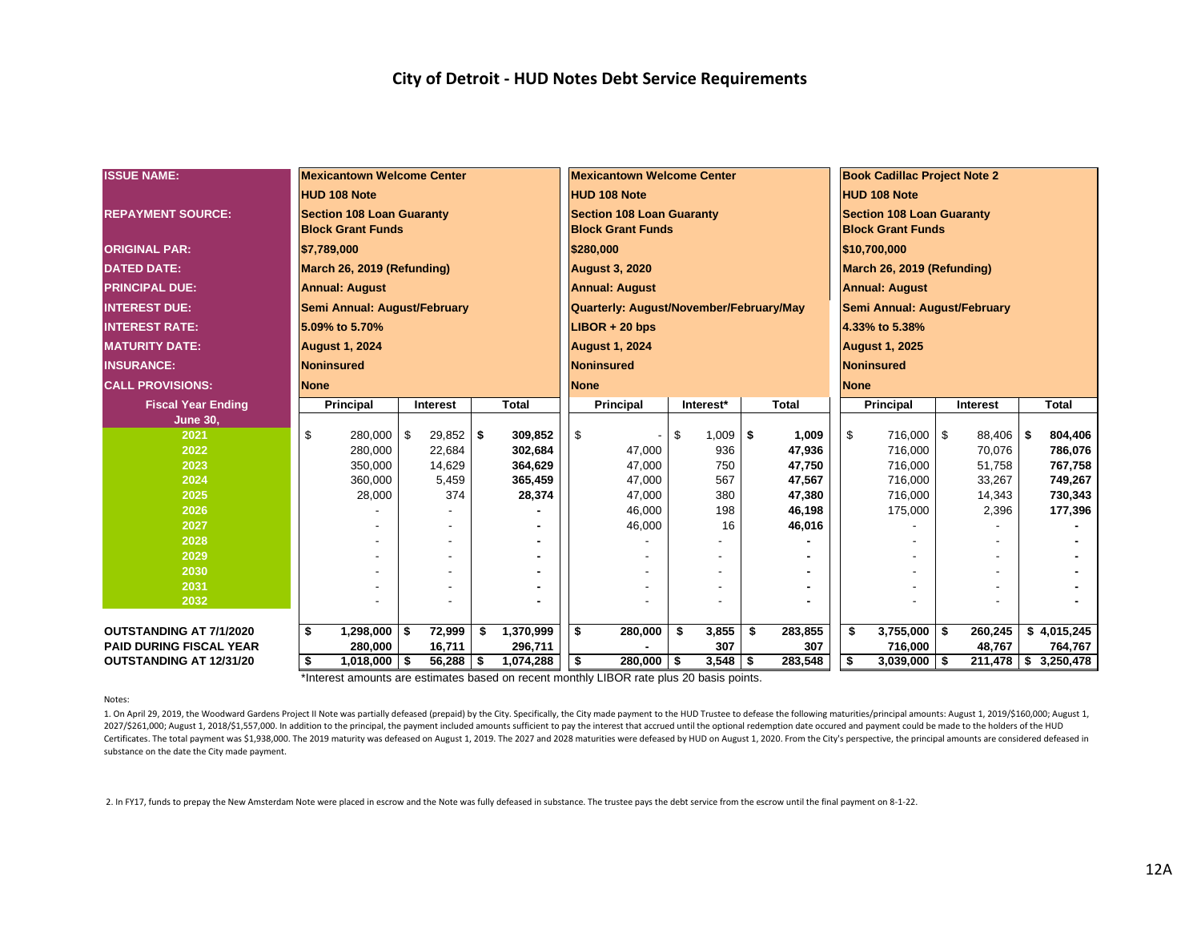# City of Detroit - HUD Notes Debt Service Requirements

| ISSUE NAME: | Mexicantown Welcome Center HUD 108 Note | | | Mexicantown Welcome Center HUD 108 Note | | | Book Cadillac Project Note 2 HUD 108 Note | | |
|---|---|---|---|---|---|---|---|---|---|
| REPAYMENT SOURCE: | Section 108 Loan Guaranty Block Grant Funds | | | Section 108 Loan Guaranty Block Grant Funds | | | Section 108 Loan Guaranty Block Grant Funds | | |
| ORIGINAL PAR: | $7,789,000 | | | $280,000 | | | $10,700,000 | | |
| DATED DATE: | March 26, 2019 (Refunding) | | | August 3, 2020 | | | March 26, 2019 (Refunding) | | |
| PRINCIPAL DUE: | Annual: August | | | Annual: August | | | Annual: August | | |
| INTEREST DUE: | Semi Annual: August/February | | | Quarterly: August/November/February/May | | | Semi Annual: August/February | | |
| INTEREST RATE: | 5.09% to 5.70% | | | LIBOR + 20 bps | | | 4.33% to 5.38% | | |
| MATURITY DATE: | August 1, 2024 | | | August 1, 2024 | | | August 1, 2025 | | |
| INSURANCE: | Noninsured | | | Noninsured | | | Noninsured | | |
| CALL PROVISIONS: | None | | | None | | | None | | |
| **Fiscal Year Ending June 30,** | **Principal** | **Interest** | **Total** | **Principal** | **Interest*** | **Total** | **Principal** | **Interest** | **Total** |
| 2021 | $ 280,000 | $ 29,852 | **$ 309,852** | $ - | $ 1,009 | **$ 1,009** | $ 716,000 | $ 88,406 | **$ 804,406** |
| 2022 | 280,000 | 22,684 | **302,684** | 47,000 | 936 | **47,936** | 716,000 | 70,076 | **786,076** |
| 2023 | 350,000 | 14,629 | **364,629** | 47,000 | 750 | **47,750** | 716,000 | 51,758 | **767,758** |
| 2024 | 360,000 | 5,459 | **365,459** | 47,000 | 567 | **47,567** | 716,000 | 33,267 | **749,267** |
| 2025 | 28,000 | 374 | **28,374** | 47,000 | 380 | **47,380** | 716,000 | 14,343 | **730,343** |
| 2026 | - | - | **-** | 46,000 | 198 | **46,198** | 175,000 | 2,396 | **177,396** |
| 2027 | - | - | **-** | 46,000 | 16 | **46,016** | - | - | **-** |
| 2028 | - | - | **-** | - | - | **-** | - | - | **-** |
| 2029 | - | - | **-** | - | - | **-** | - | - | **-** |
| 2030 | - | - | **-** | - | - | **-** | - | - | **-** |
| 2031 | - | - | **-** | - | - | **-** | - | - | **-** |
| 2032 | - | - | **-** | - | - | **-** | - | - | **-** |
| **OUTSTANDING AT 7/1/2020** | **$ 1,298,000** | **$ 72,999** | **$ 1,370,999** | **$ 280,000** | **$ 3,855** | **$ 283,855** | **$ 3,755,000** | **$ 260,245** | **$ 4,015,245** |
| **PAID DURING FISCAL YEAR** | **280,000** | **16,711** | **296,711** | **-** | **307** | **307** | **716,000** | **48,767** | **764,767** |
| **OUTSTANDING AT 12/31/20** | **$ 1,018,000** | **$ 56,288** | **$ 1,074,288** | **$ 280,000** | **$ 3,548** | **$ 283,548** | **$ 3,039,000** | **$ 211,478** | **$ 3,250,478** |

*Interest amounts are estimates based on recent monthly LIBOR rate plus 20 basis points.

Notes:

1. On April 29, 2019, the Woodward Gardens Project II Note was partially defeased (prepaid) by the City. Specifically, the City made payment to the HUD Trustee to defease the following maturities/principal amounts: August 1, 2019/$160,000; August 1, 2027/$261,000; August 1, 2018/$1,557,000. In addition to the principal, the payment included amounts sufficient to pay the interest that accrued until the optional redemption date occured and payment could be made to the holders of the HUD Certificates. The total payment was $1,938,000. The 2019 maturity was defeased on August 1, 2019. The 2027 and 2028 maturities were defeased by HUD on August 1, 2020. From the City's perspective, the principal amounts are considered defeased in substance on the date the City made payment.

2. In FY17, funds to prepay the New Amsterdam Note were placed in escrow and the Note was fully defeased in substance. The trustee pays the debt service from the escrow until the final payment on 8-1-22.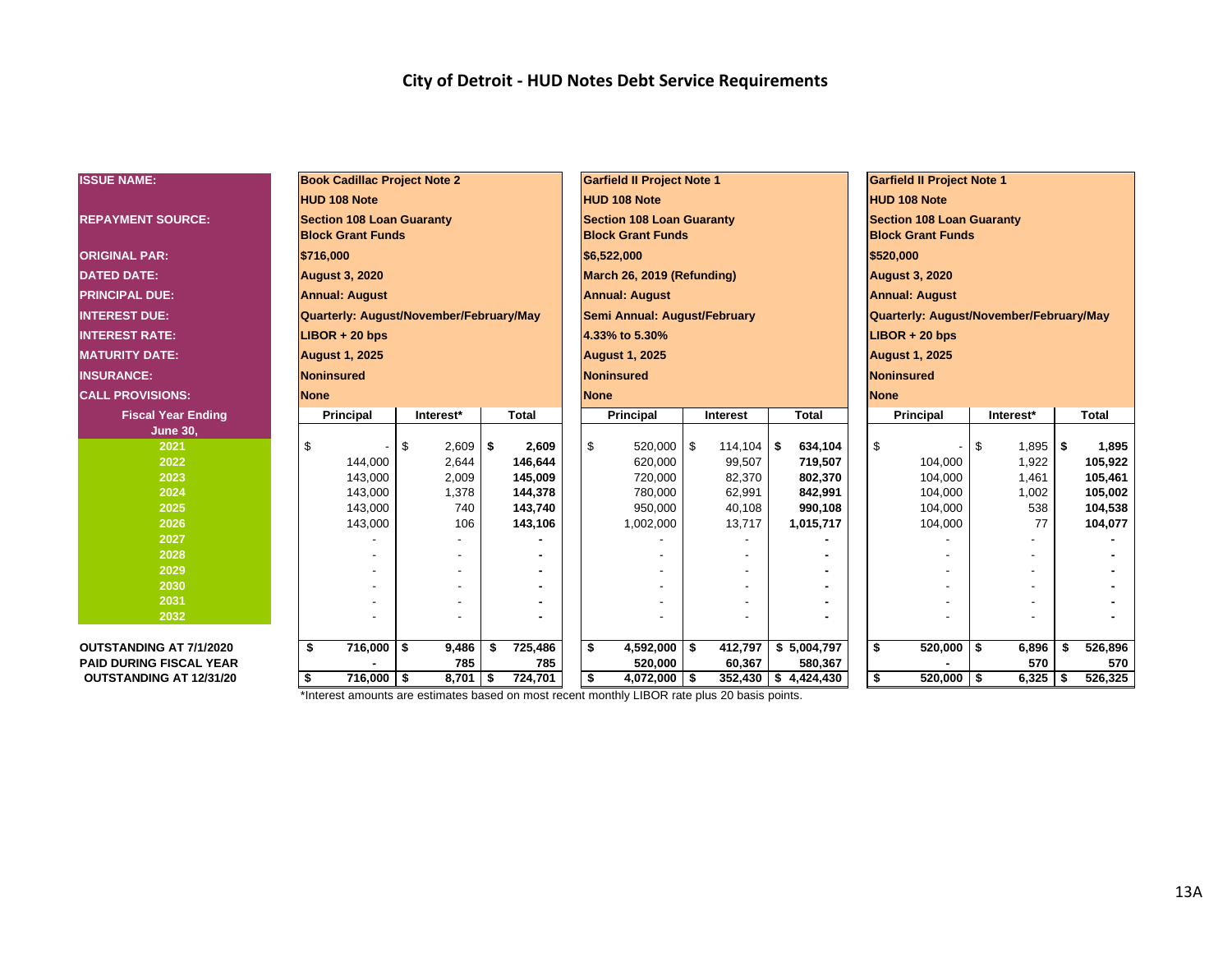# City of Detroit - HUD Notes Debt Service Requirements

| ISSUE NAME: | Book Cadillac Project Note 2 | | | Garfield II Project Note 1 | | | Garfield II Project Note 1 | | |
|---|---|---|---|---|---|---|---|---|---|
| | HUD 108 Note | | | HUD 108 Note | | | HUD 108 Note | | |
| REPAYMENT SOURCE: | Section 108 Loan Guaranty Block Grant Funds | | | Section 108 Loan Guaranty Block Grant Funds | | | Section 108 Loan Guaranty Block Grant Funds | | |
| ORIGINAL PAR: | $716,000 | | | $6,522,000 | | | $520,000 | | |
| DATED DATE: | August 3, 2020 | | | March 26, 2019 (Refunding) | | | August 3, 2020 | | |
| PRINCIPAL DUE: | Annual: August | | | Annual: August | | | Annual: August | | |
| INTEREST DUE: | Quarterly: August/November/February/May | | | Semi Annual: August/February | | | Quarterly: August/November/February/May | | |
| INTEREST RATE: | LIBOR + 20 bps | | | 4.33% to 5.30% | | | LIBOR + 20 bps | | |
| MATURITY DATE: | August 1, 2025 | | | August 1, 2025 | | | August 1, 2025 | | |
| INSURANCE: | Noninsured | | | Noninsured | | | Noninsured | | |
| CALL PROVISIONS: | None | | | None | | | None | | |
| **Fiscal Year Ending June 30,** | **Principal** | **Interest*** | **Total** | **Principal** | **Interest** | **Total** | **Principal** | **Interest*** | **Total** |
| 2021 | $ - | $ 2,609 | $ 2,609 | $ 520,000 | $ 114,104 | $ 634,104 | $ - | $ 1,895 | $ 1,895 |
| 2022 | 144,000 | 2,644 | 146,644 | 620,000 | 99,507 | 719,507 | 104,000 | 1,922 | 105,922 |
| 2023 | 143,000 | 2,009 | 145,009 | 720,000 | 82,370 | 802,370 | 104,000 | 1,461 | 105,461 |
| 2024 | 143,000 | 1,378 | 144,378 | 780,000 | 62,991 | 842,991 | 104,000 | 1,002 | 105,002 |
| 2025 | 143,000 | 740 | 143,740 | 950,000 | 40,108 | 990,108 | 104,000 | 538 | 104,538 |
| 2026 | 143,000 | 106 | 143,106 | 1,002,000 | 13,717 | 1,015,717 | 104,000 | 77 | 104,077 |
| 2027 | - | - | - | - | - | - | - | - | - |
| 2028 | - | - | - | - | - | - | - | - | - |
| 2029 | - | - | - | - | - | - | - | - | - |
| 2030 | - | - | - | - | - | - | - | - | - |
| 2031 | - | - | - | - | - | - | - | - | - |
| 2032 | - | - | - | - | - | - | - | - | - |
| **OUTSTANDING AT 7/1/2020** | **$ 716,000** | **$ 9,486** | **$ 725,486** | **$ 4,592,000** | **$ 412,797** | **$ 5,004,797** | **$ 520,000** | **$ 6,896** | **$ 526,896** |
| **PAID DURING FISCAL YEAR** | **-** | **785** | **785** | **520,000** | **60,367** | **580,367** | **-** | **570** | **570** |
| **OUTSTANDING AT 12/31/20** | **$ 716,000** | **$ 8,701** | **$ 724,701** | **$ 4,072,000** | **$ 352,430** | **$ 4,424,430** | **$ 520,000** | **$ 6,325** | **$ 526,325** |

*Interest amounts are estimates based on most recent monthly LIBOR rate plus 20 basis points.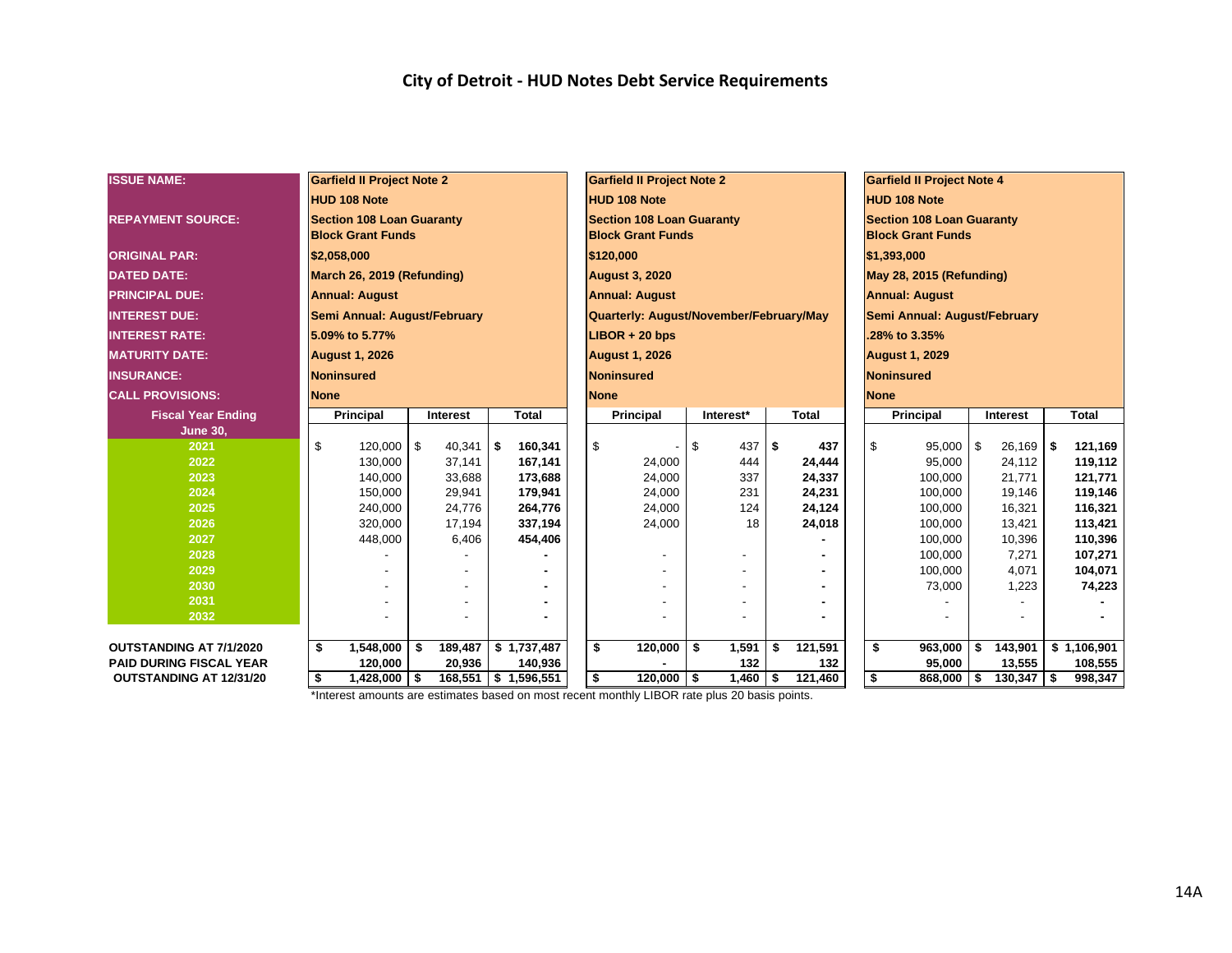# City of Detroit - HUD Notes Debt Service Requirements

| ISSUE NAME: | Garfield II Project Note 2 | | | Garfield II Project Note 2 | | | Garfield II Project Note 4 | | |
|---|---|---|---|---|---|---|---|---|---|
| | HUD 108 Note | | | HUD 108 Note | | | HUD 108 Note | | |
| REPAYMENT SOURCE: | Section 108 Loan Guaranty Block Grant Funds | | | Section 108 Loan Guaranty Block Grant Funds | | | Section 108 Loan Guaranty Block Grant Funds | | |
| ORIGINAL PAR: | $2,058,000 | | | $120,000 | | | $1,393,000 | | |
| DATED DATE: | March 26, 2019 (Refunding) | | | August 3, 2020 | | | May 28, 2015 (Refunding) | | |
| PRINCIPAL DUE: | Annual: August | | | Annual: August | | | Annual: August | | |
| INTEREST DUE: | Semi Annual: August/February | | | Quarterly: August/November/February/May | | | Semi Annual: August/February | | |
| INTEREST RATE: | 5.09% to 5.77% | | | LIBOR + 20 bps | | | .28% to 3.35% | | |
| MATURITY DATE: | August 1, 2026 | | | August 1, 2026 | | | August 1, 2029 | | |
| INSURANCE: | Noninsured | | | Noninsured | | | Noninsured | | |
| CALL PROVISIONS: | None | | | None | | | None | | |
| **Fiscal Year Ending June 30,** | **Principal** | **Interest** | **Total** | **Principal** | **Interest*** | **Total** | **Principal** | **Interest** | **Total** |
| 2021 | $ 120,000 | $ 40,341 | $ 160,341 | $ - | $ 437 | $ 437 | $ 95,000 | $ 26,169 | $ 121,169 |
| 2022 | 130,000 | 37,141 | 167,141 | 24,000 | 444 | 24,444 | 95,000 | 24,112 | 119,112 |
| 2023 | 140,000 | 33,688 | 173,688 | 24,000 | 337 | 24,337 | 100,000 | 21,771 | 121,771 |
| 2024 | 150,000 | 29,941 | 179,941 | 24,000 | 231 | 24,231 | 100,000 | 19,146 | 119,146 |
| 2025 | 240,000 | 24,776 | 264,776 | 24,000 | 124 | 24,124 | 100,000 | 16,321 | 116,321 |
| 2026 | 320,000 | 17,194 | 337,194 | 24,000 | 18 | 24,018 | 100,000 | 13,421 | 113,421 |
| 2027 | 448,000 | 6,406 | 454,406 | | | - | 100,000 | 10,396 | 110,396 |
| 2028 | - | - | - | - | - | - | 100,000 | 7,271 | 107,271 |
| 2029 | - | - | - | - | - | - | 100,000 | 4,071 | 104,071 |
| 2030 | - | - | - | - | - | - | 73,000 | 1,223 | 74,223 |
| 2031 | - | - | - | - | - | - | - | - | - |
| 2032 | - | - | - | - | - | - | - | - | - |
| **OUTSTANDING AT 7/1/2020** | $ 1,548,000 | $ 189,487 | $ 1,737,487 | $ 120,000 | $ 1,591 | $ 121,591 | $ 963,000 | $ 143,901 | $ 1,106,901 |
| **PAID DURING FISCAL YEAR** | 120,000 | 20,936 | 140,936 | - | 132 | 132 | 95,000 | 13,555 | 108,555 |
| **OUTSTANDING AT 12/31/20** | $ 1,428,000 | $ 168,551 | $ 1,596,551 | $ 120,000 | $ 1,460 | $ 121,460 | $ 868,000 | $ 130,347 | $ 998,347 |

*Interest amounts are estimates based on most recent monthly LIBOR rate plus 20 basis points.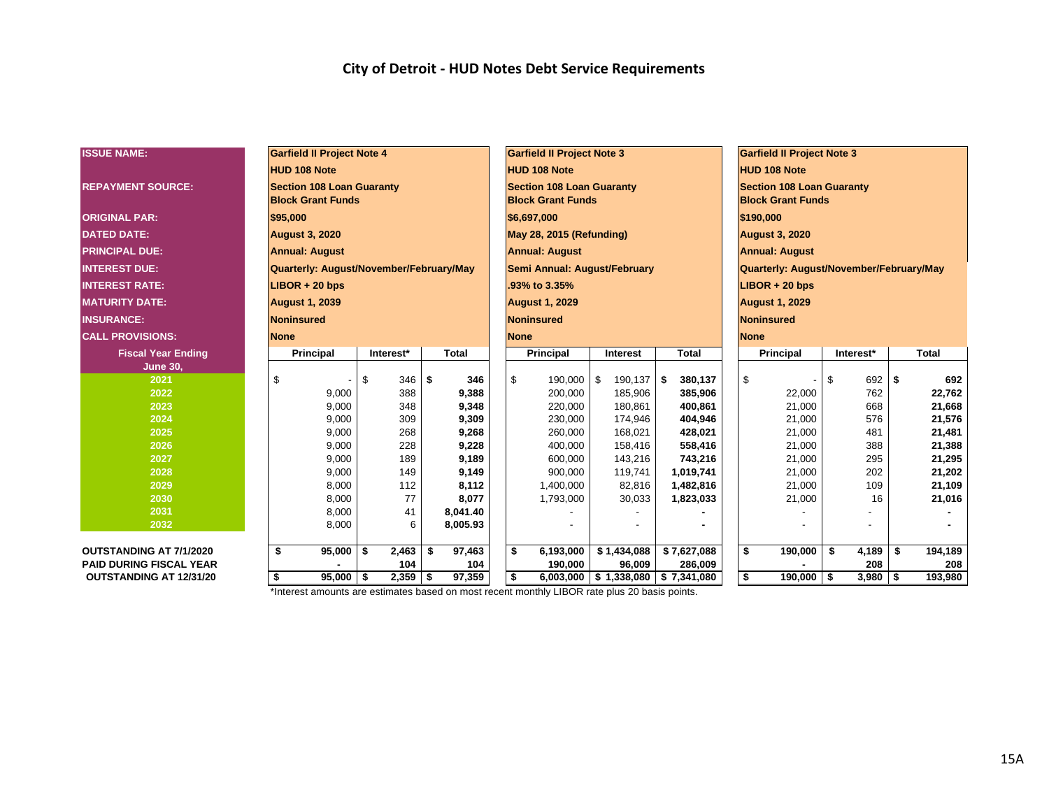# City of Detroit - HUD Notes Debt Service Requirements

| ISSUE NAME: | Garfield II Project Note 4 | | | Garfield II Project Note 3 | | | Garfield II Project Note 3 | | |
|---|---|---|---|---|---|---|---|---|---|
| | HUD 108 Note | | | HUD 108 Note | | | HUD 108 Note | | |
| REPAYMENT SOURCE: | Section 108 Loan Guaranty Block Grant Funds | | | Section 108 Loan Guaranty Block Grant Funds | | | Section 108 Loan Guaranty Block Grant Funds | | |
| ORIGINAL PAR: | $95,000 | | | $6,697,000 | | | $190,000 | | |
| DATED DATE: | August 3, 2020 | | | May 28, 2015 (Refunding) | | | August 3, 2020 | | |
| PRINCIPAL DUE: | Annual: August | | | Annual: August | | | Annual: August | | |
| INTEREST DUE: | Quarterly: August/November/February/May | | | Semi Annual: August/February | | | Quarterly: August/November/February/May | | |
| INTEREST RATE: | LIBOR + 20 bps | | | .93% to 3.35% | | | LIBOR + 20 bps | | |
| MATURITY DATE: | August 1, 2039 | | | August 1, 2029 | | | August 1, 2029 | | |
| INSURANCE: | Noninsured | | | Noninsured | | | Noninsured | | |
| CALL PROVISIONS: | None | | | None | | | None | | |
| **Fiscal Year Ending June 30,** | **Principal** | **Interest*** | **Total** | **Principal** | **Interest** | **Total** | **Principal** | **Interest*** | **Total** |
| 2021 | $ - | $ 346 | $ 346 | $ 190,000 | $ 190,137 | $ 380,137 | $ - | $ 692 | $ 692 |
| 2022 | 9,000 | 388 | 9,388 | 200,000 | 185,906 | 385,906 | 22,000 | 762 | 22,762 |
| 2023 | 9,000 | 348 | 9,348 | 220,000 | 180,861 | 400,861 | 21,000 | 668 | 21,668 |
| 2024 | 9,000 | 309 | 9,309 | 230,000 | 174,946 | 404,946 | 21,000 | 576 | 21,576 |
| 2025 | 9,000 | 268 | 9,268 | 260,000 | 168,021 | 428,021 | 21,000 | 481 | 21,481 |
| 2026 | 9,000 | 228 | 9,228 | 400,000 | 158,416 | 558,416 | 21,000 | 388 | 21,388 |
| 2027 | 9,000 | 189 | 9,189 | 600,000 | 143,216 | 743,216 | 21,000 | 295 | 21,295 |
| 2028 | 9,000 | 149 | 9,149 | 900,000 | 119,741 | 1,019,741 | 21,000 | 202 | 21,202 |
| 2029 | 8,000 | 112 | 8,112 | 1,400,000 | 82,816 | 1,482,816 | 21,000 | 109 | 21,109 |
| 2030 | 8,000 | 77 | 8,077 | 1,793,000 | 30,033 | 1,823,033 | 21,000 | 16 | 21,016 |
| 2031 | 8,000 | 41 | 8,041.40 | - | - | - | - | - | - |
| 2032 | 8,000 | 6 | 8,005.93 | - | - | - | - | - | - |
| **OUTSTANDING AT 7/1/2020** | $ 95,000 | $ 2,463 | $ 97,463 | $ 6,193,000 | $ 1,434,088 | $ 7,627,088 | $ 190,000 | $ 4,189 | $ 194,189 |
| **PAID DURING FISCAL YEAR** | - | 104 | 104 | 190,000 | 96,009 | 286,009 | - | 208 | 208 |
| **OUTSTANDING AT 12/31/20** | $ 95,000 | $ 2,359 | $ 97,359 | $ 6,003,000 | $ 1,338,080 | $ 7,341,080 | $ 190,000 | $ 3,980 | $ 193,980 |

*Interest amounts are estimates based on most recent monthly LIBOR rate plus 20 basis points.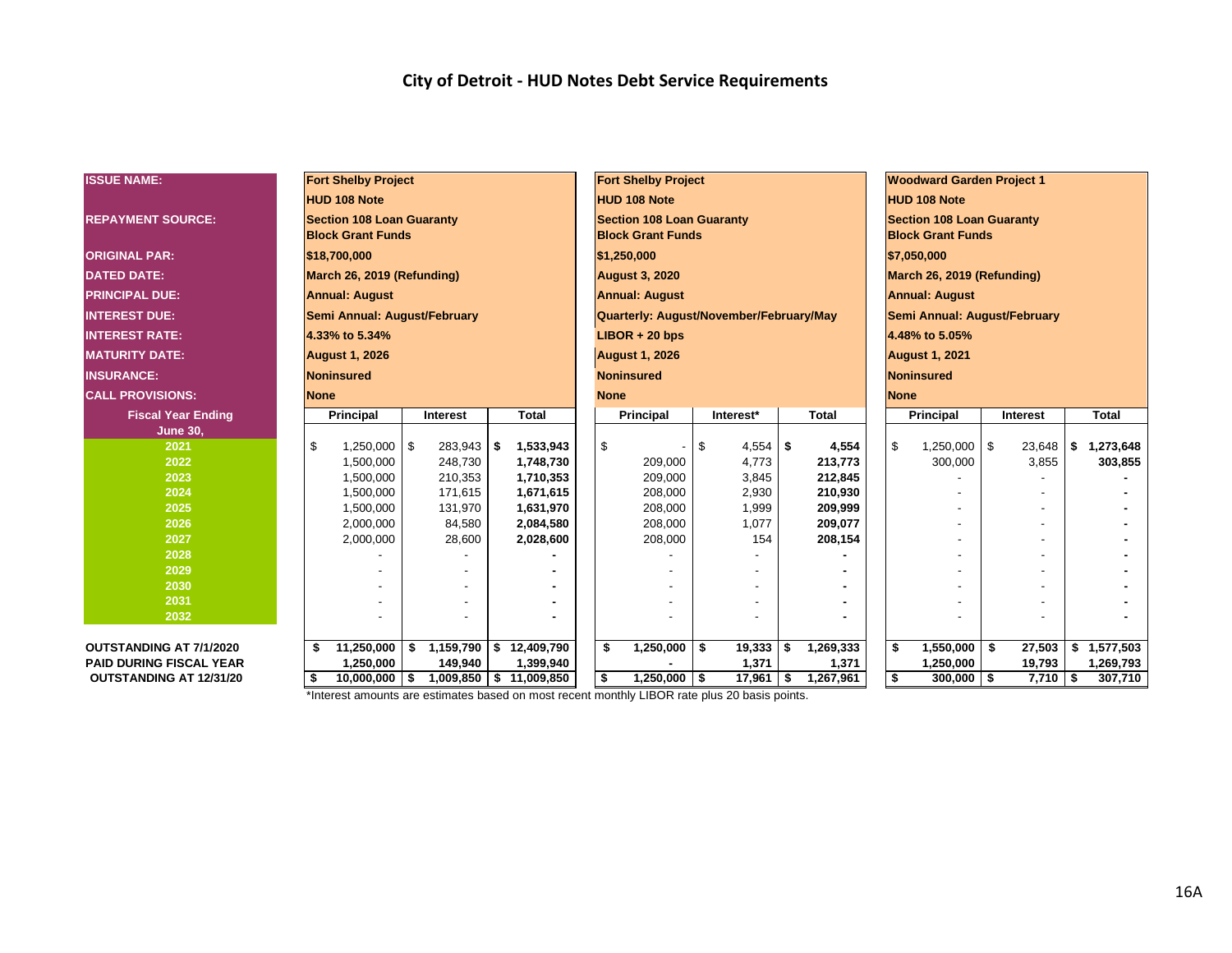# City of Detroit - HUD Notes Debt Service Requirements

| ISSUE NAME: | Fort Shelby Project | | | Fort Shelby Project | | | Woodward Garden Project 1 | | |
|---|---|---|---|---|---|---|---|---|---|
| | HUD 108 Note | | | HUD 108 Note | | | HUD 108 Note | | |
| REPAYMENT SOURCE: | Section 108 Loan Guaranty Block Grant Funds | | | Section 108 Loan Guaranty Block Grant Funds | | | Section 108 Loan Guaranty Block Grant Funds | | |
| ORIGINAL PAR: | $18,700,000 | | | $1,250,000 | | | $7,050,000 | | |
| DATED DATE: | March 26, 2019 (Refunding) | | | August 3, 2020 | | | March 26, 2019 (Refunding) | | |
| PRINCIPAL DUE: | Annual: August | | | Annual: August | | | Annual: August | | |
| INTEREST DUE: | Semi Annual: August/February | | | Quarterly: August/November/February/May | | | Semi Annual: August/February | | |
| INTEREST RATE: | 4.33% to 5.34% | | | LIBOR + 20 bps | | | 4.48% to 5.05% | | |
| MATURITY DATE: | August 1, 2026 | | | August 1, 2026 | | | August 1, 2021 | | |
| INSURANCE: | Noninsured | | | Noninsured | | | Noninsured | | |
| CALL PROVISIONS: | None | | | None | | | None | | |
| Fiscal Year Ending June 30, | Principal | Interest | Total | Principal | Interest* | Total | Principal | Interest | Total |
| 2021 | $ 1,250,000 | $ 283,943 | $ 1,533,943 | $ - | $ 4,554 | $ 4,554 | $ 1,250,000 | $ 23,648 | $ 1,273,648 |
| 2022 | 1,500,000 | 248,730 | 1,748,730 | 209,000 | 4,773 | 213,773 | 300,000 | 3,855 | 303,855 |
| 2023 | 1,500,000 | 210,353 | 1,710,353 | 209,000 | 3,845 | 212,845 | - | - | - |
| 2024 | 1,500,000 | 171,615 | 1,671,615 | 208,000 | 2,930 | 210,930 | - | - | - |
| 2025 | 1,500,000 | 131,970 | 1,631,970 | 208,000 | 1,999 | 209,999 | - | - | - |
| 2026 | 2,000,000 | 84,580 | 2,084,580 | 208,000 | 1,077 | 209,077 | - | - | - |
| 2027 | 2,000,000 | 28,600 | 2,028,600 | 208,000 | 154 | 208,154 | - | - | - |
| 2028 | - | - | - | - | - | - | - | - | - |
| 2029 | - | - | - | - | - | - | - | - | - |
| 2030 | - | - | - | - | - | - | - | - | - |
| 2031 | - | - | - | - | - | - | - | - | - |
| 2032 | - | - | - | - | - | - | - | - | - |
| OUTSTANDING AT 7/1/2020 | $ 11,250,000 | $ 1,159,790 | $ 12,409,790 | $ 1,250,000 | $ 19,333 | $ 1,269,333 | $ 1,550,000 | $ 27,503 | $ 1,577,503 |
| PAID DURING FISCAL YEAR | 1,250,000 | 149,940 | 1,399,940 | - | 1,371 | 1,371 | 1,250,000 | 19,793 | 1,269,793 |
| OUTSTANDING AT 12/31/20 | $ 10,000,000 | $ 1,009,850 | $ 11,009,850 | $ 1,250,000 | $ 17,961 | $ 1,267,961 | $ 300,000 | $ 7,710 | $ 307,710 |

*Interest amounts are estimates based on most recent monthly LIBOR rate plus 20 basis points.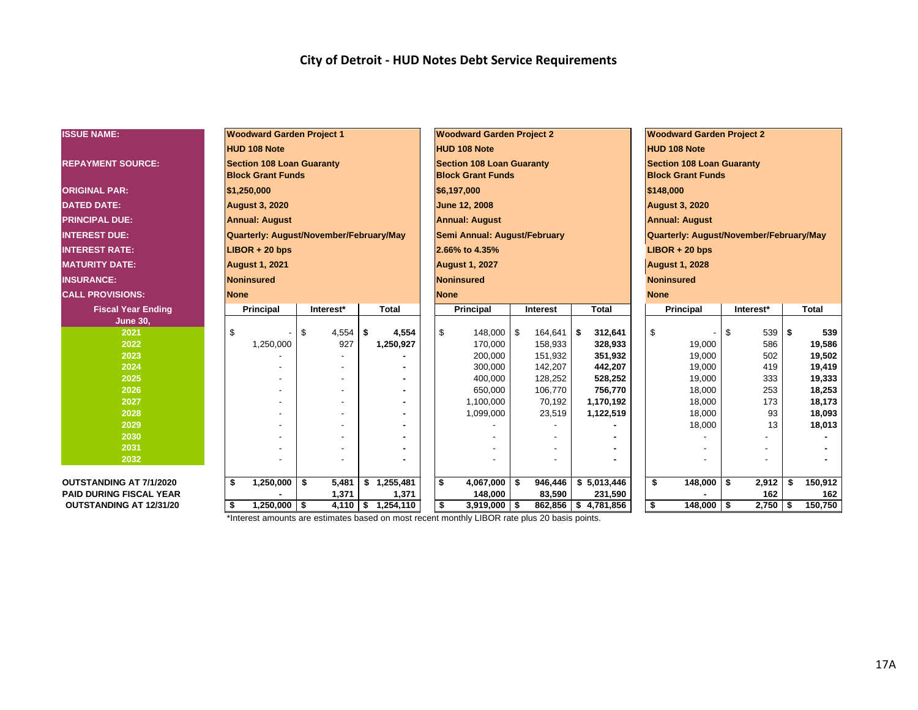## City of Detroit - HUD Notes Debt Service Requirements

| ISSUE NAME: | Woodward Garden Project 1 | | | Woodward Garden Project 2 | | | Woodward Garden Project 2 | | |
|---|---|---|---|---|---|---|---|---|---|
| | HUD 108 Note | | | HUD 108 Note | | | HUD 108 Note | | |
| REPAYMENT SOURCE: | Section 108 Loan Guaranty Block Grant Funds | | | Section 108 Loan Guaranty Block Grant Funds | | | Section 108 Loan Guaranty Block Grant Funds | | |
| ORIGINAL PAR: | $1,250,000 | | | $6,197,000 | | | $148,000 | | |
| DATED DATE: | August 3, 2020 | | | June 12, 2008 | | | August 3, 2020 | | |
| PRINCIPAL DUE: | Annual: August | | | Annual: August | | | Annual: August | | |
| INTEREST DUE: | Quarterly: August/November/February/May | | | Semi Annual: August/February | | | Quarterly: August/November/February/May | | |
| INTEREST RATE: | LIBOR + 20 bps | | | 2.66% to 4.35% | | | LIBOR + 20 bps | | |
| MATURITY DATE: | August 1, 2021 | | | August 1, 2027 | | | August 1, 2028 | | |
| INSURANCE: | Noninsured | | | Noninsured | | | Noninsured | | |
| CALL PROVISIONS: | None | | | None | | | None | | |
| **Fiscal Year Ending June 30,** | **Principal** | **Interest*** | **Total** | **Principal** | **Interest** | **Total** | **Principal** | **Interest*** | **Total** |
| 2021 | $ - | $ 4,554 | $ 4,554 | $ 148,000 | $ 164,641 | $ 312,641 | $ - | $ 539 | $ 539 |
| 2022 | 1,250,000 | 927 | 1,250,927 | 170,000 | 158,933 | 328,933 | 19,000 | 586 | 19,586 |
| 2023 | - | - | - | 200,000 | 151,932 | 351,932 | 19,000 | 502 | 19,502 |
| 2024 | - | - | - | 300,000 | 142,207 | 442,207 | 19,000 | 419 | 19,419 |
| 2025 | - | - | - | 400,000 | 128,252 | 528,252 | 19,000 | 333 | 19,333 |
| 2026 | - | - | - | 650,000 | 106,770 | 756,770 | 18,000 | 253 | 18,253 |
| 2027 | - | - | - | 1,100,000 | 70,192 | 1,170,192 | 18,000 | 173 | 18,173 |
| 2028 | - | - | - | 1,099,000 | 23,519 | 1,122,519 | 18,000 | 93 | 18,093 |
| 2029 | - | - | - | - | - | - | 18,000 | 13 | 18,013 |
| 2030 | - | - | - | - | - | - | - | - | - |
| 2031 | - | - | - | - | - | - | - | - | - |
| 2032 | - | - | - | - | - | - | - | - | - |
| **OUTSTANDING AT 7/1/2020** | **$ 1,250,000** | **$ 5,481** | **$ 1,255,481** | **$ 4,067,000** | **$ 946,446** | **$ 5,013,446** | **$ 148,000** | **$ 2,912** | **$ 150,912** |
| **PAID DURING FISCAL YEAR** | **-** | **1,371** | **1,371** | **148,000** | **83,590** | **231,590** | **-** | **162** | **162** |
| **OUTSTANDING AT 12/31/20** | **$ 1,250,000** | **$ 4,110** | **$ 1,254,110** | **$ 3,919,000** | **$ 862,856** | **$ 4,781,856** | **$ 148,000** | **$ 2,750** | **$ 150,750** |

*Interest amounts are estimates based on most recent monthly LIBOR rate plus 20 basis points.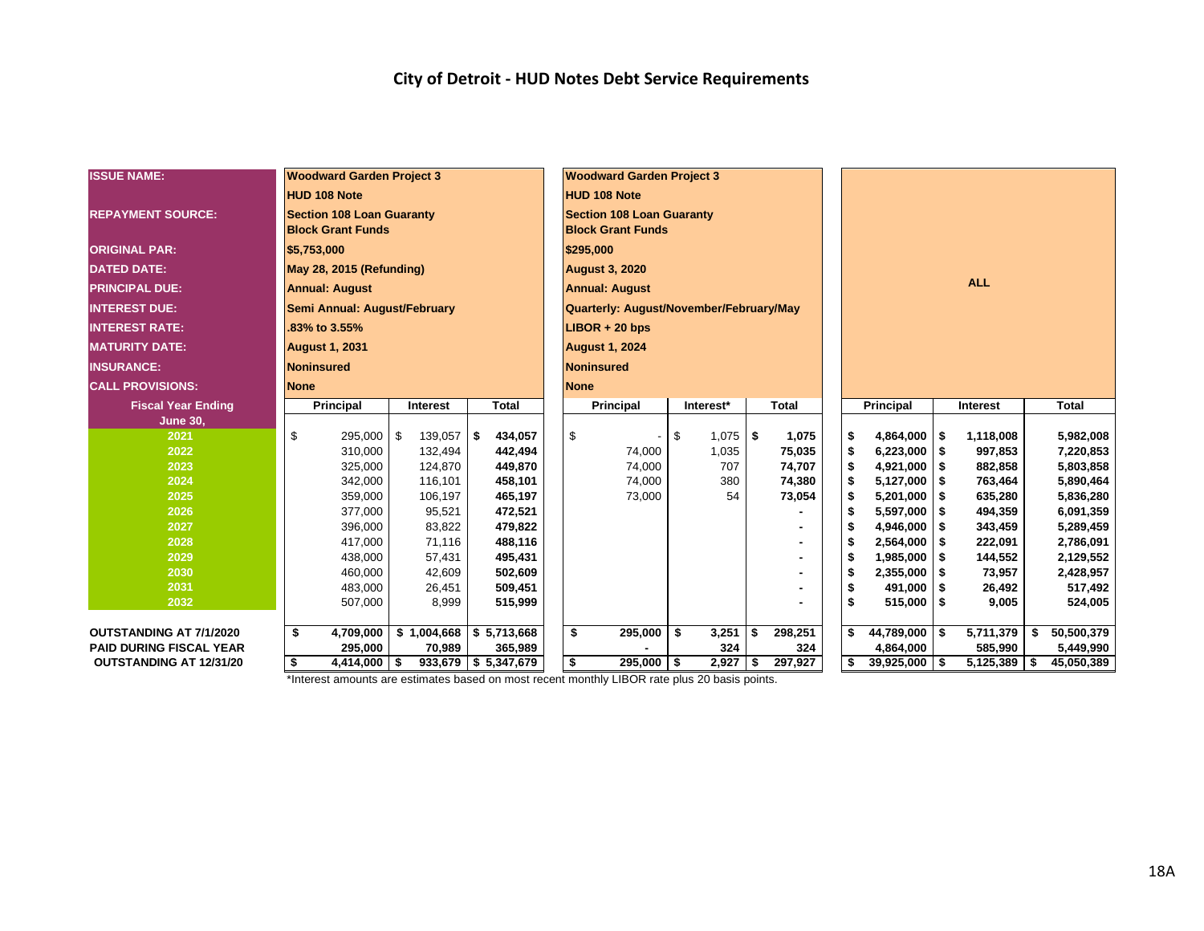# City of Detroit - HUD Notes Debt Service Requirements

| ISSUE NAME: | Woodward Garden Project 3 HUD 108 Note | | | Woodward Garden Project 3 HUD 108 Note | | | ALL | | |
|---|---|---|---|---|---|---|---|---|---|
| REPAYMENT SOURCE: | Section 108 Loan Guaranty Block Grant Funds | | | Section 108 Loan Guaranty Block Grant Funds | | | | | |
| ORIGINAL PAR: | $5,753,000 | | | $295,000 | | | | | |
| DATED DATE: | May 28, 2015 (Refunding) | | | August 3, 2020 | | | | | |
| PRINCIPAL DUE: | Annual: August | | | Annual: August | | | | | |
| INTEREST DUE: | Semi Annual: August/February | | | Quarterly: August/November/February/May | | | | | |
| INTEREST RATE: | .83% to 3.55% | | | LIBOR + 20 bps | | | | | |
| MATURITY DATE: | August 1, 2031 | | | August 1, 2024 | | | | | |
| INSURANCE: | Noninsured | | | Noninsured | | | | | |
| CALL PROVISIONS: | None | | | None | | | | | |
| **Fiscal Year Ending June 30,** | **Principal** | **Interest** | **Total** | **Principal** | **Interest*** | **Total** | **Principal** | **Interest** | **Total** |
| 2021 | $ 295,000 | $ 139,057 | $ 434,057 | $ - | $ 1,075 | $ 1,075 | $ 4,864,000 | $ 1,118,008 | 5,982,008 |
| 2022 | 310,000 | 132,494 | 442,494 | 74,000 | 1,035 | 75,035 | $ 6,223,000 | $ 997,853 | 7,220,853 |
| 2023 | 325,000 | 124,870 | 449,870 | 74,000 | 707 | 74,707 | $ 4,921,000 | $ 882,858 | 5,803,858 |
| 2024 | 342,000 | 116,101 | 458,101 | 74,000 | 380 | 74,380 | $ 5,127,000 | $ 763,464 | 5,890,464 |
| 2025 | 359,000 | 106,197 | 465,197 | 73,000 | 54 | 73,054 | $ 5,201,000 | $ 635,280 | 5,836,280 |
| 2026 | 377,000 | 95,521 | 472,521 | | | - | $ 5,597,000 | $ 494,359 | 6,091,359 |
| 2027 | 396,000 | 83,822 | 479,822 | | | - | $ 4,946,000 | $ 343,459 | 5,289,459 |
| 2028 | 417,000 | 71,116 | 488,116 | | | - | $ 2,564,000 | $ 222,091 | 2,786,091 |
| 2029 | 438,000 | 57,431 | 495,431 | | | - | $ 1,985,000 | $ 144,552 | 2,129,552 |
| 2030 | 460,000 | 42,609 | 502,609 | | | - | $ 2,355,000 | $ 73,957 | 2,428,957 |
| 2031 | 483,000 | 26,451 | 509,451 | | | - | $ 491,000 | $ 26,492 | 517,492 |
| 2032 | 507,000 | 8,999 | 515,999 | | | - | $ 515,000 | $ 9,005 | 524,005 |
| **OUTSTANDING AT 7/1/2020** | $ 4,709,000 | $ 1,004,668 | $ 5,713,668 | $ 295,000 | $ 3,251 | $ 298,251 | $ 44,789,000 | $ 5,711,379 | $ 50,500,379 |
| **PAID DURING FISCAL YEAR** | 295,000 | 70,989 | 365,989 | - | 324 | 324 | 4,864,000 | 585,990 | 5,449,990 |
| **OUTSTANDING AT 12/31/20** | $ 4,414,000 | $ 933,679 | $ 5,347,679 | $ 295,000 | $ 2,927 | $ 297,927 | $ 39,925,000 | $ 5,125,389 | $ 45,050,389 |

*Interest amounts are estimates based on most recent monthly LIBOR rate plus 20 basis points.

18A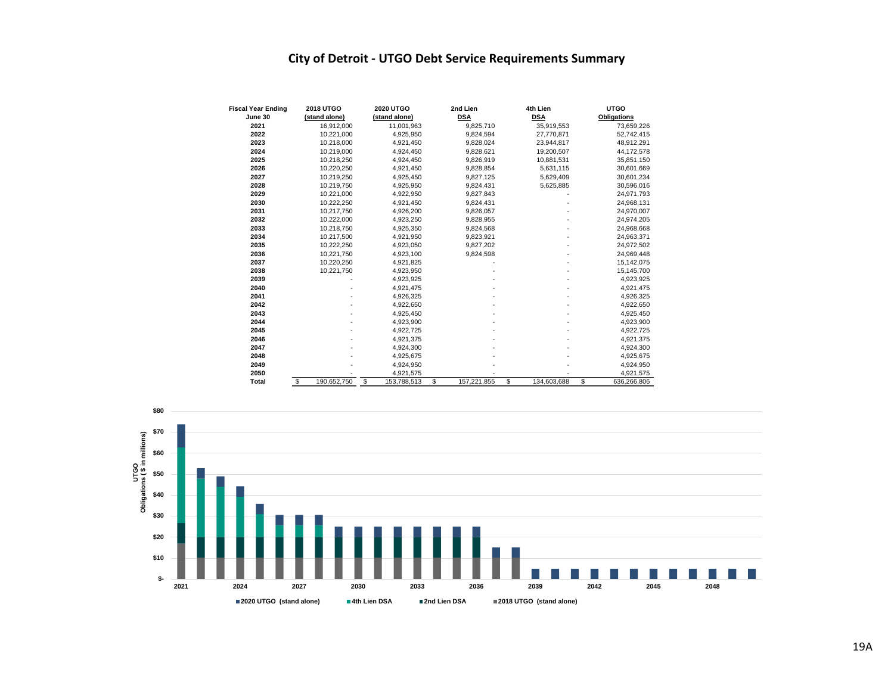# City of Detroit - UTGO Debt Service Requirements Summary

| Fiscal Year Ending June 30 | 2018 UTGO (stand alone) | 2020 UTGO (stand alone) | 2nd Lien DSA | 4th Lien DSA | UTGO Obligations |
|---|---|---|---|---|---|
| 2021 | 16,912,000 | 11,001,963 | 9,825,710 | 35,919,553 | 73,659,226 |
| 2022 | 10,221,000 | 4,925,950 | 9,824,594 | 27,770,871 | 52,742,415 |
| 2023 | 10,218,000 | 4,921,450 | 9,828,024 | 23,944,817 | 48,912,291 |
| 2024 | 10,219,000 | 4,924,450 | 9,828,621 | 19,200,507 | 44,172,578 |
| 2025 | 10,218,250 | 4,924,450 | 9,826,919 | 10,881,531 | 35,851,150 |
| 2026 | 10,220,250 | 4,921,450 | 9,828,854 | 5,631,115 | 30,601,669 |
| 2027 | 10,219,250 | 4,925,450 | 9,827,125 | 5,629,409 | 30,601,234 |
| 2028 | 10,219,750 | 4,925,950 | 9,824,431 | 5,625,885 | 30,596,016 |
| 2029 | 10,221,000 | 4,922,950 | 9,827,843 | - | 24,971,793 |
| 2030 | 10,222,250 | 4,921,450 | 9,824,431 | - | 24,968,131 |
| 2031 | 10,217,750 | 4,926,200 | 9,826,057 | - | 24,970,007 |
| 2032 | 10,222,000 | 4,923,250 | 9,828,955 | - | 24,974,205 |
| 2033 | 10,218,750 | 4,925,350 | 9,824,568 | - | 24,968,668 |
| 2034 | 10,217,500 | 4,921,950 | 9,823,921 | - | 24,963,371 |
| 2035 | 10,222,250 | 4,923,050 | 9,827,202 | - | 24,972,502 |
| 2036 | 10,221,750 | 4,923,100 | 9,824,598 | - | 24,969,448 |
| 2037 | 10,220,250 | 4,921,825 | - | - | 15,142,075 |
| 2038 | 10,221,750 | 4,923,950 | - | - | 15,145,700 |
| 2039 | - | 4,923,925 | - | - | 4,923,925 |
| 2040 | - | 4,921,475 | - | - | 4,921,475 |
| 2041 | - | 4,926,325 | - | - | 4,926,325 |
| 2042 | - | 4,922,650 | - | - | 4,922,650 |
| 2043 | - | 4,925,450 | - | - | 4,925,450 |
| 2044 | - | 4,923,900 | - | - | 4,923,900 |
| 2045 | - | 4,922,725 | - | - | 4,922,725 |
| 2046 | - | 4,921,375 | - | - | 4,921,375 |
| 2047 | - | 4,924,300 | - | - | 4,924,300 |
| 2048 | - | 4,925,675 | - | - | 4,925,675 |
| 2049 | - | 4,924,950 | - | - | 4,924,950 |
| 2050 | - | 4,921,575 | - | - | 4,921,575 |
| **Total** | $ 190,652,750 | $ 153,788,513 | $ 157,221,855 | $ 134,603,688 | $ 636,266,806 |

UTGO Obligations ( $ in millions)

$80 / $70 / $60 / $50 / $40 / $30 / $20 / $10 / $-

2021 2024 2027 2030 2033 2036 2039 2042 2045 2048

■ 2020 UTGO (stand alone) ■ 4th Lien DSA ■ 2nd Lien DSA ■ 2018 UTGO (stand alone)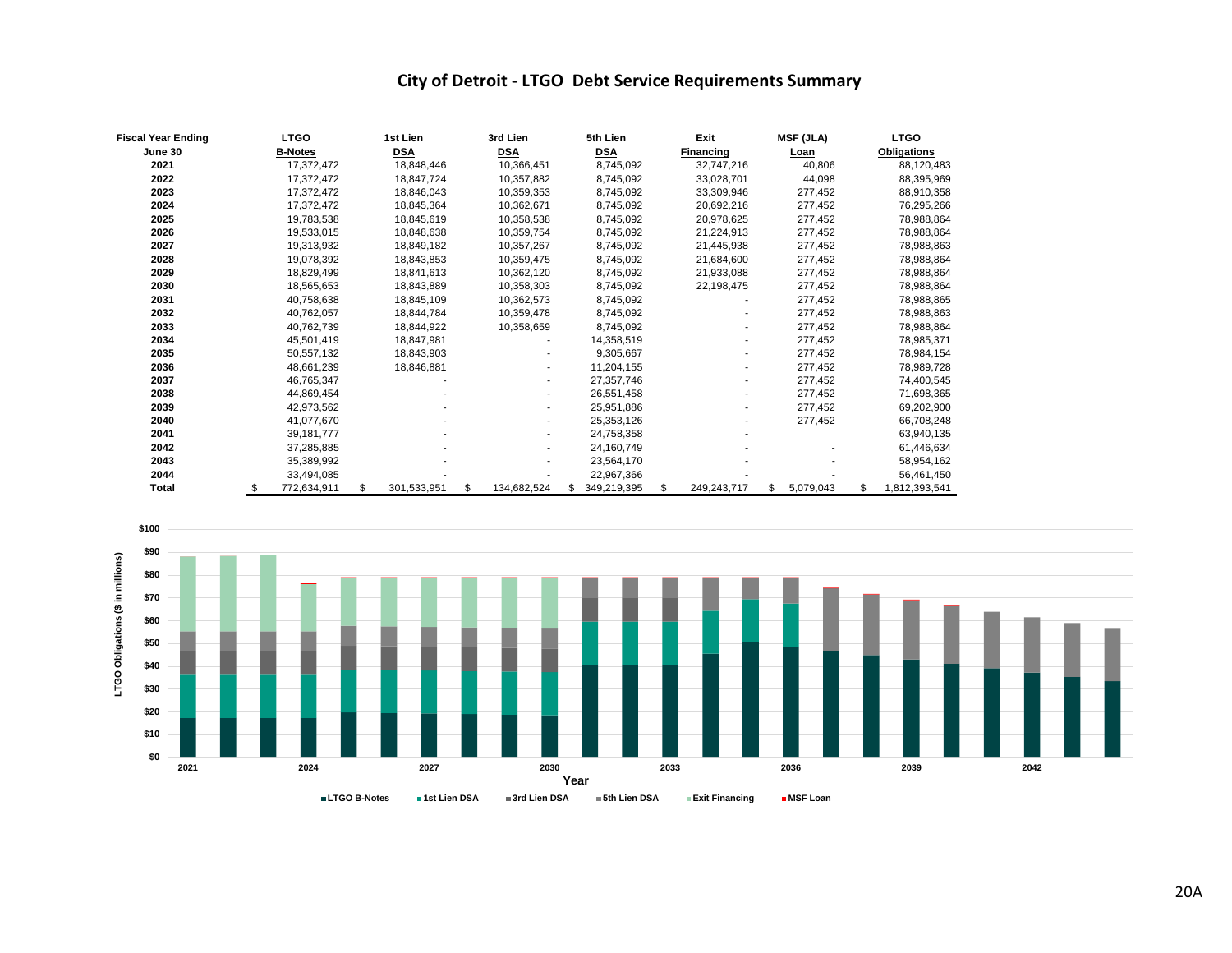# City of Detroit - LTGO Debt Service Requirements Summary

| Fiscal Year Ending June 30 | LTGO B-Notes | 1st Lien DSA | 3rd Lien DSA | 5th Lien DSA | Exit Financing | MSF (JLA) Loan | LTGO Obligations |
|---|---|---|---|---|---|---|---|
| 2021 | 17,372,472 | 18,848,446 | 10,366,451 | 8,745,092 | 32,747,216 | 40,806 | 88,120,483 |
| 2022 | 17,372,472 | 18,847,724 | 10,357,882 | 8,745,092 | 33,028,701 | 44,098 | 88,395,969 |
| 2023 | 17,372,472 | 18,846,043 | 10,359,353 | 8,745,092 | 33,309,946 | 277,452 | 88,910,358 |
| 2024 | 17,372,472 | 18,845,364 | 10,362,671 | 8,745,092 | 20,692,216 | 277,452 | 76,295,266 |
| 2025 | 19,783,538 | 18,845,619 | 10,358,538 | 8,745,092 | 20,978,625 | 277,452 | 78,988,864 |
| 2026 | 19,533,015 | 18,848,638 | 10,359,754 | 8,745,092 | 21,224,913 | 277,452 | 78,988,864 |
| 2027 | 19,313,932 | 18,849,182 | 10,357,267 | 8,745,092 | 21,445,938 | 277,452 | 78,988,863 |
| 2028 | 19,078,392 | 18,843,853 | 10,359,475 | 8,745,092 | 21,684,600 | 277,452 | 78,988,864 |
| 2029 | 18,829,499 | 18,841,613 | 10,362,120 | 8,745,092 | 21,933,088 | 277,452 | 78,988,864 |
| 2030 | 18,565,653 | 18,843,889 | 10,358,303 | 8,745,092 | 22,198,475 | 277,452 | 78,988,864 |
| 2031 | 40,758,638 | 18,845,109 | 10,362,573 | 8,745,092 | - | 277,452 | 78,988,865 |
| 2032 | 40,762,057 | 18,844,784 | 10,359,478 | 8,745,092 | - | 277,452 | 78,988,863 |
| 2033 | 40,762,739 | 18,844,922 | 10,358,659 | 8,745,092 | - | 277,452 | 78,988,864 |
| 2034 | 45,501,419 | 18,847,981 | - | 14,358,519 | - | 277,452 | 78,985,371 |
| 2035 | 50,557,132 | 18,843,903 | - | 9,305,667 | - | 277,452 | 78,984,154 |
| 2036 | 48,661,239 | 18,846,881 | - | 11,204,155 | - | 277,452 | 78,989,728 |
| 2037 | 46,765,347 | - | - | 27,357,746 | - | 277,452 | 74,400,545 |
| 2038 | 44,869,454 | - | - | 26,551,458 | - | 277,452 | 71,698,365 |
| 2039 | 42,973,562 | - | - | 25,951,886 | - | 277,452 | 69,202,900 |
| 2040 | 41,077,670 | - | - | 25,353,126 | - | 277,452 | 66,708,248 |
| 2041 | 39,181,777 | - | - | 24,758,358 | - | | 63,940,135 |
| 2042 | 37,285,885 | - | - | 24,160,749 | - | - | 61,446,634 |
| 2043 | 35,389,992 | - | - | 23,564,170 | - | - | 58,954,162 |
| 2044 | 33,494,085 | - | - | 22,967,366 | - | - | 56,461,450 |
| Total | $ 772,634,911 | $ 301,533,951 | $ 134,682,524 | $ 349,219,395 | $ 249,243,717 | $ 5,079,043 | $ 1,812,393,541 |

LTGO Obligations ($ in millions)

$100
$90
$80
$70
$60
$50
$40
$30
$20
$10
$0

2021 2024 2027 2030 2033 2036 2039 2042

Year

LTGO B-Notes ■ 1st Lien DSA ■ 3rd Lien DSA ■ 5th Lien DSA ■ Exit Financing ■ MSF Loan

20A